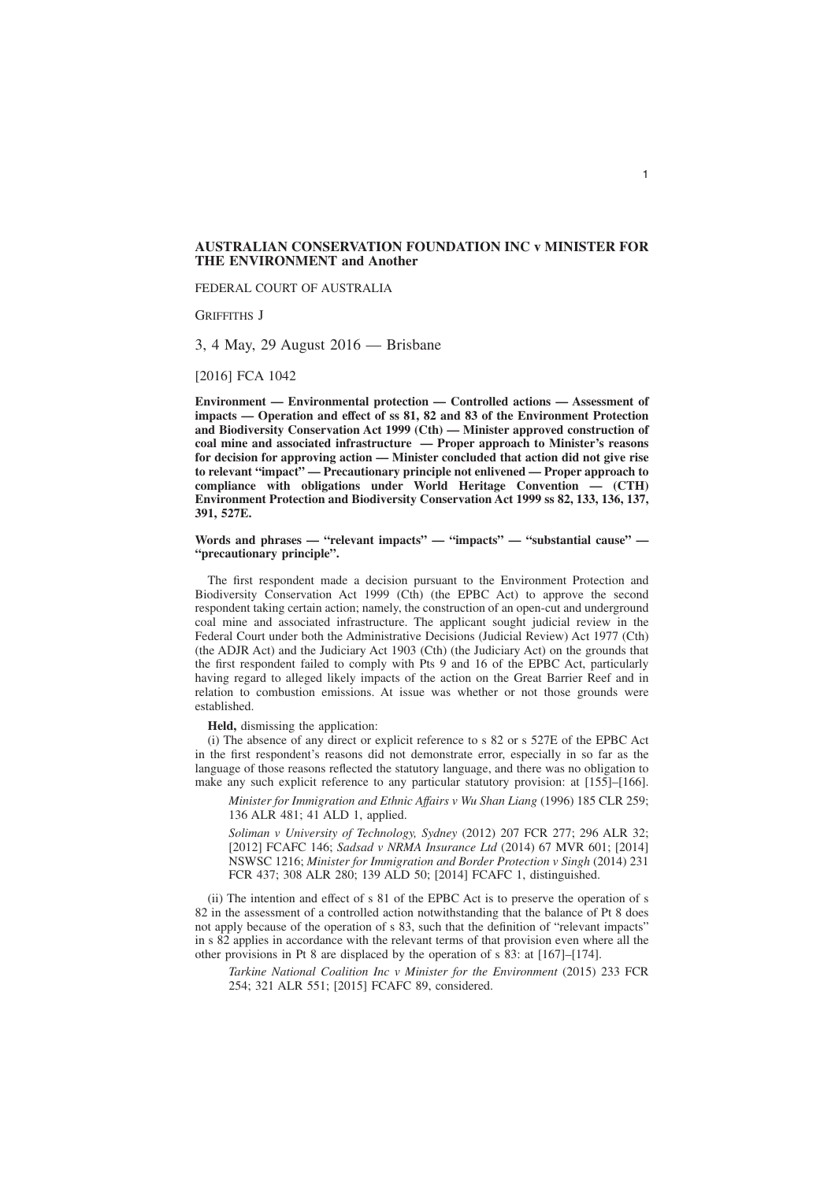# AUSTRALIAN CONSERVATION FOUNDATION INC v MINISTER FOR THE ENVIRONMENT and Another

FEDERAL COURT OF AUSTRALIA

GRIFFITHS J

3, 4 May, 29 August 2016 — Brisbane

[2016] FCA 1042

**Environment — Environmental protection — Controlled actions — Assessment of impacts — Operation and effect of ss 81, 82 and 83 of the Environment Protection and Biodiversity Conservation Act 1999 (Cth) — Minister approved construction of coal mine and associated infrastructure — Proper approach to Minister's reasons for decision for approving action — Minister concluded that action did not give rise to relevant "impact" — Precautionary principle not enlivened — Proper approach to compliance with obligations under World Heritage Convention — (CTH) Environment Protection and Biodiversity Conservation Act 1999 ss 82, 133, 136, 137, 391, 527E.**

**Words and phrases — "relevant impacts" — "impacts" — "substantial cause" — "precautionary principle".**

The first respondent made a decision pursuant to the Environment Protection and Biodiversity Conservation Act 1999 (Cth) (the EPBC Act) to approve the second respondent taking certain action; namely, the construction of an open-cut and underground coal mine and associated infrastructure. The applicant sought judicial review in the Federal Court under both the Administrative Decisions (Judicial Review) Act 1977 (Cth) (the ADJR Act) and the Judiciary Act 1903 (Cth) (the Judiciary Act) on the grounds that the first respondent failed to comply with Pts 9 and 16 of the EPBC Act, particularly having regard to alleged likely impacts of the action on the Great Barrier Reef and in relation to combustion emissions. At issue was whether or not those grounds were established.

**Held,** dismissing the application:

(i) The absence of any direct or explicit reference to s 82 or s 527E of the EPBC Act in the first respondent's reasons did not demonstrate error, especially in so far as the language of those reasons reflected the statutory language, and there was no obligation to make any such explicit reference to any particular statutory provision: at [155]–[166].

> *Minister for Immigration and Ethnic Affairs v Wu Shan Liang* (1996) 185 CLR 259; 136 ALR 481; 41 ALD 1, applied.
>
> *Soliman v University of Technology, Sydney* (2012) 207 FCR 277; 296 ALR 32; [2012] FCAFC 146; *Sadsad v NRMA Insurance Ltd* (2014) 67 MVR 601; [2014] NSWSC 1216; *Minister for Immigration and Border Protection v Singh* (2014) 231 FCR 437; 308 ALR 280; 139 ALD 50; [2014] FCAFC 1, distinguished.

(ii) The intention and effect of s 81 of the EPBC Act is to preserve the operation of s 82 in the assessment of a controlled action notwithstanding that the balance of Pt 8 does not apply because of the operation of s 83, such that the definition of "relevant impacts" in s 82 applies in accordance with the relevant terms of that provision even where all the other provisions in Pt 8 are displaced by the operation of s 83: at [167]–[174].

> *Tarkine National Coalition Inc v Minister for the Environment* (2015) 233 FCR 254; 321 ALR 551; [2015] FCAFC 89, considered.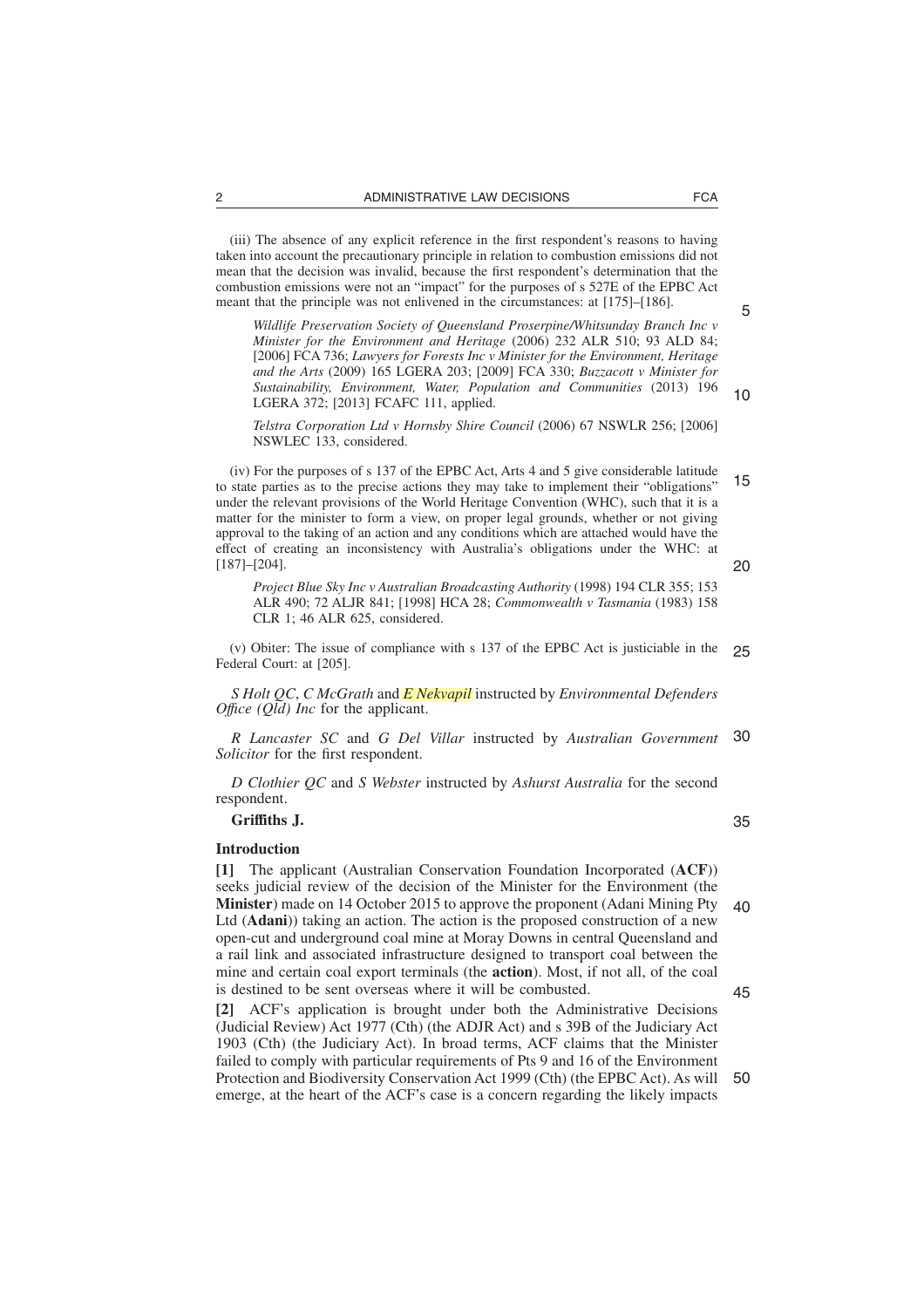(iii) The absence of any explicit reference in the first respondent's reasons to having taken into account the precautionary principle in relation to combustion emissions did not mean that the decision was invalid, because the first respondent's determination that the combustion emissions were not an "impact" for the purposes of s 527E of the EPBC Act meant that the principle was not enlivened in the circumstances: at [175]–[186].

> *Wildlife Preservation Society of Queensland Proserpine/Whitsunday Branch Inc v Minister for the Environment and Heritage* (2006) 232 ALR 510; 93 ALD 84; [2006] FCA 736; *Lawyers for Forests Inc v Minister for the Environment, Heritage and the Arts* (2009) 165 LGERA 203; [2009] FCA 330; *Buzzacott v Minister for Sustainability, Environment, Water, Population and Communities* (2013) 196 LGERA 372; [2013] FCAFC 111, applied.
>
> *Telstra Corporation Ltd v Hornsby Shire Council* (2006) 67 NSWLR 256; [2006] NSWLEC 133, considered.

(iv) For the purposes of s 137 of the EPBC Act, Arts 4 and 5 give considerable latitude to state parties as to the precise actions they may take to implement their "obligations" under the relevant provisions of the World Heritage Convention (WHC), such that it is a matter for the minister to form a view, on proper legal grounds, whether or not giving approval to the taking of an action and any conditions which are attached would have the effect of creating an inconsistency with Australia's obligations under the WHC: at [187]–[204].

> *Project Blue Sky Inc v Australian Broadcasting Authority* (1998) 194 CLR 355; 153 ALR 490; 72 ALJR 841; [1998] HCA 28; *Commonwealth v Tasmania* (1983) 158 CLR 1; 46 ALR 625, considered.

(v) Obiter: The issue of compliance with s 137 of the EPBC Act is justiciable in the Federal Court: at [205].

*S Holt QC*, *C McGrath* and *E Nekvapil* instructed by *Environmental Defenders Office (Qld) Inc* for the applicant.

*R Lancaster SC* and *G Del Villar* instructed by *Australian Government Solicitor* for the first respondent.

*D Clothier QC* and *S Webster* instructed by *Ashurst Australia* for the second respondent.

**Griffiths J.**

## Introduction

**[1]** The applicant (Australian Conservation Foundation Incorporated (**ACF**)) seeks judicial review of the decision of the Minister for the Environment (the **Minister**) made on 14 October 2015 to approve the proponent (Adani Mining Pty Ltd (**Adani**)) taking an action. The action is the proposed construction of a new open-cut and underground coal mine at Moray Downs in central Queensland and a rail link and associated infrastructure designed to transport coal between the mine and certain coal export terminals (the **action**). Most, if not all, of the coal is destined to be sent overseas where it will be combusted.

**[2]** ACF's application is brought under both the Administrative Decisions (Judicial Review) Act 1977 (Cth) (the ADJR Act) and s 39B of the Judiciary Act 1903 (Cth) (the Judiciary Act). In broad terms, ACF claims that the Minister failed to comply with particular requirements of Pts 9 and 16 of the Environment Protection and Biodiversity Conservation Act 1999 (Cth) (the EPBC Act). As will emerge, at the heart of the ACF's case is a concern regarding the likely impacts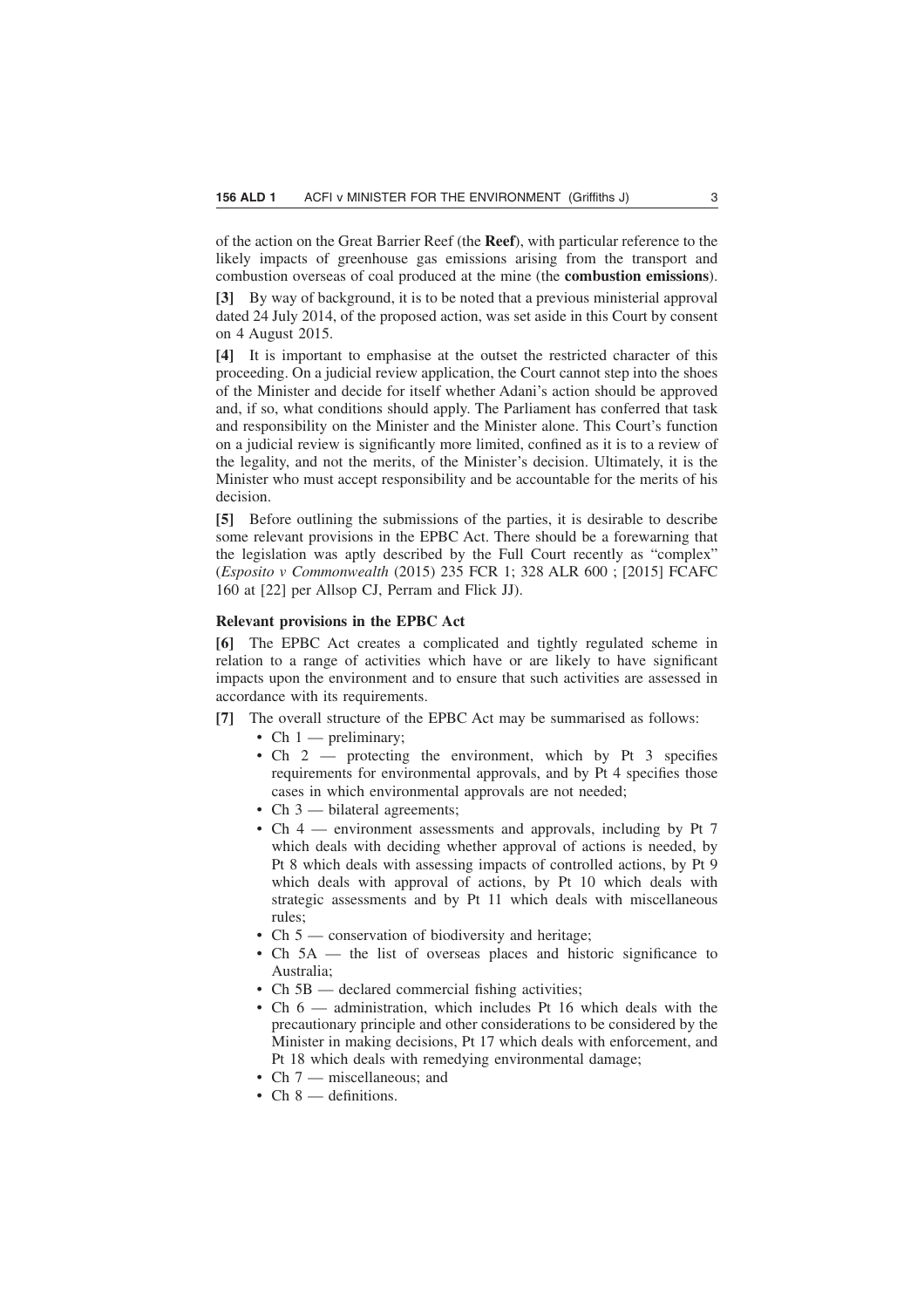of the action on the Great Barrier Reef (the **Reef**), with particular reference to the likely impacts of greenhouse gas emissions arising from the transport and combustion overseas of coal produced at the mine (the **combustion emissions**).

**[3]** By way of background, it is to be noted that a previous ministerial approval dated 24 July 2014, of the proposed action, was set aside in this Court by consent on 4 August 2015.

**[4]** It is important to emphasise at the outset the restricted character of this proceeding. On a judicial review application, the Court cannot step into the shoes of the Minister and decide for itself whether Adani's action should be approved and, if so, what conditions should apply. The Parliament has conferred that task and responsibility on the Minister and the Minister alone. This Court's function on a judicial review is significantly more limited, confined as it is to a review of the legality, and not the merits, of the Minister's decision. Ultimately, it is the Minister who must accept responsibility and be accountable for the merits of his decision.

**[5]** Before outlining the submissions of the parties, it is desirable to describe some relevant provisions in the EPBC Act. There should be a forewarning that the legislation was aptly described by the Full Court recently as "complex" (*Esposito v Commonwealth* (2015) 235 FCR 1; 328 ALR 600 ; [2015] FCAFC 160 at [22] per Allsop CJ, Perram and Flick JJ).

### Relevant provisions in the EPBC Act

**[6]** The EPBC Act creates a complicated and tightly regulated scheme in relation to a range of activities which have or are likely to have significant impacts upon the environment and to ensure that such activities are assessed in accordance with its requirements.

**[7]** The overall structure of the EPBC Act may be summarised as follows:

- Ch 1 — preliminary;
- Ch 2 — protecting the environment, which by Pt 3 specifies requirements for environmental approvals, and by Pt 4 specifies those cases in which environmental approvals are not needed;
- Ch 3 — bilateral agreements;
- Ch 4 — environment assessments and approvals, including by Pt 7 which deals with deciding whether approval of actions is needed, by Pt 8 which deals with assessing impacts of controlled actions, by Pt 9 which deals with approval of actions, by Pt 10 which deals with strategic assessments and by Pt 11 which deals with miscellaneous rules;
- Ch 5 — conservation of biodiversity and heritage;
- Ch 5A — the list of overseas places and historic significance to Australia;
- Ch 5B — declared commercial fishing activities;
- Ch 6 — administration, which includes Pt 16 which deals with the precautionary principle and other considerations to be considered by the Minister in making decisions, Pt 17 which deals with enforcement, and Pt 18 which deals with remedying environmental damage;
- Ch 7 — miscellaneous; and
- Ch 8 — definitions.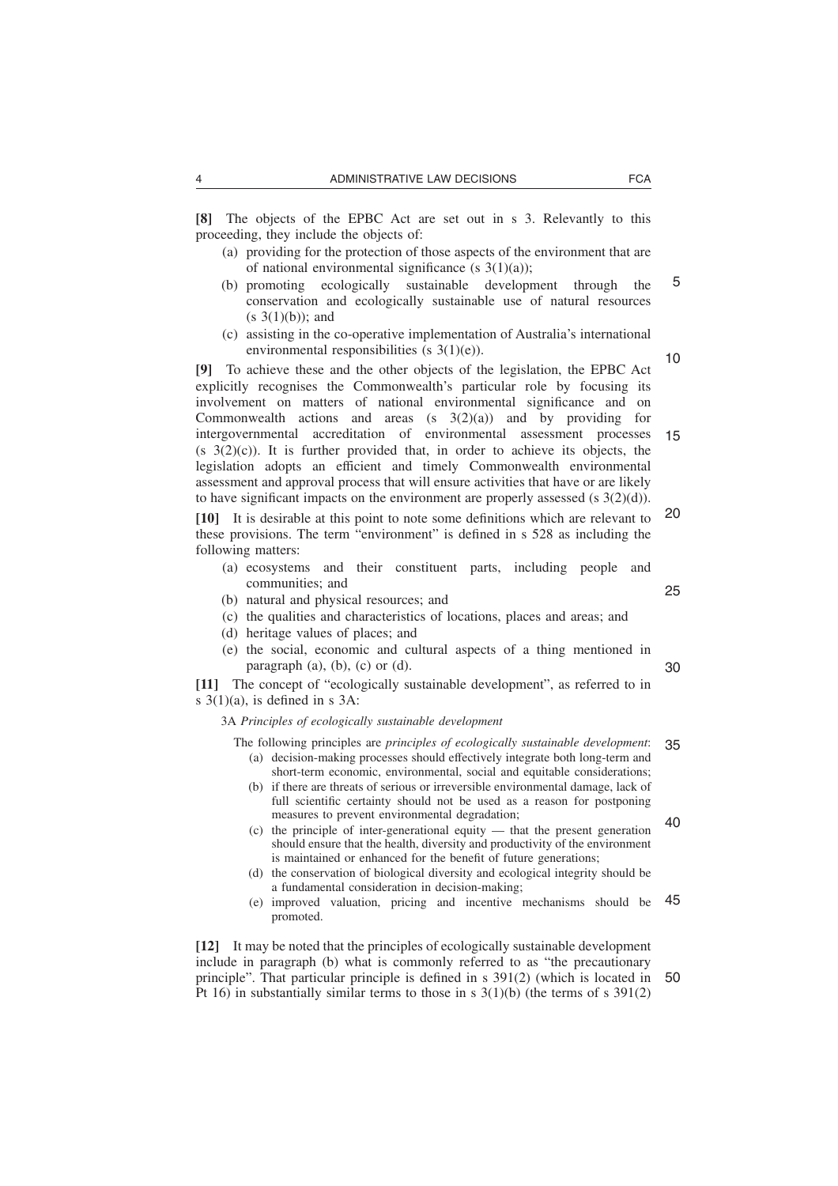**[8]** The objects of the EPBC Act are set out in s 3. Relevantly to this proceeding, they include the objects of:

- (a) providing for the protection of those aspects of the environment that are of national environmental significance (s 3(1)(a));
- (b) promoting ecologically sustainable development through the conservation and ecologically sustainable use of natural resources (s 3(1)(b)); and
- (c) assisting in the co-operative implementation of Australia's international environmental responsibilities (s 3(1)(e)).

**[9]** To achieve these and the other objects of the legislation, the EPBC Act explicitly recognises the Commonwealth's particular role by focusing its involvement on matters of national environmental significance and on Commonwealth actions and areas (s 3(2)(a)) and by providing for intergovernmental accreditation of environmental assessment processes (s 3(2)(c)). It is further provided that, in order to achieve its objects, the legislation adopts an efficient and timely Commonwealth environmental assessment and approval process that will ensure activities that have or are likely to have significant impacts on the environment are properly assessed (s 3(2)(d)).

**[10]** It is desirable at this point to note some definitions which are relevant to these provisions. The term "environment" is defined in s 528 as including the following matters:

- (a) ecosystems and their constituent parts, including people and communities; and
- (b) natural and physical resources; and
- (c) the qualities and characteristics of locations, places and areas; and
- (d) heritage values of places; and
- (e) the social, economic and cultural aspects of a thing mentioned in paragraph (a), (b), (c) or (d).

**[11]** The concept of "ecologically sustainable development", as referred to in s 3(1)(a), is defined in s 3A:

> 3A *Principles of ecologically sustainable development*
>
> The following principles are *principles of ecologically sustainable development*:
>
> - (a) decision-making processes should effectively integrate both long-term and short-term economic, environmental, social and equitable considerations;
> - (b) if there are threats of serious or irreversible environmental damage, lack of full scientific certainty should not be used as a reason for postponing measures to prevent environmental degradation;
> - (c) the principle of inter-generational equity — that the present generation should ensure that the health, diversity and productivity of the environment is maintained or enhanced for the benefit of future generations;
> - (d) the conservation of biological diversity and ecological integrity should be a fundamental consideration in decision-making;
> - (e) improved valuation, pricing and incentive mechanisms should be promoted.

**[12]** It may be noted that the principles of ecologically sustainable development include in paragraph (b) what is commonly referred to as "the precautionary principle". That particular principle is defined in s 391(2) (which is located in Pt 16) in substantially similar terms to those in s 3(1)(b) (the terms of s 391(2)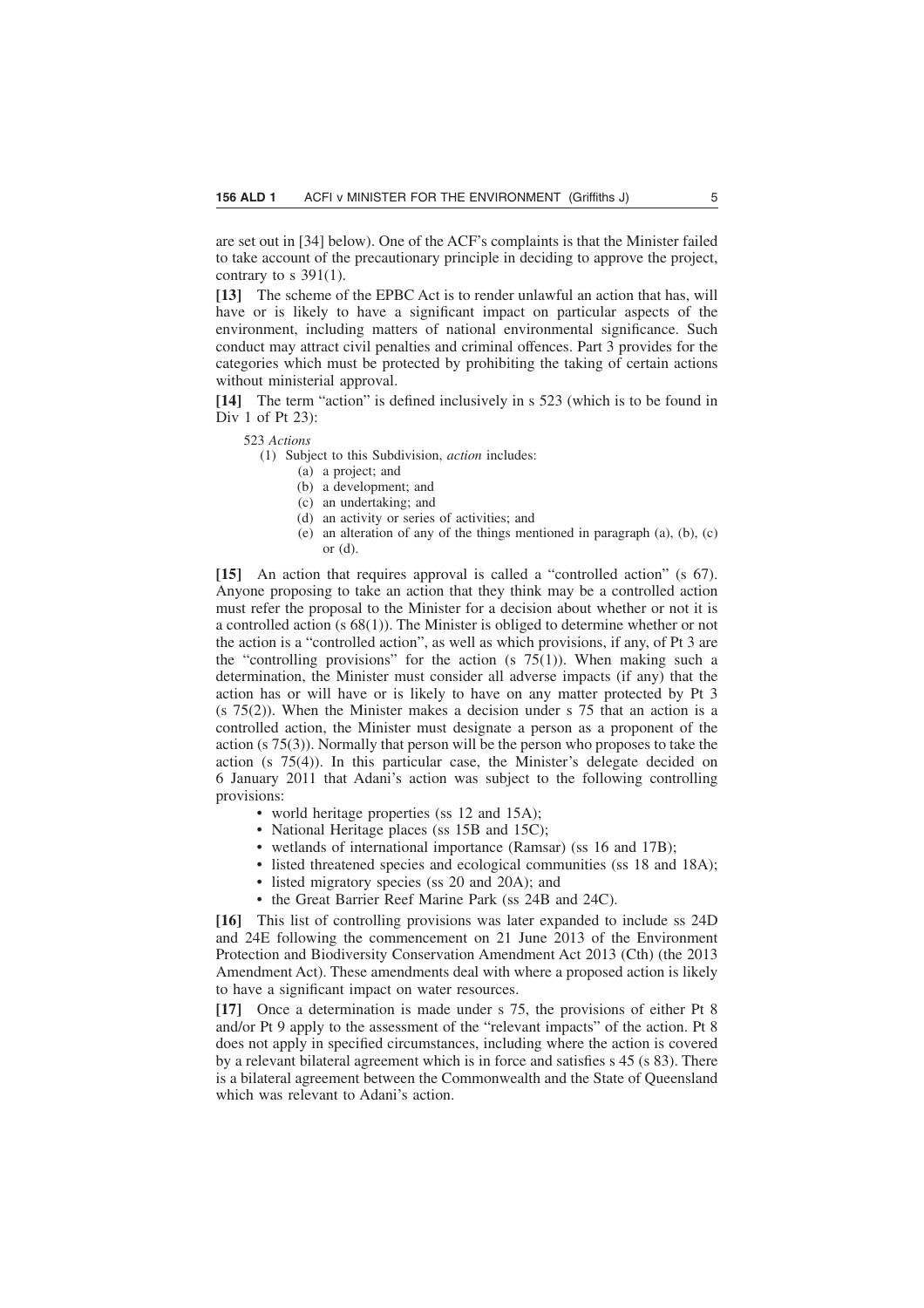are set out in [34] below). One of the ACF's complaints is that the Minister failed to take account of the precautionary principle in deciding to approve the project, contrary to s 391(1).

**[13]** The scheme of the EPBC Act is to render unlawful an action that has, will have or is likely to have a significant impact on particular aspects of the environment, including matters of national environmental significance. Such conduct may attract civil penalties and criminal offences. Part 3 provides for the categories which must be protected by prohibiting the taking of certain actions without ministerial approval.

**[14]** The term "action" is defined inclusively in s 523 (which is to be found in Div 1 of Pt 23):

> 523 *Actions*
>
> (1) Subject to this Subdivision, *action* includes:
>
> (a) a project; and
>
> (b) a development; and
>
> (c) an undertaking; and
>
> (d) an activity or series of activities; and
>
> (e) an alteration of any of the things mentioned in paragraph (a), (b), (c) or (d).

**[15]** An action that requires approval is called a "controlled action" (s 67). Anyone proposing to take an action that they think may be a controlled action must refer the proposal to the Minister for a decision about whether or not it is a controlled action (s 68(1)). The Minister is obliged to determine whether or not the action is a "controlled action", as well as which provisions, if any, of Pt 3 are the "controlling provisions" for the action (s 75(1)). When making such a determination, the Minister must consider all adverse impacts (if any) that the action has or will have or is likely to have on any matter protected by Pt 3 (s 75(2)). When the Minister makes a decision under s 75 that an action is a controlled action, the Minister must designate a person as a proponent of the action (s 75(3)). Normally that person will be the person who proposes to take the action (s 75(4)). In this particular case, the Minister's delegate decided on 6 January 2011 that Adani's action was subject to the following controlling provisions:

- world heritage properties (ss 12 and 15A);
- National Heritage places (ss 15B and 15C);
- wetlands of international importance (Ramsar) (ss 16 and 17B);
- listed threatened species and ecological communities (ss 18 and 18A);
- listed migratory species (ss 20 and 20A); and
- the Great Barrier Reef Marine Park (ss 24B and 24C).

**[16]** This list of controlling provisions was later expanded to include ss 24D and 24E following the commencement on 21 June 2013 of the Environment Protection and Biodiversity Conservation Amendment Act 2013 (Cth) (the 2013 Amendment Act). These amendments deal with where a proposed action is likely to have a significant impact on water resources.

**[17]** Once a determination is made under s 75, the provisions of either Pt 8 and/or Pt 9 apply to the assessment of the "relevant impacts" of the action. Pt 8 does not apply in specified circumstances, including where the action is covered by a relevant bilateral agreement which is in force and satisfies s 45 (s 83). There is a bilateral agreement between the Commonwealth and the State of Queensland which was relevant to Adani's action.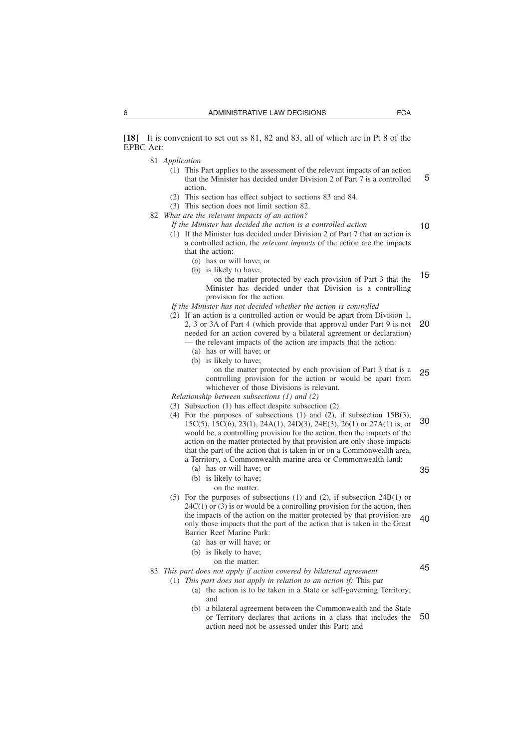**[18]** It is convenient to set out ss 81, 82 and 83, all of which are in Pt 8 of the EPBC Act:

81 *Application*

(1) This Part applies to the assessment of the relevant impacts of an action that the Minister has decided under Division 2 of Part 7 is a controlled action.

(2) This section has effect subject to sections 83 and 84.

(3) This section does not limit section 82.

82 *What are the relevant impacts of an action?*

*If the Minister has decided the action is a controlled action*

(1) If the Minister has decided under Division 2 of Part 7 that an action is a controlled action, the *relevant impacts* of the action are the impacts that the action:

(a) has or will have; or

(b) is likely to have;

on the matter protected by each provision of Part 3 that the Minister has decided under that Division is a controlling provision for the action.

*If the Minister has not decided whether the action is controlled*

(2) If an action is a controlled action or would be apart from Division 1, 2, 3 or 3A of Part 4 (which provide that approval under Part 9 is not needed for an action covered by a bilateral agreement or declaration) — the relevant impacts of the action are impacts that the action:

(a) has or will have; or

(b) is likely to have;

on the matter protected by each provision of Part 3 that is a controlling provision for the action or would be apart from whichever of those Divisions is relevant.

*Relationship between subsections (1) and (2)*

(3) Subsection (1) has effect despite subsection (2).

(4) For the purposes of subsections (1) and (2), if subsection 15B(3), 15C(5), 15C(6), 23(1), 24A(1), 24D(3), 24E(3), 26(1) or 27A(1) is, or would be, a controlling provision for the action, then the impacts of the action on the matter protected by that provision are only those impacts that the part of the action that is taken in or on a Commonwealth area, a Territory, a Commonwealth marine area or Commonwealth land:

(a) has or will have; or

(b) is likely to have;

on the matter.

(5) For the purposes of subsections (1) and (2), if subsection 24B(1) or 24C(1) or (3) is or would be a controlling provision for the action, then the impacts of the action on the matter protected by that provision are only those impacts that the part of the action that is taken in the Great Barrier Reef Marine Park:

(a) has or will have; or

(b) is likely to have;

on the matter.

83 *This part does not apply if action covered by bilateral agreement*

(1) *This part does not apply in relation to an action if:* This par

(a) the action is to be taken in a State or self-governing Territory; and

(b) a bilateral agreement between the Commonwealth and the State or Territory declares that actions in a class that includes the action need not be assessed under this Part; and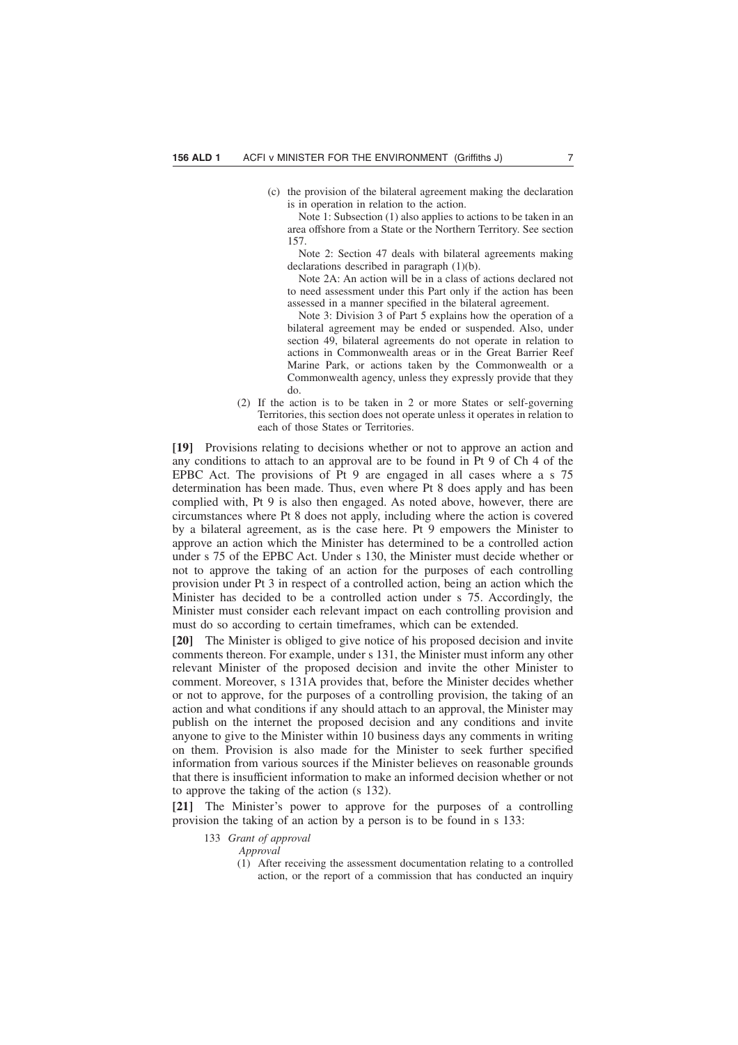(c) the provision of the bilateral agreement making the declaration is in operation in relation to the action.

Note 1: Subsection (1) also applies to actions to be taken in an area offshore from a State or the Northern Territory. See section 157.

Note 2: Section 47 deals with bilateral agreements making declarations described in paragraph (1)(b).

Note 2A: An action will be in a class of actions declared not to need assessment under this Part only if the action has been assessed in a manner specified in the bilateral agreement.

Note 3: Division 3 of Part 5 explains how the operation of a bilateral agreement may be ended or suspended. Also, under section 49, bilateral agreements do not operate in relation to actions in Commonwealth areas or in the Great Barrier Reef Marine Park, or actions taken by the Commonwealth or a Commonwealth agency, unless they expressly provide that they do.

(2) If the action is to be taken in 2 or more States or self-governing Territories, this section does not operate unless it operates in relation to each of those States or Territories.

**[19]** Provisions relating to decisions whether or not to approve an action and any conditions to attach to an approval are to be found in Pt 9 of Ch 4 of the EPBC Act. The provisions of Pt 9 are engaged in all cases where a s 75 determination has been made. Thus, even where Pt 8 does apply and has been complied with, Pt 9 is also then engaged. As noted above, however, there are circumstances where Pt 8 does not apply, including where the action is covered by a bilateral agreement, as is the case here. Pt 9 empowers the Minister to approve an action which the Minister has determined to be a controlled action under s 75 of the EPBC Act. Under s 130, the Minister must decide whether or not to approve the taking of an action for the purposes of each controlling provision under Pt 3 in respect of a controlled action, being an action which the Minister has decided to be a controlled action under s 75. Accordingly, the Minister must consider each relevant impact on each controlling provision and must do so according to certain timeframes, which can be extended.

**[20]** The Minister is obliged to give notice of his proposed decision and invite comments thereon. For example, under s 131, the Minister must inform any other relevant Minister of the proposed decision and invite the other Minister to comment. Moreover, s 131A provides that, before the Minister decides whether or not to approve, for the purposes of a controlling provision, the taking of an action and what conditions if any should attach to an approval, the Minister may publish on the internet the proposed decision and any conditions and invite anyone to give to the Minister within 10 business days any comments in writing on them. Provision is also made for the Minister to seek further specified information from various sources if the Minister believes on reasonable grounds that there is insufficient information to make an informed decision whether or not to approve the taking of the action (s 132).

**[21]** The Minister's power to approve for the purposes of a controlling provision the taking of an action by a person is to be found in s 133:

133 *Grant of approval*

*Approval*

(1) After receiving the assessment documentation relating to a controlled action, or the report of a commission that has conducted an inquiry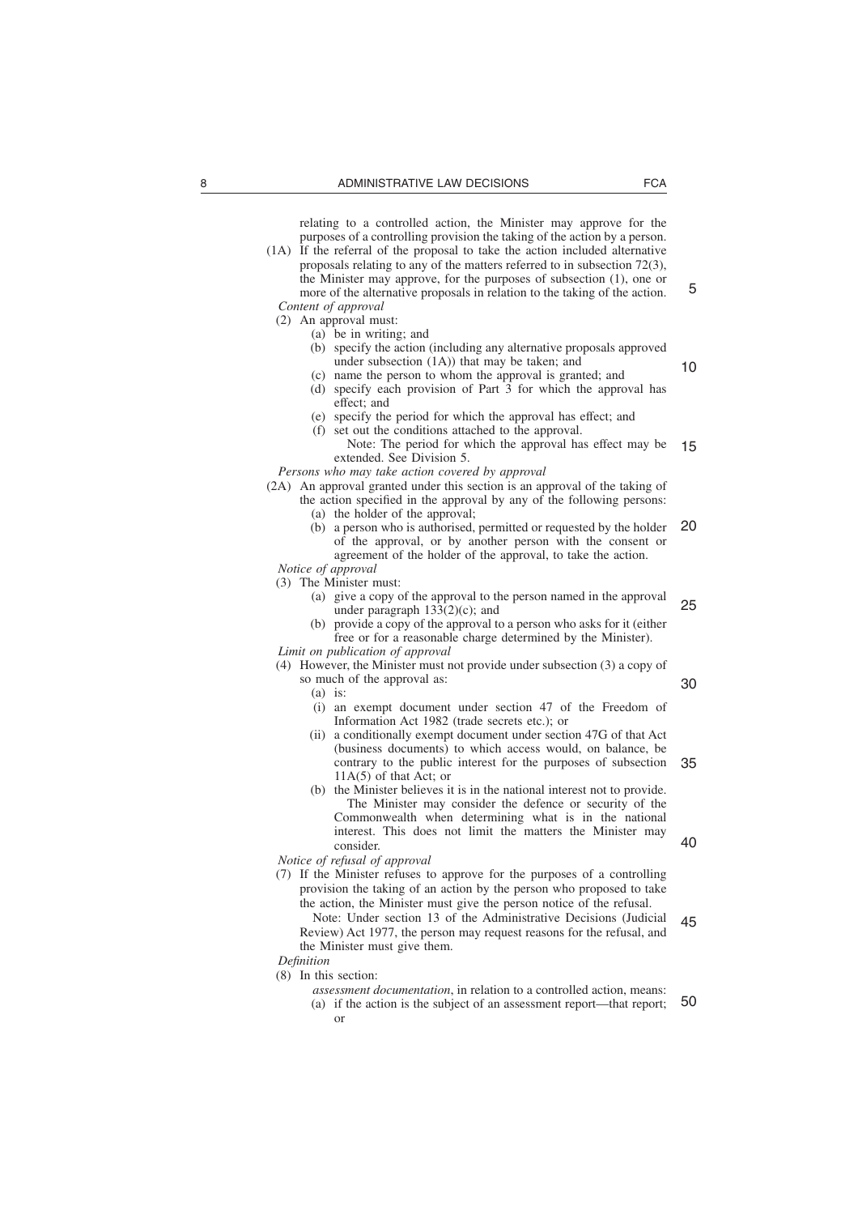relating to a controlled action, the Minister may approve for the purposes of a controlling provision the taking of the action by a person.

(1A) If the referral of the proposal to take the action included alternative proposals relating to any of the matters referred to in subsection 72(3), the Minister may approve, for the purposes of subsection (1), one or more of the alternative proposals in relation to the taking of the action.

*Content of approval*

(2) An approval must:

(a) be in writing; and

(b) specify the action (including any alternative proposals approved under subsection (1A)) that may be taken; and

(c) name the person to whom the approval is granted; and

(d) specify each provision of Part 3 for which the approval has effect; and

(e) specify the period for which the approval has effect; and

(f) set out the conditions attached to the approval.

Note: The period for which the approval has effect may be extended. See Division 5.

*Persons who may take action covered by approval*

(2A) An approval granted under this section is an approval of the taking of the action specified in the approval by any of the following persons:

(a) the holder of the approval;

(b) a person who is authorised, permitted or requested by the holder of the approval, or by another person with the consent or agreement of the holder of the approval, to take the action.

*Notice of approval*

(3) The Minister must:

(a) give a copy of the approval to the person named in the approval under paragraph 133(2)(c); and

(b) provide a copy of the approval to a person who asks for it (either free or for a reasonable charge determined by the Minister).

*Limit on publication of approval*

(4) However, the Minister must not provide under subsection (3) a copy of so much of the approval as:

(a) is:

(i) an exempt document under section 47 of the Freedom of Information Act 1982 (trade secrets etc.); or

(ii) a conditionally exempt document under section 47G of that Act (business documents) to which access would, on balance, be contrary to the public interest for the purposes of subsection 11A(5) of that Act; or

(b) the Minister believes it is in the national interest not to provide.

The Minister may consider the defence or security of the Commonwealth when determining what is in the national interest. This does not limit the matters the Minister may consider.

*Notice of refusal of approval*

(7) If the Minister refuses to approve for the purposes of a controlling provision the taking of an action by the person who proposed to take the action, the Minister must give the person notice of the refusal.

Note: Under section 13 of the Administrative Decisions (Judicial Review) Act 1977, the person may request reasons for the refusal, and the Minister must give them.

*Definition*

(8) In this section:

*assessment documentation*, in relation to a controlled action, means:

(a) if the action is the subject of an assessment report—that report; or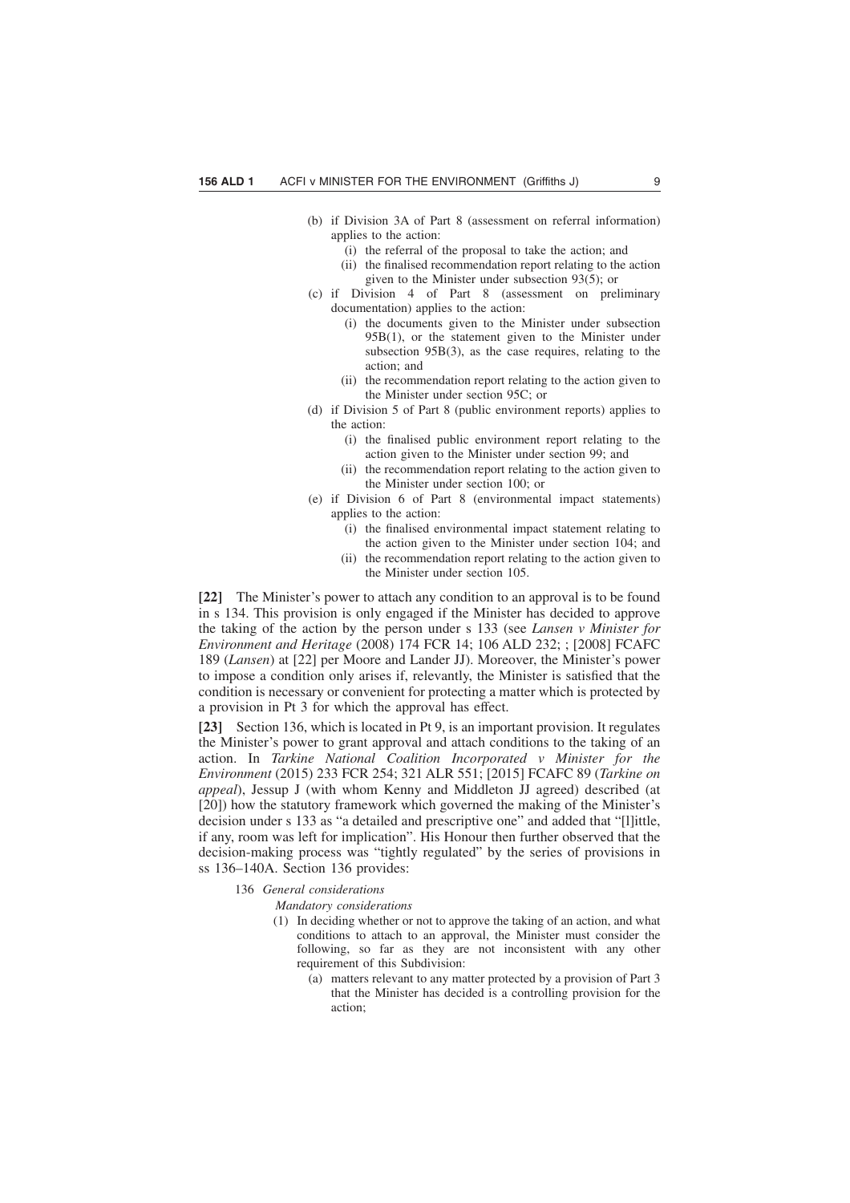- (b) if Division 3A of Part 8 (assessment on referral information) applies to the action:
  - (i) the referral of the proposal to take the action; and
  - (ii) the finalised recommendation report relating to the action given to the Minister under subsection 93(5); or
- (c) if Division 4 of Part 8 (assessment on preliminary documentation) applies to the action:
  - (i) the documents given to the Minister under subsection 95B(1), or the statement given to the Minister under subsection 95B(3), as the case requires, relating to the action; and
  - (ii) the recommendation report relating to the action given to the Minister under section 95C; or
- (d) if Division 5 of Part 8 (public environment reports) applies to the action:
  - (i) the finalised public environment report relating to the action given to the Minister under section 99; and
  - (ii) the recommendation report relating to the action given to the Minister under section 100; or
- (e) if Division 6 of Part 8 (environmental impact statements) applies to the action:
  - (i) the finalised environmental impact statement relating to the action given to the Minister under section 104; and
  - (ii) the recommendation report relating to the action given to the Minister under section 105.

**[22]** The Minister's power to attach any condition to an approval is to be found in s 134. This provision is only engaged if the Minister has decided to approve the taking of the action by the person under s 133 (see *Lansen v Minister for Environment and Heritage* (2008) 174 FCR 14; 106 ALD 232; ; [2008] FCAFC 189 (*Lansen*) at [22] per Moore and Lander JJ). Moreover, the Minister's power to impose a condition only arises if, relevantly, the Minister is satisfied that the condition is necessary or convenient for protecting a matter which is protected by a provision in Pt 3 for which the approval has effect.

**[23]** Section 136, which is located in Pt 9, is an important provision. It regulates the Minister's power to grant approval and attach conditions to the taking of an action. In *Tarkine National Coalition Incorporated v Minister for the Environment* (2015) 233 FCR 254; 321 ALR 551; [2015] FCAFC 89 (*Tarkine on appeal*), Jessup J (with whom Kenny and Middleton JJ agreed) described (at [20]) how the statutory framework which governed the making of the Minister's decision under s 133 as "a detailed and prescriptive one" and added that "[l]ittle, if any, room was left for implication". His Honour then further observed that the decision-making process was "tightly regulated" by the series of provisions in ss 136–140A. Section 136 provides:

136 *General considerations*

*Mandatory considerations*

(1) In deciding whether or not to approve the taking of an action, and what conditions to attach to an approval, the Minister must consider the following, so far as they are not inconsistent with any other requirement of this Subdivision:

- (a) matters relevant to any matter protected by a provision of Part 3 that the Minister has decided is a controlling provision for the action;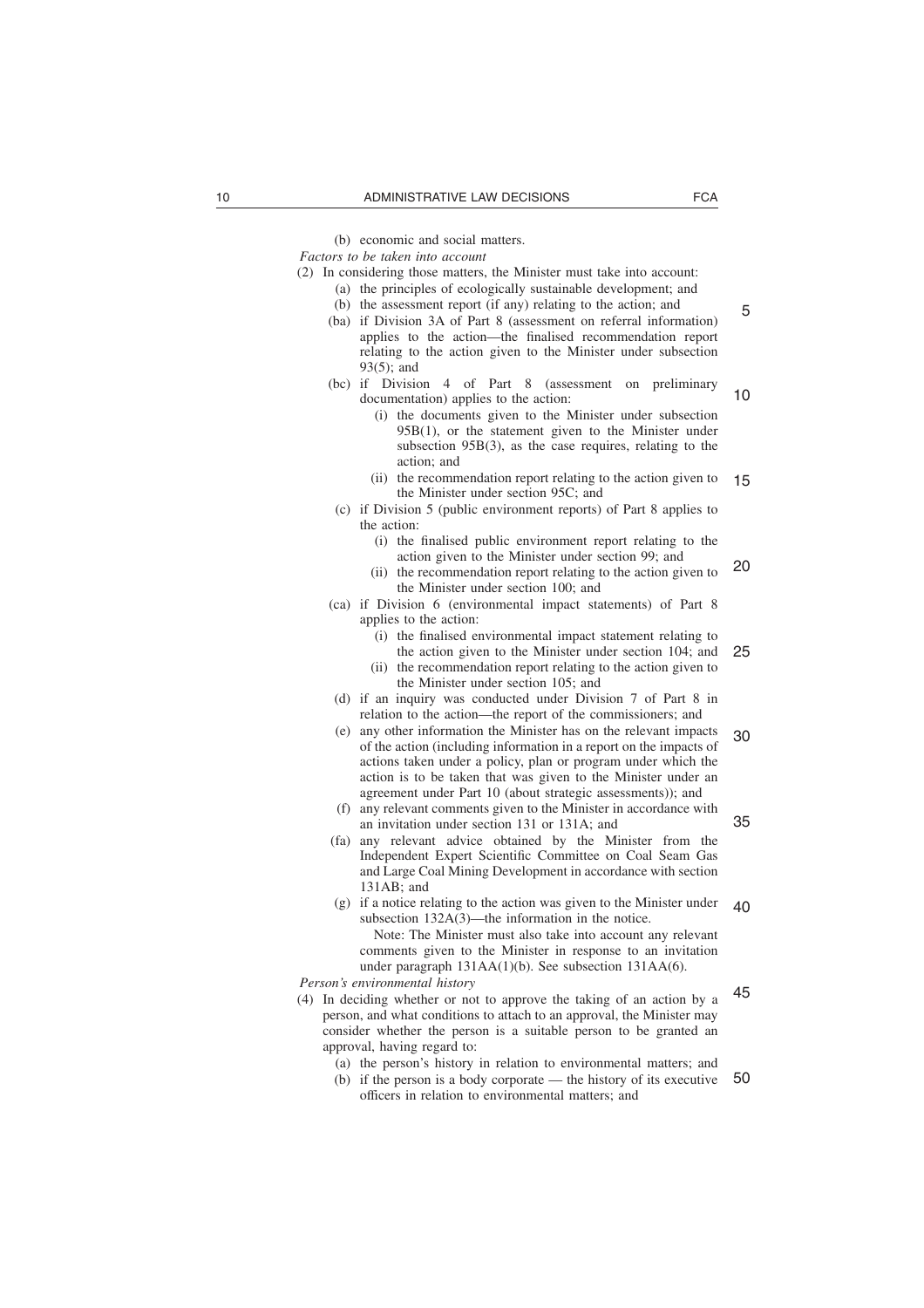(b) economic and social matters.

*Factors to be taken into account*

(2) In considering those matters, the Minister must take into account:

- (a) the principles of ecologically sustainable development; and
- (b) the assessment report (if any) relating to the action; and
- (ba) if Division 3A of Part 8 (assessment on referral information) applies to the action—the finalised recommendation report relating to the action given to the Minister under subsection 93(5); and
- (bc) if Division 4 of Part 8 (assessment on preliminary documentation) applies to the action:
  - (i) the documents given to the Minister under subsection 95B(1), or the statement given to the Minister under subsection 95B(3), as the case requires, relating to the action; and
  - (ii) the recommendation report relating to the action given to the Minister under section 95C; and
- (c) if Division 5 (public environment reports) of Part 8 applies to the action:
  - (i) the finalised public environment report relating to the action given to the Minister under section 99; and
  - (ii) the recommendation report relating to the action given to the Minister under section 100; and
- (ca) if Division 6 (environmental impact statements) of Part 8 applies to the action:
  - (i) the finalised environmental impact statement relating to the action given to the Minister under section 104; and
  - (ii) the recommendation report relating to the action given to the Minister under section 105; and
- (d) if an inquiry was conducted under Division 7 of Part 8 in relation to the action—the report of the commissioners; and
- (e) any other information the Minister has on the relevant impacts of the action (including information in a report on the impacts of actions taken under a policy, plan or program under which the action is to be taken that was given to the Minister under an agreement under Part 10 (about strategic assessments)); and
- (f) any relevant comments given to the Minister in accordance with an invitation under section 131 or 131A; and
- (fa) any relevant advice obtained by the Minister from the Independent Expert Scientific Committee on Coal Seam Gas and Large Coal Mining Development in accordance with section 131AB; and
- (g) if a notice relating to the action was given to the Minister under subsection 132A(3)—the information in the notice.

  Note: The Minister must also take into account any relevant comments given to the Minister in response to an invitation under paragraph 131AA(1)(b). See subsection 131AA(6).

*Person's environmental history*

(4) In deciding whether or not to approve the taking of an action by a person, and what conditions to attach to an approval, the Minister may consider whether the person is a suitable person to be granted an approval, having regard to:

- (a) the person's history in relation to environmental matters; and
- (b) if the person is a body corporate — the history of its executive officers in relation to environmental matters; and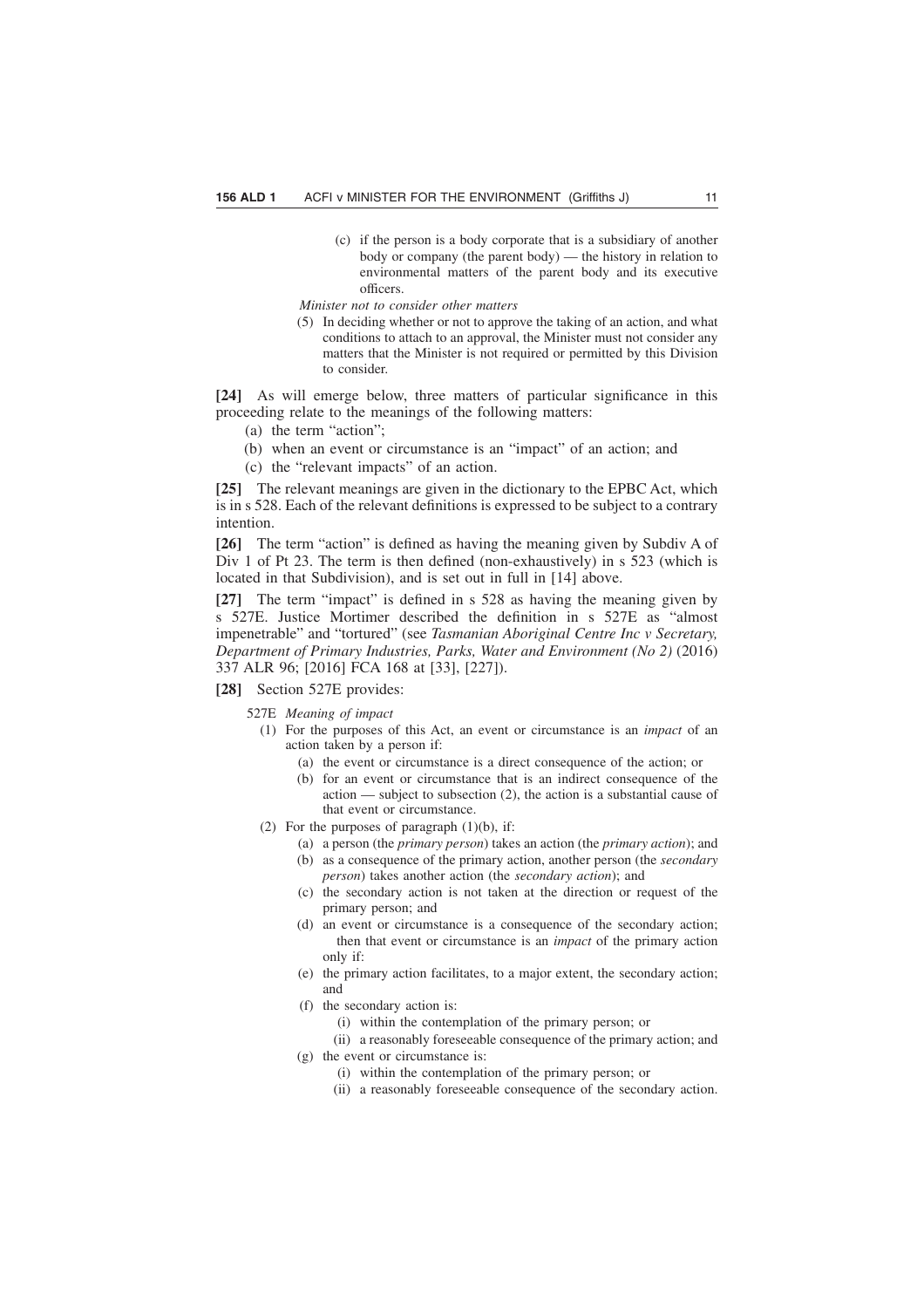(c) if the person is a body corporate that is a subsidiary of another body or company (the parent body) — the history in relation to environmental matters of the parent body and its executive officers.

*Minister not to consider other matters*

(5) In deciding whether or not to approve the taking of an action, and what conditions to attach to an approval, the Minister must not consider any matters that the Minister is not required or permitted by this Division to consider.

**[24]** As will emerge below, three matters of particular significance in this proceeding relate to the meanings of the following matters:

(a) the term "action";

(b) when an event or circumstance is an "impact" of an action; and

(c) the "relevant impacts" of an action.

**[25]** The relevant meanings are given in the dictionary to the EPBC Act, which is in s 528. Each of the relevant definitions is expressed to be subject to a contrary intention.

**[26]** The term "action" is defined as having the meaning given by Subdiv A of Div 1 of Pt 23. The term is then defined (non-exhaustively) in s 523 (which is located in that Subdivision), and is set out in full in [14] above.

**[27]** The term "impact" is defined in s 528 as having the meaning given by s 527E. Justice Mortimer described the definition in s 527E as "almost impenetrable" and "tortured" (see *Tasmanian Aboriginal Centre Inc v Secretary, Department of Primary Industries, Parks, Water and Environment (No 2)* (2016) 337 ALR 96; [2016] FCA 168 at [33], [227]).

**[28]** Section 527E provides:

527E *Meaning of impact*

(1) For the purposes of this Act, an event or circumstance is an *impact* of an action taken by a person if:

(a) the event or circumstance is a direct consequence of the action; or

(b) for an event or circumstance that is an indirect consequence of the action — subject to subsection (2), the action is a substantial cause of that event or circumstance.

(2) For the purposes of paragraph (1)(b), if:

(a) a person (the *primary person*) takes an action (the *primary action*); and

(b) as a consequence of the primary action, another person (the *secondary person*) takes another action (the *secondary action*); and

(c) the secondary action is not taken at the direction or request of the primary person; and

(d) an event or circumstance is a consequence of the secondary action;

then that event or circumstance is an *impact* of the primary action only if:

(e) the primary action facilitates, to a major extent, the secondary action; and

(f) the secondary action is:

(i) within the contemplation of the primary person; or

(ii) a reasonably foreseeable consequence of the primary action; and

(g) the event or circumstance is:

(i) within the contemplation of the primary person; or

(ii) a reasonably foreseeable consequence of the secondary action.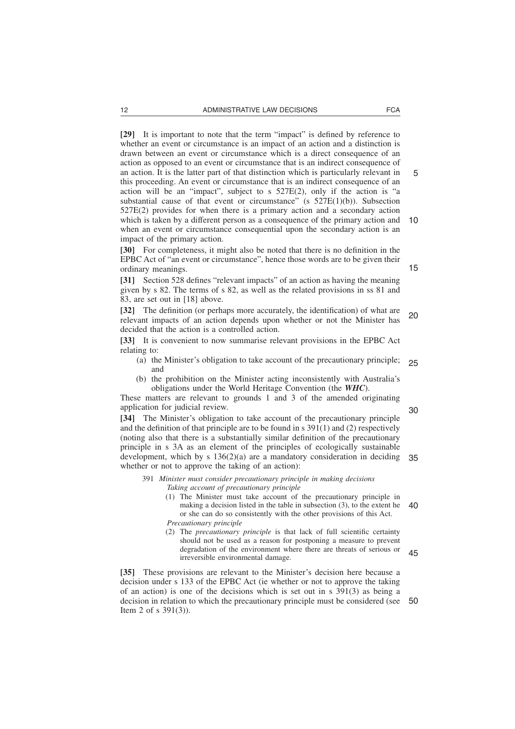**[29]** It is important to note that the term "impact" is defined by reference to whether an event or circumstance is an impact of an action and a distinction is drawn between an event or circumstance which is a direct consequence of an action as opposed to an event or circumstance that is an indirect consequence of an action. It is the latter part of that distinction which is particularly relevant in this proceeding. An event or circumstance that is an indirect consequence of an action will be an "impact", subject to s 527E(2), only if the action is "a substantial cause of that event or circumstance" (s 527E(1)(b)). Subsection 527E(2) provides for when there is a primary action and a secondary action which is taken by a different person as a consequence of the primary action and when an event or circumstance consequential upon the secondary action is an impact of the primary action.

**[30]** For completeness, it might also be noted that there is no definition in the EPBC Act of "an event or circumstance", hence those words are to be given their ordinary meanings.

**[31]** Section 528 defines "relevant impacts" of an action as having the meaning given by s 82. The terms of s 82, as well as the related provisions in ss 81 and 83, are set out in [18] above.

**[32]** The definition (or perhaps more accurately, the identification) of what are relevant impacts of an action depends upon whether or not the Minister has decided that the action is a controlled action.

**[33]** It is convenient to now summarise relevant provisions in the EPBC Act relating to:

(a) the Minister's obligation to take account of the precautionary principle; and

(b) the prohibition on the Minister acting inconsistently with Australia's obligations under the World Heritage Convention (the ***WHC***).

These matters are relevant to grounds 1 and 3 of the amended originating application for judicial review.

**[34]** The Minister's obligation to take account of the precautionary principle and the definition of that principle are to be found in s 391(1) and (2) respectively (noting also that there is a substantially similar definition of the precautionary principle in s 3A as an element of the principles of ecologically sustainable development, which by s 136(2)(a) are a mandatory consideration in deciding whether or not to approve the taking of an action):

> 391 *Minister must consider precautionary principle in making decisions*
>
> *Taking account of precautionary principle*
>
> (1) The Minister must take account of the precautionary principle in making a decision listed in the table in subsection (3), to the extent he or she can do so consistently with the other provisions of this Act.
>
> *Precautionary principle*
>
> (2) The *precautionary principle* is that lack of full scientific certainty should not be used as a reason for postponing a measure to prevent degradation of the environment where there are threats of serious or irreversible environmental damage.

**[35]** These provisions are relevant to the Minister's decision here because a decision under s 133 of the EPBC Act (ie whether or not to approve the taking of an action) is one of the decisions which is set out in s 391(3) as being a decision in relation to which the precautionary principle must be considered (see Item 2 of s 391(3)).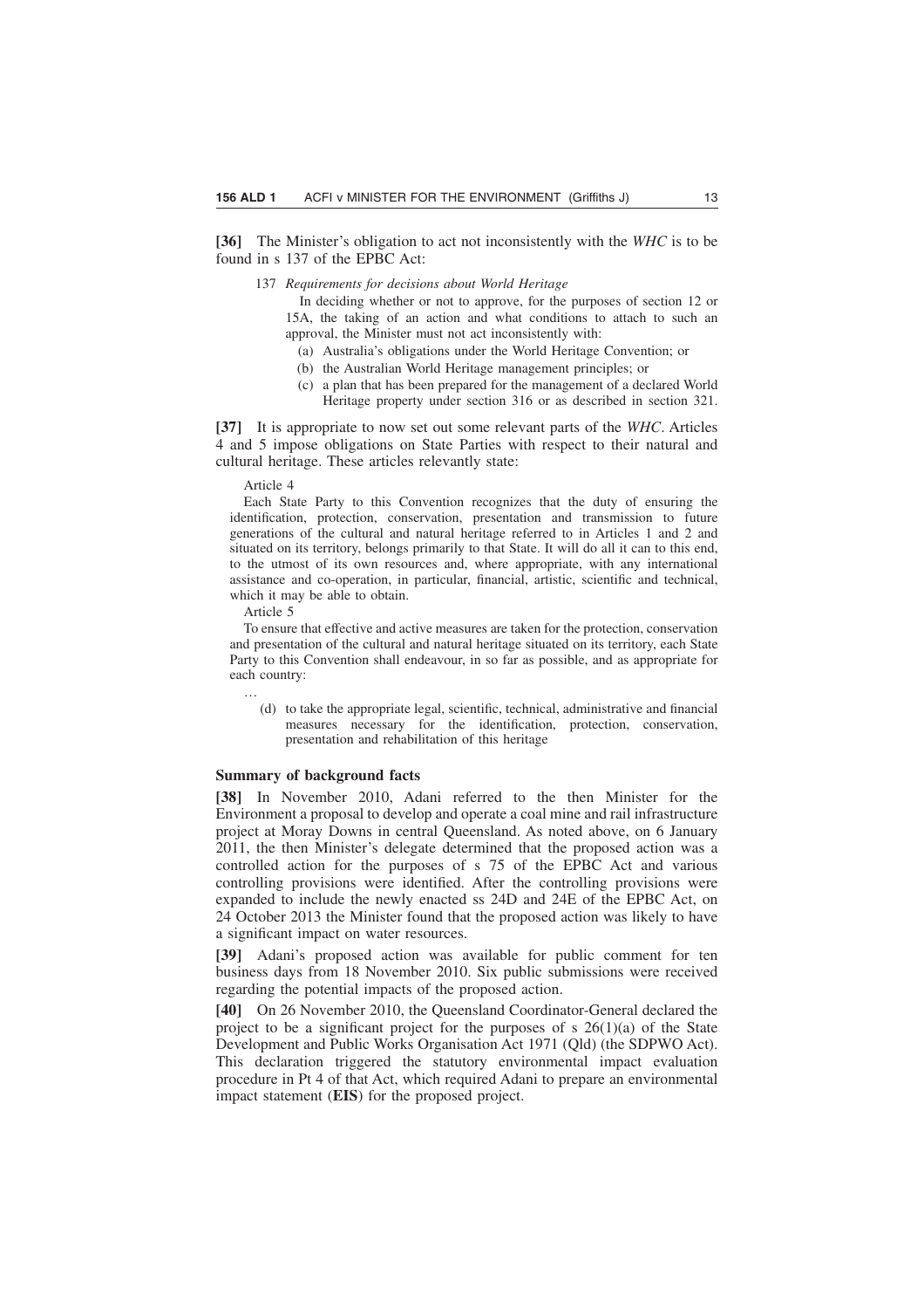**[36]** The Minister's obligation to act not inconsistently with the *WHC* is to be found in s 137 of the EPBC Act:

> 137 *Requirements for decisions about World Heritage*
>
> In deciding whether or not to approve, for the purposes of section 12 or 15A, the taking of an action and what conditions to attach to such an approval, the Minister must not act inconsistently with:
>
> (a) Australia's obligations under the World Heritage Convention; or
>
> (b) the Australian World Heritage management principles; or
>
> (c) a plan that has been prepared for the management of a declared World Heritage property under section 316 or as described in section 321.

**[37]** It is appropriate to now set out some relevant parts of the *WHC*. Articles 4 and 5 impose obligations on State Parties with respect to their natural and cultural heritage. These articles relevantly state:

> Article 4
>
> Each State Party to this Convention recognizes that the duty of ensuring the identification, protection, conservation, presentation and transmission to future generations of the cultural and natural heritage referred to in Articles 1 and 2 and situated on its territory, belongs primarily to that State. It will do all it can to this end, to the utmost of its own resources and, where appropriate, with any international assistance and co-operation, in particular, financial, artistic, scientific and technical, which it may be able to obtain.
>
> Article 5
>
> To ensure that effective and active measures are taken for the protection, conservation and presentation of the cultural and natural heritage situated on its territory, each State Party to this Convention shall endeavour, in so far as possible, and as appropriate for each country:
>
> …
>
> (d) to take the appropriate legal, scientific, technical, administrative and financial measures necessary for the identification, protection, conservation, presentation and rehabilitation of this heritage

### Summary of background facts

**[38]** In November 2010, Adani referred to the then Minister for the Environment a proposal to develop and operate a coal mine and rail infrastructure project at Moray Downs in central Queensland. As noted above, on 6 January 2011, the then Minister's delegate determined that the proposed action was a controlled action for the purposes of s 75 of the EPBC Act and various controlling provisions were identified. After the controlling provisions were expanded to include the newly enacted ss 24D and 24E of the EPBC Act, on 24 October 2013 the Minister found that the proposed action was likely to have a significant impact on water resources.

**[39]** Adani's proposed action was available for public comment for ten business days from 18 November 2010. Six public submissions were received regarding the potential impacts of the proposed action.

**[40]** On 26 November 2010, the Queensland Coordinator-General declared the project to be a significant project for the purposes of s 26(1)(a) of the State Development and Public Works Organisation Act 1971 (Qld) (the SDPWO Act). This declaration triggered the statutory environmental impact evaluation procedure in Pt 4 of that Act, which required Adani to prepare an environmental impact statement (**EIS**) for the proposed project.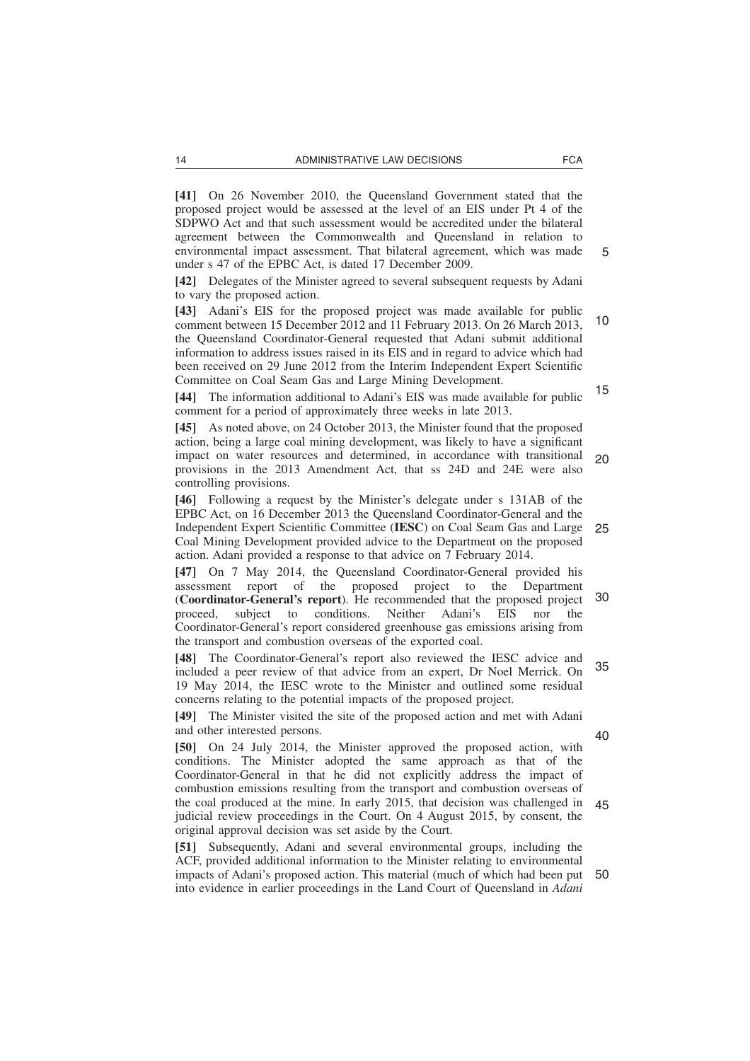**[41]** On 26 November 2010, the Queensland Government stated that the proposed project would be assessed at the level of an EIS under Pt 4 of the SDPWO Act and that such assessment would be accredited under the bilateral agreement between the Commonwealth and Queensland in relation to environmental impact assessment. That bilateral agreement, which was made under s 47 of the EPBC Act, is dated 17 December 2009.

**[42]** Delegates of the Minister agreed to several subsequent requests by Adani to vary the proposed action.

**[43]** Adani's EIS for the proposed project was made available for public comment between 15 December 2012 and 11 February 2013. On 26 March 2013, the Queensland Coordinator-General requested that Adani submit additional information to address issues raised in its EIS and in regard to advice which had been received on 29 June 2012 from the Interim Independent Expert Scientific Committee on Coal Seam Gas and Large Mining Development.

**[44]** The information additional to Adani's EIS was made available for public comment for a period of approximately three weeks in late 2013.

**[45]** As noted above, on 24 October 2013, the Minister found that the proposed action, being a large coal mining development, was likely to have a significant impact on water resources and determined, in accordance with transitional provisions in the 2013 Amendment Act, that ss 24D and 24E were also controlling provisions.

**[46]** Following a request by the Minister's delegate under s 131AB of the EPBC Act, on 16 December 2013 the Queensland Coordinator-General and the Independent Expert Scientific Committee (**IESC**) on Coal Seam Gas and Large Coal Mining Development provided advice to the Department on the proposed action. Adani provided a response to that advice on 7 February 2014.

**[47]** On 7 May 2014, the Queensland Coordinator-General provided his assessment report of the proposed project to the Department (**Coordinator-General's report**). He recommended that the proposed project proceed, subject to conditions. Neither Adani's EIS nor the Coordinator-General's report considered greenhouse gas emissions arising from the transport and combustion overseas of the exported coal.

**[48]** The Coordinator-General's report also reviewed the IESC advice and included a peer review of that advice from an expert, Dr Noel Merrick. On 19 May 2014, the IESC wrote to the Minister and outlined some residual concerns relating to the potential impacts of the proposed project.

**[49]** The Minister visited the site of the proposed action and met with Adani and other interested persons.

**[50]** On 24 July 2014, the Minister approved the proposed action, with conditions. The Minister adopted the same approach as that of the Coordinator-General in that he did not explicitly address the impact of combustion emissions resulting from the transport and combustion overseas of the coal produced at the mine. In early 2015, that decision was challenged in judicial review proceedings in the Court. On 4 August 2015, by consent, the original approval decision was set aside by the Court.

**[51]** Subsequently, Adani and several environmental groups, including the ACF, provided additional information to the Minister relating to environmental impacts of Adani's proposed action. This material (much of which had been put into evidence in earlier proceedings in the Land Court of Queensland in *Adani*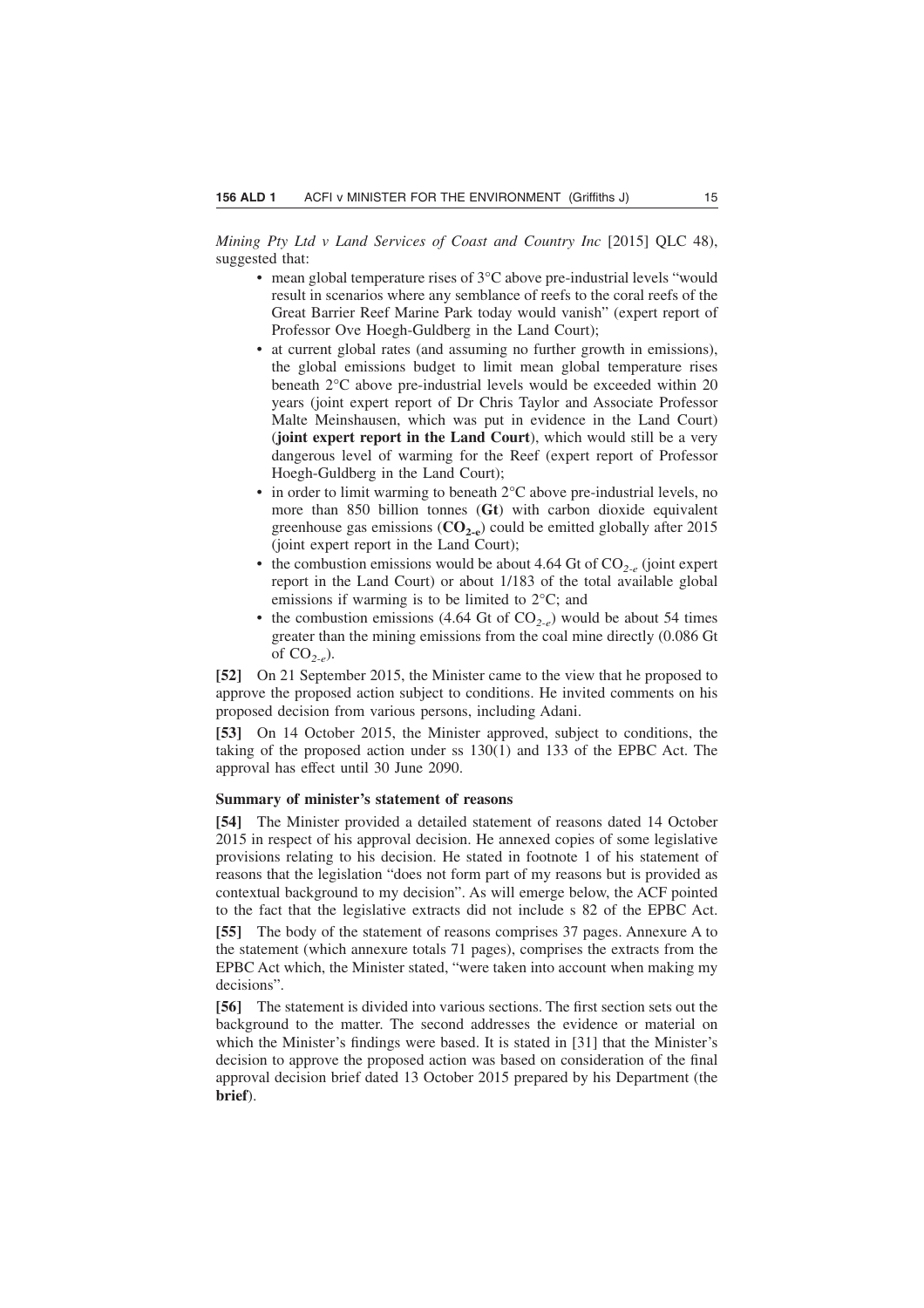*Mining Pty Ltd v Land Services of Coast and Country Inc* [2015] QLC 48), suggested that:

- mean global temperature rises of 3°C above pre-industrial levels "would result in scenarios where any semblance of reefs to the coral reefs of the Great Barrier Reef Marine Park today would vanish" (expert report of Professor Ove Hoegh-Guldberg in the Land Court);
- at current global rates (and assuming no further growth in emissions), the global emissions budget to limit mean global temperature rises beneath 2°C above pre-industrial levels would be exceeded within 20 years (joint expert report of Dr Chris Taylor and Associate Professor Malte Meinshausen, which was put in evidence in the Land Court) (**joint expert report in the Land Court**), which would still be a very dangerous level of warming for the Reef (expert report of Professor Hoegh-Guldberg in the Land Court);
- in order to limit warming to beneath 2°C above pre-industrial levels, no more than 850 billion tonnes (**Gt**) with carbon dioxide equivalent greenhouse gas emissions (**$CO_{2\text{-}e}$**) could be emitted globally after 2015 (joint expert report in the Land Court);
- the combustion emissions would be about 4.64 Gt of $CO_{2\text{-}e}$ (joint expert report in the Land Court) or about 1/183 of the total available global emissions if warming is to be limited to 2°C; and
- the combustion emissions (4.64 Gt of $CO_{2\text{-}e}$) would be about 54 times greater than the mining emissions from the coal mine directly (0.086 Gt of $CO_{2\text{-}e}$).

**[52]** On 21 September 2015, the Minister came to the view that he proposed to approve the proposed action subject to conditions. He invited comments on his proposed decision from various persons, including Adani.

**[53]** On 14 October 2015, the Minister approved, subject to conditions, the taking of the proposed action under ss 130(1) and 133 of the EPBC Act. The approval has effect until 30 June 2090.

### Summary of minister's statement of reasons

**[54]** The Minister provided a detailed statement of reasons dated 14 October 2015 in respect of his approval decision. He annexed copies of some legislative provisions relating to his decision. He stated in footnote 1 of his statement of reasons that the legislation "does not form part of my reasons but is provided as contextual background to my decision". As will emerge below, the ACF pointed to the fact that the legislative extracts did not include s 82 of the EPBC Act.

**[55]** The body of the statement of reasons comprises 37 pages. Annexure A to the statement (which annexure totals 71 pages), comprises the extracts from the EPBC Act which, the Minister stated, "were taken into account when making my decisions".

**[56]** The statement is divided into various sections. The first section sets out the background to the matter. The second addresses the evidence or material on which the Minister's findings were based. It is stated in [31] that the Minister's decision to approve the proposed action was based on consideration of the final approval decision brief dated 13 October 2015 prepared by his Department (the **brief**).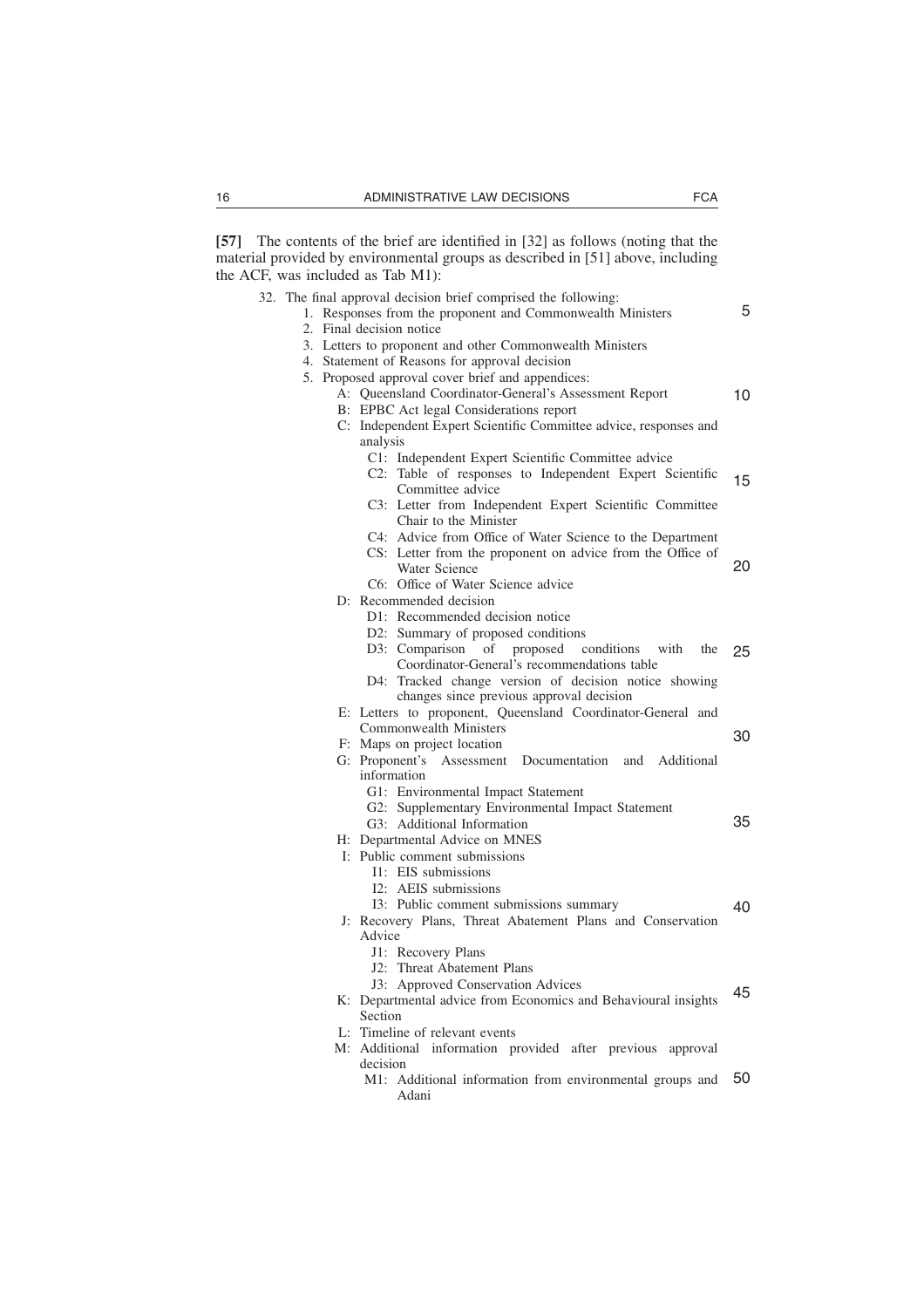**[57]** The contents of the brief are identified in [32] as follows (noting that the material provided by environmental groups as described in [51] above, including the ACF, was included as Tab M1):

> 32. The final approval decision brief comprised the following:
>
> 1. Responses from the proponent and Commonwealth Ministers
> 2. Final decision notice
> 3. Letters to proponent and other Commonwealth Ministers
> 4. Statement of Reasons for approval decision
> 5. Proposed approval cover brief and appendices:
>    - A: Queensland Coordinator-General's Assessment Report
>    - B: EPBC Act legal Considerations report
>    - C: Independent Expert Scientific Committee advice, responses and analysis
>      - C1: Independent Expert Scientific Committee advice
>      - C2: Table of responses to Independent Expert Scientific Committee advice
>      - C3: Letter from Independent Expert Scientific Committee Chair to the Minister
>      - C4: Advice from Office of Water Science to the Department
>      - CS: Letter from the proponent on advice from the Office of Water Science
>      - C6: Office of Water Science advice
>    - D: Recommended decision
>      - D1: Recommended decision notice
>      - D2: Summary of proposed conditions
>      - D3: Comparison of proposed conditions with the Coordinator-General's recommendations table
>      - D4: Tracked change version of decision notice showing changes since previous approval decision
>    - E: Letters to proponent, Queensland Coordinator-General and Commonwealth Ministers
>    - F: Maps on project location
>    - G: Proponent's Assessment Documentation and Additional information
>      - G1: Environmental Impact Statement
>      - G2: Supplementary Environmental Impact Statement
>      - G3: Additional Information
>    - H: Departmental Advice on MNES
>    - I: Public comment submissions
>      - I1: EIS submissions
>      - I2: AEIS submissions
>      - I3: Public comment submissions summary
>    - J: Recovery Plans, Threat Abatement Plans and Conservation Advice
>      - J1: Recovery Plans
>      - J2: Threat Abatement Plans
>      - J3: Approved Conservation Advices
>    - K: Departmental advice from Economics and Behavioural insights Section
>    - L: Timeline of relevant events
>    - M: Additional information provided after previous approval decision
>      - M1: Additional information from environmental groups and Adani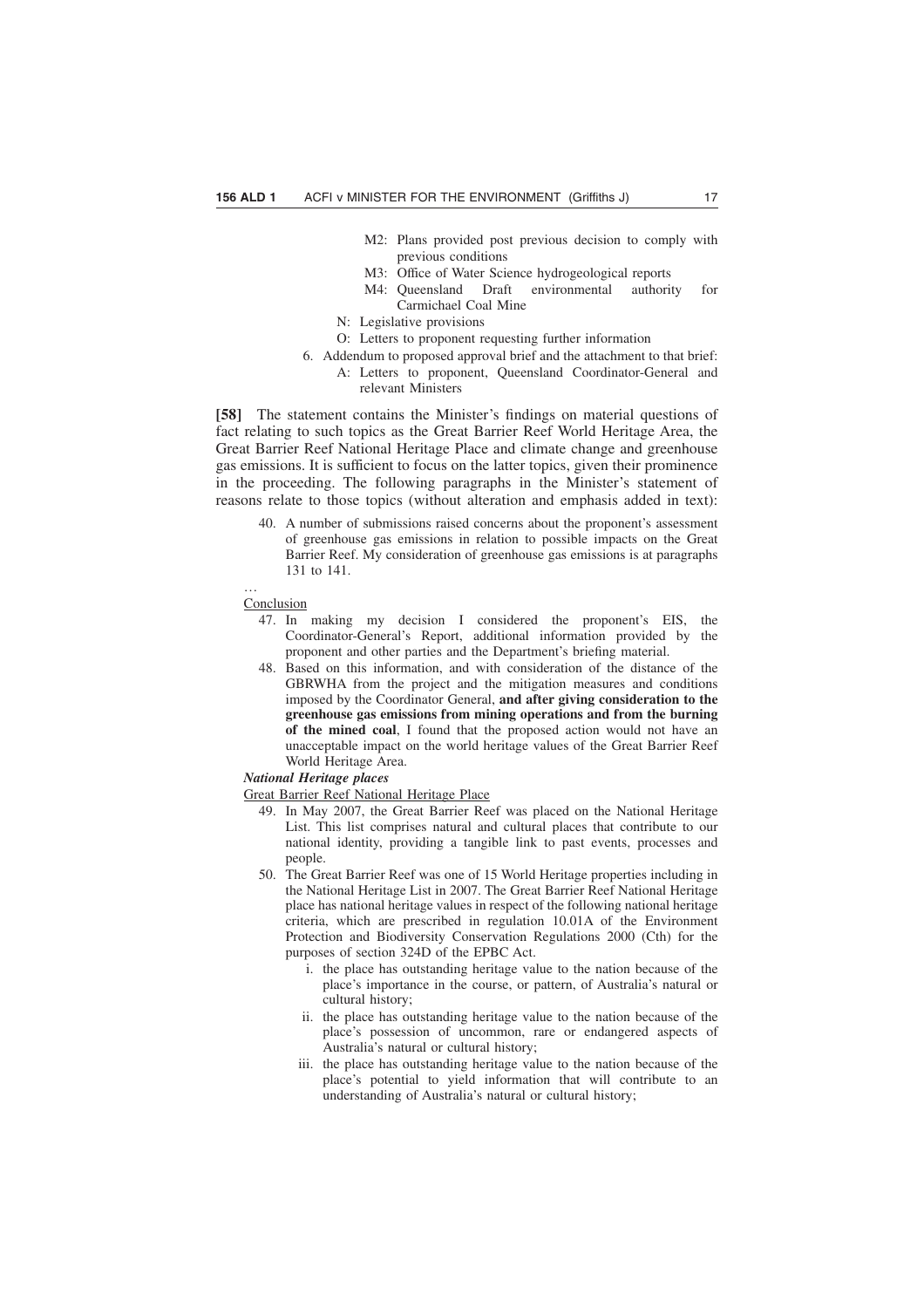M2: Plans provided post previous decision to comply with previous conditions

M3: Office of Water Science hydrogeological reports

M4: Queensland Draft environmental authority for Carmichael Coal Mine

N: Legislative provisions

O: Letters to proponent requesting further information

6. Addendum to proposed approval brief and the attachment to that brief:

   A: Letters to proponent, Queensland Coordinator-General and relevant Ministers

**[58]** The statement contains the Minister's findings on material questions of fact relating to such topics as the Great Barrier Reef World Heritage Area, the Great Barrier Reef National Heritage Place and climate change and greenhouse gas emissions. It is sufficient to focus on the latter topics, given their prominence in the proceeding. The following paragraphs in the Minister's statement of reasons relate to those topics (without alteration and emphasis added in text):

> 40. A number of submissions raised concerns about the proponent's assessment of greenhouse gas emissions in relation to possible impacts on the Great Barrier Reef. My consideration of greenhouse gas emissions is at paragraphs 131 to 141.
>
> …
>
> Conclusion
>
> 47. In making my decision I considered the proponent's EIS, the Coordinator-General's Report, additional information provided by the proponent and other parties and the Department's briefing material.
>
> 48. Based on this information, and with consideration of the distance of the GBRWHA from the project and the mitigation measures and conditions imposed by the Coordinator General, **and after giving consideration to the greenhouse gas emissions from mining operations and from the burning of the mined coal**, I found that the proposed action would not have an unacceptable impact on the world heritage values of the Great Barrier Reef World Heritage Area.
>
> ***National Heritage places***
>
> Great Barrier Reef National Heritage Place
>
> 49. In May 2007, the Great Barrier Reef was placed on the National Heritage List. This list comprises natural and cultural places that contribute to our national identity, providing a tangible link to past events, processes and people.
>
> 50. The Great Barrier Reef was one of 15 World Heritage properties including in the National Heritage List in 2007. The Great Barrier Reef National Heritage place has national heritage values in respect of the following national heritage criteria, which are prescribed in regulation 10.01A of the Environment Protection and Biodiversity Conservation Regulations 2000 (Cth) for the purposes of section 324D of the EPBC Act.
>
> i. the place has outstanding heritage value to the nation because of the place's importance in the course, or pattern, of Australia's natural or cultural history;
>
> ii. the place has outstanding heritage value to the nation because of the place's possession of uncommon, rare or endangered aspects of Australia's natural or cultural history;
>
> iii. the place has outstanding heritage value to the nation because of the place's potential to yield information that will contribute to an understanding of Australia's natural or cultural history;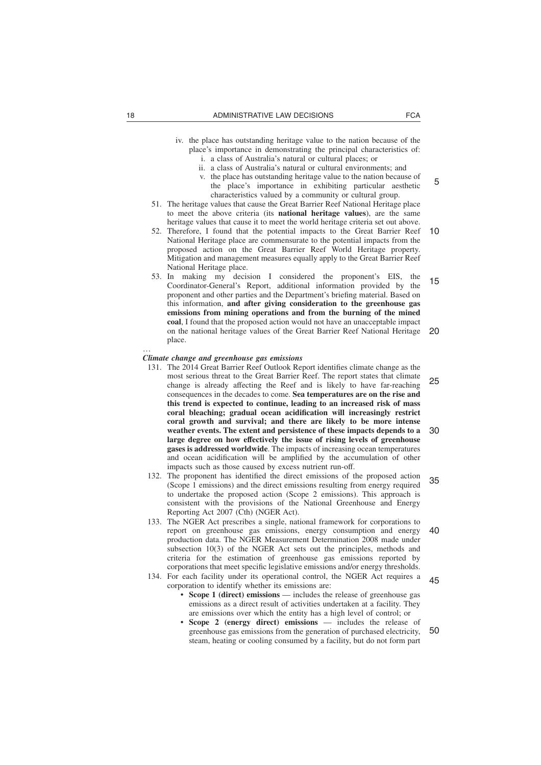iv. the place has outstanding heritage value to the nation because of the place's importance in demonstrating the principal characteristics of:
   i. a class of Australia's natural or cultural places; or
   ii. a class of Australia's natural or cultural environments; and
   v. the place has outstanding heritage value to the nation because of the place's importance in exhibiting particular aesthetic characteristics valued by a community or cultural group.

51. The heritage values that cause the Great Barrier Reef National Heritage place to meet the above criteria (its **national heritage values**), are the same heritage values that cause it to meet the world heritage criteria set out above.

52. Therefore, I found that the potential impacts to the Great Barrier Reef National Heritage place are commensurate to the potential impacts from the proposed action on the Great Barrier Reef World Heritage property. Mitigation and management measures equally apply to the Great Barrier Reef National Heritage place.

53. In making my decision I considered the proponent's EIS, the Coordinator-General's Report, additional information provided by the proponent and other parties and the Department's briefing material. Based on this information, **and after giving consideration to the greenhouse gas emissions from mining operations and from the burning of the mined coal**, I found that the proposed action would not have an unacceptable impact on the national heritage values of the Great Barrier Reef National Heritage place.

…

***Climate change and greenhouse gas emissions***

131. The 2014 Great Barrier Reef Outlook Report identifies climate change as the most serious threat to the Great Barrier Reef. The report states that climate change is already affecting the Reef and is likely to have far-reaching consequences in the decades to come. **Sea temperatures are on the rise and this trend is expected to continue, leading to an increased risk of mass coral bleaching; gradual ocean acidification will increasingly restrict coral growth and survival; and there are likely to be more intense weather events. The extent and persistence of these impacts depends to a large degree on how effectively the issue of rising levels of greenhouse gases is addressed worldwide**. The impacts of increasing ocean temperatures and ocean acidification will be amplified by the accumulation of other impacts such as those caused by excess nutrient run-off.

132. The proponent has identified the direct emissions of the proposed action (Scope 1 emissions) and the direct emissions resulting from energy required to undertake the proposed action (Scope 2 emissions). This approach is consistent with the provisions of the National Greenhouse and Energy Reporting Act 2007 (Cth) (NGER Act).

133. The NGER Act prescribes a single, national framework for corporations to report on greenhouse gas emissions, energy consumption and energy production data. The NGER Measurement Determination 2008 made under subsection 10(3) of the NGER Act sets out the principles, methods and criteria for the estimation of greenhouse gas emissions reported by corporations that meet specific legislative emissions and/or energy thresholds.

134. For each facility under its operational control, the NGER Act requires a corporation to identify whether its emissions are:
   - **Scope 1 (direct) emissions** — includes the release of greenhouse gas emissions as a direct result of activities undertaken at a facility. They are emissions over which the entity has a high level of control; or
   - **Scope 2 (energy direct) emissions** — includes the release of greenhouse gas emissions from the generation of purchased electricity, steam, heating or cooling consumed by a facility, but do not form part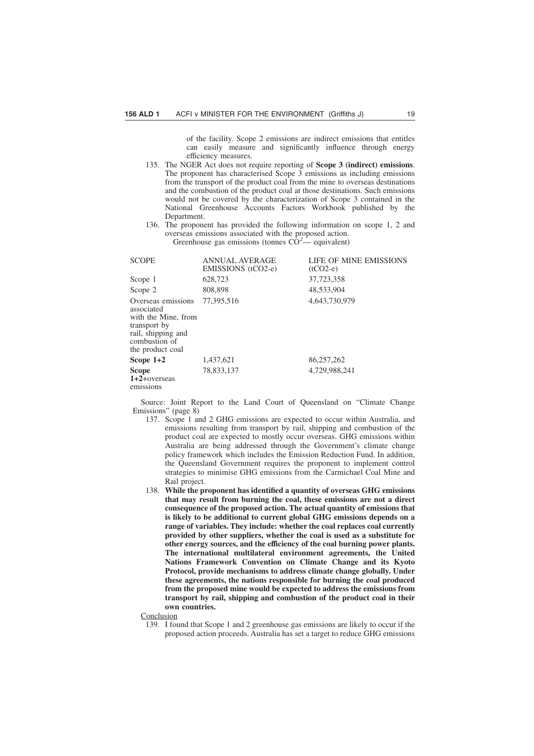of the facility. Scope 2 emissions are indirect emissions that entitles can easily measure and significantly influence through energy efficiency measures.

135. The NGER Act does not require reporting of **Scope 3 (indirect) emissions**. The proponent has characterised Scope 3 emissions as including emissions from the transport of the product coal from the mine to overseas destinations and the combustion of the product coal at those destinations. Such emissions would not be covered by the characterization of Scope 3 contained in the National Greenhouse Accounts Factors Workbook published by the Department.

136. The proponent has provided the following information on scope 1, 2 and overseas emissions associated with the proposed action.

Greenhouse gas emissions (tonnes $CO^2$— equivalent)

| SCOPE | ANNUAL AVERAGE EMISSIONS (tCO2-e) | LIFE OF MINE EMISSIONS (tCO2-e) |
|---|---|---|
| Scope 1 | 628,723 | 37,723,358 |
| Scope 2 | 808,898 | 48,533,904 |
| Overseas emissions associated with the Mine, from transport by rail, shipping and combustion of the product coal | 77,395,516 | 4,643,730,979 |
| **Scope 1+2** | 1,437,621 | 86,257,262 |
| **Scope 1+2**+overseas emissions | 78,833,137 | 4,729,988,241 |

Source: Joint Report to the Land Court of Queensland on "Climate Change Emissions" (page 8)

137. Scope 1 and 2 GHG emissions are expected to occur within Australia, and emissions resulting from transport by rail, shipping and combustion of the product coal are expected to mostly occur overseas. GHG emissions within Australia are being addressed through the Government's climate change policy framework which includes the Emission Reduction Fund. In addition, the Queensland Government requires the proponent to implement control strategies to minimise GHG emissions from the Carmichael Coal Mine and Rail project.

138. **While the proponent has identified a quantity of overseas GHG emissions that may result from burning the coal, these emissions are not a direct consequence of the proposed action. The actual quantity of emissions that is likely to be additional to current global GHG emissions depends on a range of variables. They include: whether the coal replaces coal currently provided by other suppliers, whether the coal is used as a substitute for other energy sources, and the efficiency of the coal burning power plants. The international multilateral environment agreements, the United Nations Framework Convention on Climate Change and its Kyoto Protocol, provide mechanisms to address climate change globally. Under these agreements, the nations responsible for burning the coal produced from the proposed mine would be expected to address the emissions from transport by rail, shipping and combustion of the product coal in their own countries.**

Conclusion

139. I found that Scope 1 and 2 greenhouse gas emissions are likely to occur if the proposed action proceeds. Australia has set a target to reduce GHG emissions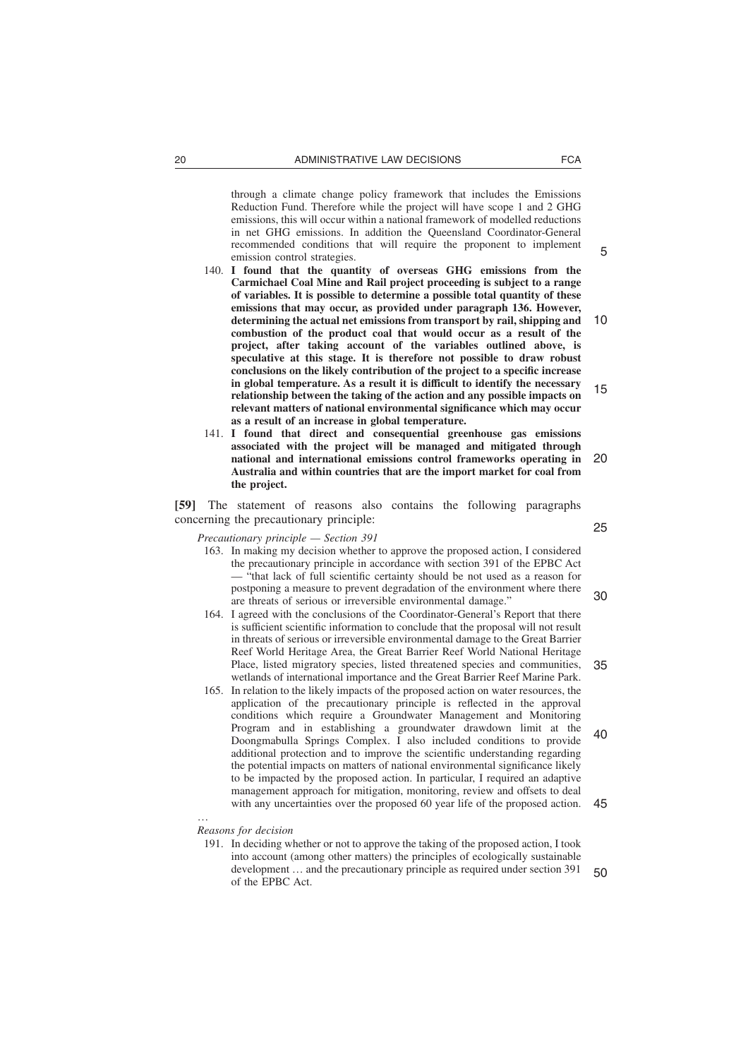through a climate change policy framework that includes the Emissions Reduction Fund. Therefore while the project will have scope 1 and 2 GHG emissions, this will occur within a national framework of modelled reductions in net GHG emissions. In addition the Queensland Coordinator-General recommended conditions that will require the proponent to implement emission control strategies.

140. **I found that the quantity of overseas GHG emissions from the Carmichael Coal Mine and Rail project proceeding is subject to a range of variables. It is possible to determine a possible total quantity of these emissions that may occur, as provided under paragraph 136. However, determining the actual net emissions from transport by rail, shipping and combustion of the product coal that would occur as a result of the project, after taking account of the variables outlined above, is speculative at this stage. It is therefore not possible to draw robust conclusions on the likely contribution of the project to a specific increase in global temperature. As a result it is difficult to identify the necessary relationship between the taking of the action and any possible impacts on relevant matters of national environmental significance which may occur as a result of an increase in global temperature.**

141. **I found that direct and consequential greenhouse gas emissions associated with the project will be managed and mitigated through national and international emissions control frameworks operating in Australia and within countries that are the import market for coal from the project.**

**[59]** The statement of reasons also contains the following paragraphs concerning the precautionary principle:

*Precautionary principle — Section 391*

163. In making my decision whether to approve the proposed action, I considered the precautionary principle in accordance with section 391 of the EPBC Act — "that lack of full scientific certainty should be not used as a reason for postponing a measure to prevent degradation of the environment where there are threats of serious or irreversible environmental damage."

164. I agreed with the conclusions of the Coordinator-General's Report that there is sufficient scientific information to conclude that the proposal will not result in threats of serious or irreversible environmental damage to the Great Barrier Reef World Heritage Area, the Great Barrier Reef World National Heritage Place, listed migratory species, listed threatened species and communities, wetlands of international importance and the Great Barrier Reef Marine Park.

165. In relation to the likely impacts of the proposed action on water resources, the application of the precautionary principle is reflected in the approval conditions which require a Groundwater Management and Monitoring Program and in establishing a groundwater drawdown limit at the Doongmabulla Springs Complex. I also included conditions to provide additional protection and to improve the scientific understanding regarding the potential impacts on matters of national environmental significance likely to be impacted by the proposed action. In particular, I required an adaptive management approach for mitigation, monitoring, review and offsets to deal with any uncertainties over the proposed 60 year life of the proposed action.

…

*Reasons for decision*

191. In deciding whether or not to approve the taking of the proposed action, I took into account (among other matters) the principles of ecologically sustainable development … and the precautionary principle as required under section 391 of the EPBC Act.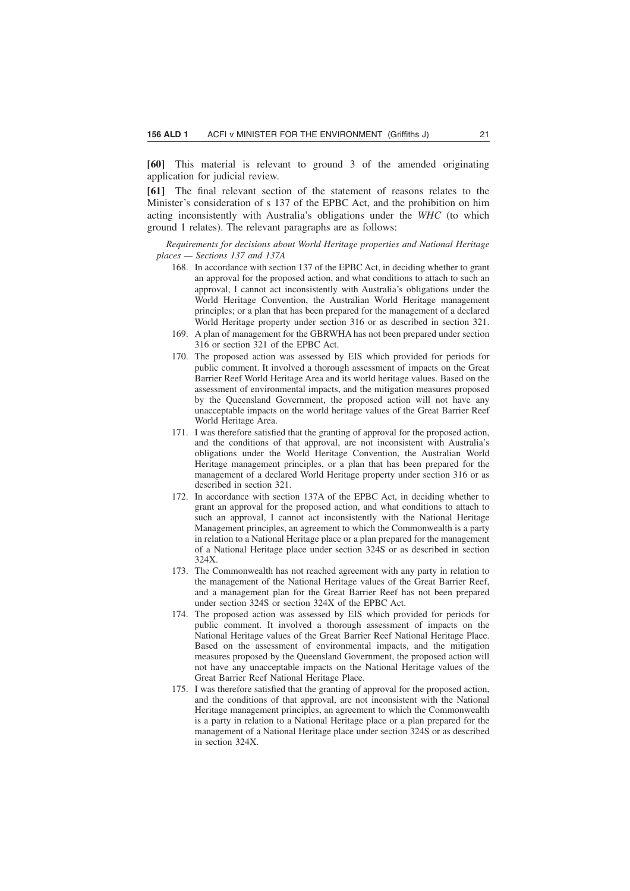**[60]** This material is relevant to ground 3 of the amended originating application for judicial review.

**[61]** The final relevant section of the statement of reasons relates to the Minister's consideration of s 137 of the EPBC Act, and the prohibition on him acting inconsistently with Australia's obligations under the *WHC* (to which ground 1 relates). The relevant paragraphs are as follows:

> *Requirements for decisions about World Heritage properties and National Heritage places — Sections 137 and 137A*
>
> 168. In accordance with section 137 of the EPBC Act, in deciding whether to grant an approval for the proposed action, and what conditions to attach to such an approval, I cannot act inconsistently with Australia's obligations under the World Heritage Convention, the Australian World Heritage management principles; or a plan that has been prepared for the management of a declared World Heritage property under section 316 or as described in section 321.
>
> 169. A plan of management for the GBRWHA has not been prepared under section 316 or section 321 of the EPBC Act.
>
> 170. The proposed action was assessed by EIS which provided for periods for public comment. It involved a thorough assessment of impacts on the Great Barrier Reef World Heritage Area and its world heritage values. Based on the assessment of environmental impacts, and the mitigation measures proposed by the Queensland Government, the proposed action will not have any unacceptable impacts on the world heritage values of the Great Barrier Reef World Heritage Area.
>
> 171. I was therefore satisfied that the granting of approval for the proposed action, and the conditions of that approval, are not inconsistent with Australia's obligations under the World Heritage Convention, the Australian World Heritage management principles, or a plan that has been prepared for the management of a declared World Heritage property under section 316 or as described in section 321.
>
> 172. In accordance with section 137A of the EPBC Act, in deciding whether to grant an approval for the proposed action, and what conditions to attach to such an approval, I cannot act inconsistently with the National Heritage Management principles, an agreement to which the Commonwealth is a party in relation to a National Heritage place or a plan prepared for the management of a National Heritage place under section 324S or as described in section 324X.
>
> 173. The Commonwealth has not reached agreement with any party in relation to the management of the National Heritage values of the Great Barrier Reef, and a management plan for the Great Barrier Reef has not been prepared under section 324S or section 324X of the EPBC Act.
>
> 174. The proposed action was assessed by EIS which provided for periods for public comment. It involved a thorough assessment of impacts on the National Heritage values of the Great Barrier Reef National Heritage Place. Based on the assessment of environmental impacts, and the mitigation measures proposed by the Queensland Government, the proposed action will not have any unacceptable impacts on the National Heritage values of the Great Barrier Reef National Heritage Place.
>
> 175. I was therefore satisfied that the granting of approval for the proposed action, and the conditions of that approval, are not inconsistent with the National Heritage management principles, an agreement to which the Commonwealth is a party in relation to a National Heritage place or a plan prepared for the management of a National Heritage place under section 324S or as described in section 324X.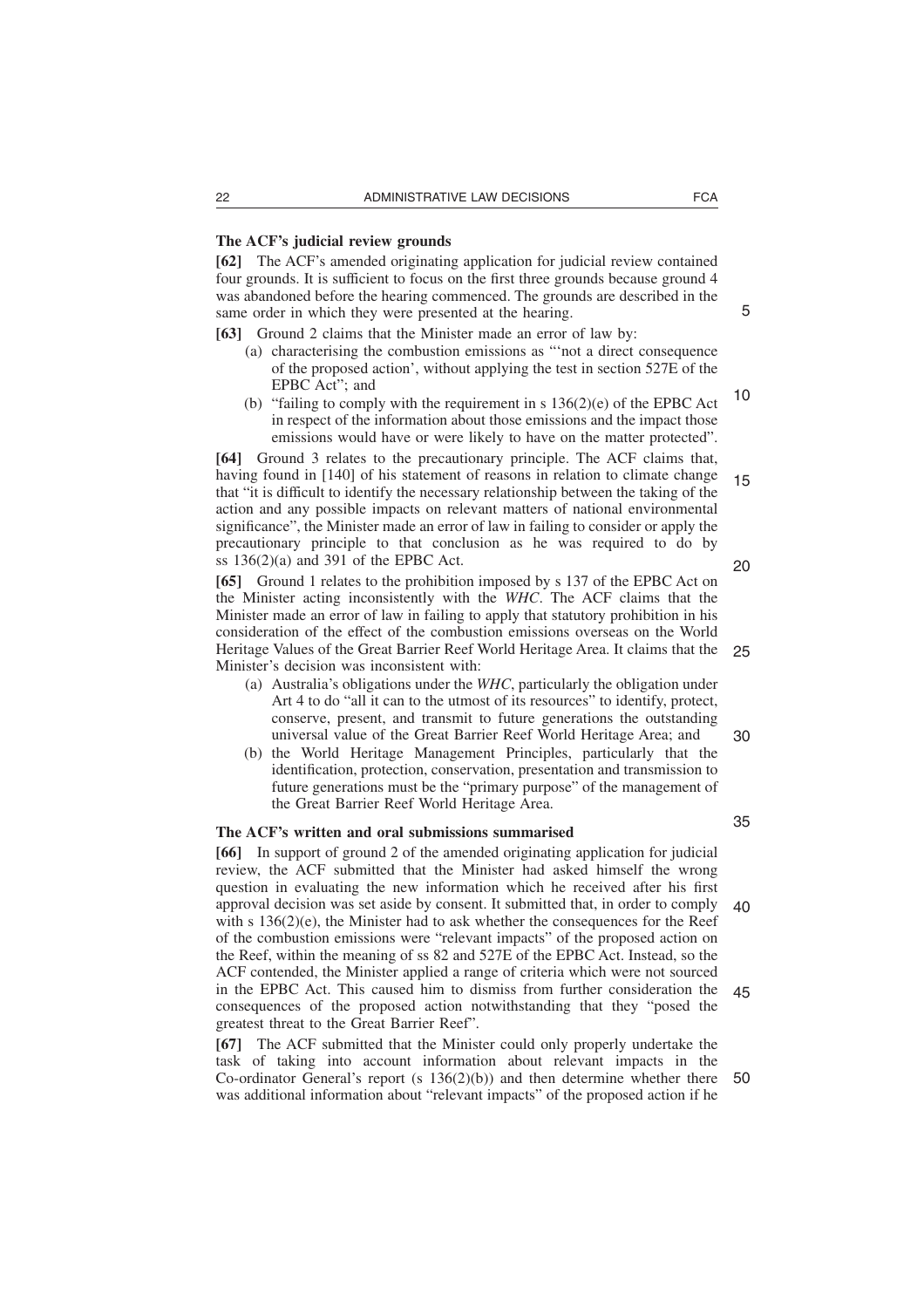### The ACF's judicial review grounds

**[62]** The ACF's amended originating application for judicial review contained four grounds. It is sufficient to focus on the first three grounds because ground 4 was abandoned before the hearing commenced. The grounds are described in the same order in which they were presented at the hearing.

**[63]** Ground 2 claims that the Minister made an error of law by:

(a) characterising the combustion emissions as "'not a direct consequence of the proposed action', without applying the test in section 527E of the EPBC Act"; and

(b) "failing to comply with the requirement in s 136(2)(e) of the EPBC Act in respect of the information about those emissions and the impact those emissions would have or were likely to have on the matter protected".

**[64]** Ground 3 relates to the precautionary principle. The ACF claims that, having found in [140] of his statement of reasons in relation to climate change that "it is difficult to identify the necessary relationship between the taking of the action and any possible impacts on relevant matters of national environmental significance", the Minister made an error of law in failing to consider or apply the precautionary principle to that conclusion as he was required to do by ss 136(2)(a) and 391 of the EPBC Act.

**[65]** Ground 1 relates to the prohibition imposed by s 137 of the EPBC Act on the Minister acting inconsistently with the *WHC*. The ACF claims that the Minister made an error of law in failing to apply that statutory prohibition in his consideration of the effect of the combustion emissions overseas on the World Heritage Values of the Great Barrier Reef World Heritage Area. It claims that the Minister's decision was inconsistent with:

(a) Australia's obligations under the *WHC*, particularly the obligation under Art 4 to do "all it can to the utmost of its resources" to identify, protect, conserve, present, and transmit to future generations the outstanding universal value of the Great Barrier Reef World Heritage Area; and

(b) the World Heritage Management Principles, particularly that the identification, protection, conservation, presentation and transmission to future generations must be the "primary purpose" of the management of the Great Barrier Reef World Heritage Area.

### The ACF's written and oral submissions summarised

**[66]** In support of ground 2 of the amended originating application for judicial review, the ACF submitted that the Minister had asked himself the wrong question in evaluating the new information which he received after his first approval decision was set aside by consent. It submitted that, in order to comply with s 136(2)(e), the Minister had to ask whether the consequences for the Reef of the combustion emissions were "relevant impacts" of the proposed action on the Reef, within the meaning of ss 82 and 527E of the EPBC Act. Instead, so the ACF contended, the Minister applied a range of criteria which were not sourced in the EPBC Act. This caused him to dismiss from further consideration the consequences of the proposed action notwithstanding that they "posed the greatest threat to the Great Barrier Reef".

**[67]** The ACF submitted that the Minister could only properly undertake the task of taking into account information about relevant impacts in the Co-ordinator General's report (s 136(2)(b)) and then determine whether there was additional information about "relevant impacts" of the proposed action if he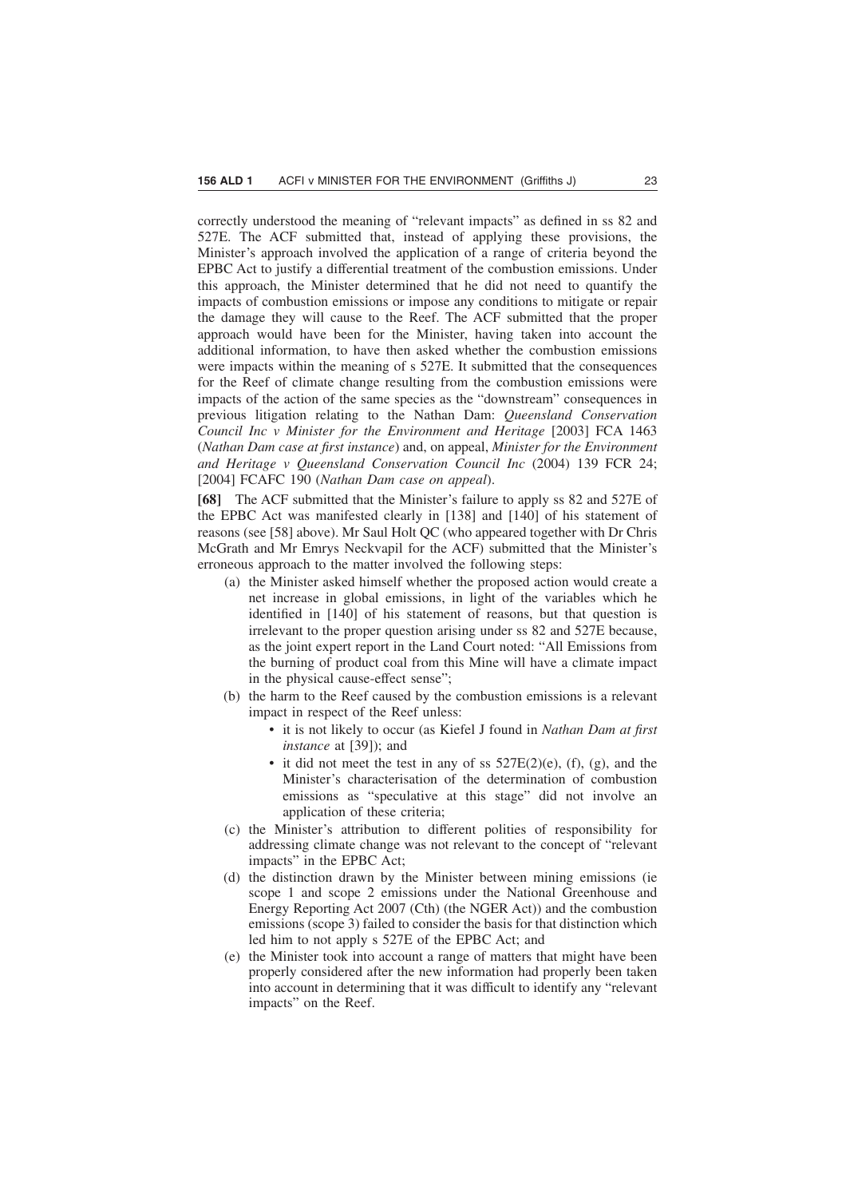correctly understood the meaning of "relevant impacts" as defined in ss 82 and 527E. The ACF submitted that, instead of applying these provisions, the Minister's approach involved the application of a range of criteria beyond the EPBC Act to justify a differential treatment of the combustion emissions. Under this approach, the Minister determined that he did not need to quantify the impacts of combustion emissions or impose any conditions to mitigate or repair the damage they will cause to the Reef. The ACF submitted that the proper approach would have been for the Minister, having taken into account the additional information, to have then asked whether the combustion emissions were impacts within the meaning of s 527E. It submitted that the consequences for the Reef of climate change resulting from the combustion emissions were impacts of the action of the same species as the "downstream" consequences in previous litigation relating to the Nathan Dam: *Queensland Conservation Council Inc v Minister for the Environment and Heritage* [2003] FCA 1463 (*Nathan Dam case at first instance*) and, on appeal, *Minister for the Environment and Heritage v Queensland Conservation Council Inc* (2004) 139 FCR 24; [2004] FCAFC 190 (*Nathan Dam case on appeal*).

**[68]** The ACF submitted that the Minister's failure to apply ss 82 and 527E of the EPBC Act was manifested clearly in [138] and [140] of his statement of reasons (see [58] above). Mr Saul Holt QC (who appeared together with Dr Chris McGrath and Mr Emrys Neckvapil for the ACF) submitted that the Minister's erroneous approach to the matter involved the following steps:

(a) the Minister asked himself whether the proposed action would create a net increase in global emissions, in light of the variables which he identified in [140] of his statement of reasons, but that question is irrelevant to the proper question arising under ss 82 and 527E because, as the joint expert report in the Land Court noted: "All Emissions from the burning of product coal from this Mine will have a climate impact in the physical cause-effect sense";

(b) the harm to the Reef caused by the combustion emissions is a relevant impact in respect of the Reef unless:

- it is not likely to occur (as Kiefel J found in *Nathan Dam at first instance* at [39]); and
- it did not meet the test in any of ss 527E(2)(e), (f), (g), and the Minister's characterisation of the determination of combustion emissions as "speculative at this stage" did not involve an application of these criteria;

(c) the Minister's attribution to different polities of responsibility for addressing climate change was not relevant to the concept of "relevant impacts" in the EPBC Act;

(d) the distinction drawn by the Minister between mining emissions (ie scope 1 and scope 2 emissions under the National Greenhouse and Energy Reporting Act 2007 (Cth) (the NGER Act)) and the combustion emissions (scope 3) failed to consider the basis for that distinction which led him to not apply s 527E of the EPBC Act; and

(e) the Minister took into account a range of matters that might have been properly considered after the new information had properly been taken into account in determining that it was difficult to identify any "relevant impacts" on the Reef.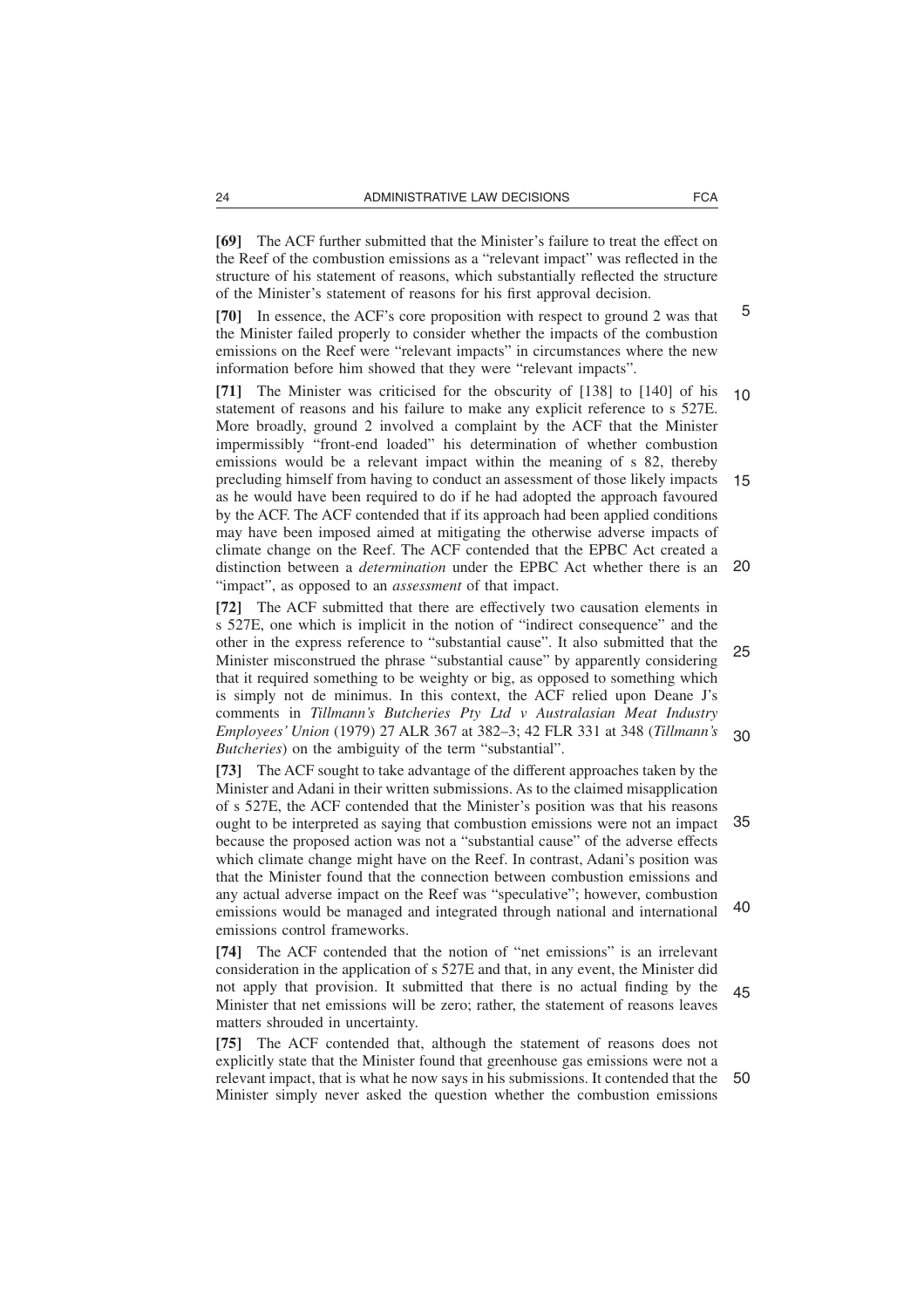**[69]** The ACF further submitted that the Minister's failure to treat the effect on the Reef of the combustion emissions as a "relevant impact" was reflected in the structure of his statement of reasons, which substantially reflected the structure of the Minister's statement of reasons for his first approval decision.

**[70]** In essence, the ACF's core proposition with respect to ground 2 was that the Minister failed properly to consider whether the impacts of the combustion emissions on the Reef were "relevant impacts" in circumstances where the new information before him showed that they were "relevant impacts".

**[71]** The Minister was criticised for the obscurity of [138] to [140] of his statement of reasons and his failure to make any explicit reference to s 527E. More broadly, ground 2 involved a complaint by the ACF that the Minister impermissibly "front-end loaded" his determination of whether combustion emissions would be a relevant impact within the meaning of s 82, thereby precluding himself from having to conduct an assessment of those likely impacts as he would have been required to do if he had adopted the approach favoured by the ACF. The ACF contended that if its approach had been applied conditions may have been imposed aimed at mitigating the otherwise adverse impacts of climate change on the Reef. The ACF contended that the EPBC Act created a distinction between a *determination* under the EPBC Act whether there is an "impact", as opposed to an *assessment* of that impact.

**[72]** The ACF submitted that there are effectively two causation elements in s 527E, one which is implicit in the notion of "indirect consequence" and the other in the express reference to "substantial cause". It also submitted that the Minister misconstrued the phrase "substantial cause" by apparently considering that it required something to be weighty or big, as opposed to something which is simply not de minimus. In this context, the ACF relied upon Deane J's comments in *Tillmann's Butcheries Pty Ltd v Australasian Meat Industry Employees' Union* (1979) 27 ALR 367 at 382–3; 42 FLR 331 at 348 (*Tillmann's Butcheries*) on the ambiguity of the term "substantial".

**[73]** The ACF sought to take advantage of the different approaches taken by the Minister and Adani in their written submissions. As to the claimed misapplication of s 527E, the ACF contended that the Minister's position was that his reasons ought to be interpreted as saying that combustion emissions were not an impact because the proposed action was not a "substantial cause" of the adverse effects which climate change might have on the Reef. In contrast, Adani's position was that the Minister found that the connection between combustion emissions and any actual adverse impact on the Reef was "speculative"; however, combustion emissions would be managed and integrated through national and international emissions control frameworks.

**[74]** The ACF contended that the notion of "net emissions" is an irrelevant consideration in the application of s 527E and that, in any event, the Minister did not apply that provision. It submitted that there is no actual finding by the Minister that net emissions will be zero; rather, the statement of reasons leaves matters shrouded in uncertainty.

**[75]** The ACF contended that, although the statement of reasons does not explicitly state that the Minister found that greenhouse gas emissions were not a relevant impact, that is what he now says in his submissions. It contended that the Minister simply never asked the question whether the combustion emissions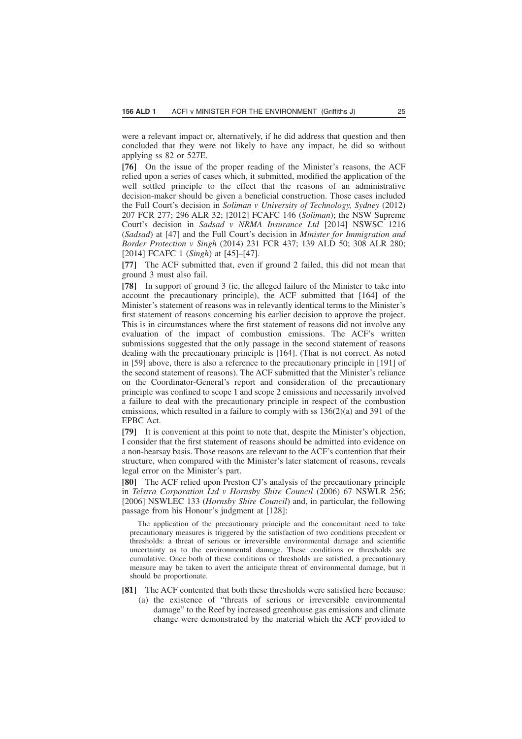were a relevant impact or, alternatively, if he did address that question and then concluded that they were not likely to have any impact, he did so without applying ss 82 or 527E.

**[76]** On the issue of the proper reading of the Minister's reasons, the ACF relied upon a series of cases which, it submitted, modified the application of the well settled principle to the effect that the reasons of an administrative decision-maker should be given a beneficial construction. Those cases included the Full Court's decision in *Soliman v University of Technology, Sydney* (2012) 207 FCR 277; 296 ALR 32; [2012] FCAFC 146 (*Soliman*); the NSW Supreme Court's decision in *Sadsad v NRMA Insurance Ltd* [2014] NSWSC 1216 (*Sadsad*) at [47] and the Full Court's decision in *Minister for Immigration and Border Protection v Singh* (2014) 231 FCR 437; 139 ALD 50; 308 ALR 280; [2014] FCAFC 1 (*Singh*) at [45]–[47].

**[77]** The ACF submitted that, even if ground 2 failed, this did not mean that ground 3 must also fail.

**[78]** In support of ground 3 (ie, the alleged failure of the Minister to take into account the precautionary principle), the ACF submitted that [164] of the Minister's statement of reasons was in relevantly identical terms to the Minister's first statement of reasons concerning his earlier decision to approve the project. This is in circumstances where the first statement of reasons did not involve any evaluation of the impact of combustion emissions. The ACF's written submissions suggested that the only passage in the second statement of reasons dealing with the precautionary principle is [164]. (That is not correct. As noted in [59] above, there is also a reference to the precautionary principle in [191] of the second statement of reasons). The ACF submitted that the Minister's reliance on the Coordinator-General's report and consideration of the precautionary principle was confined to scope 1 and scope 2 emissions and necessarily involved a failure to deal with the precautionary principle in respect of the combustion emissions, which resulted in a failure to comply with ss 136(2)(a) and 391 of the EPBC Act.

**[79]** It is convenient at this point to note that, despite the Minister's objection, I consider that the first statement of reasons should be admitted into evidence on a non-hearsay basis. Those reasons are relevant to the ACF's contention that their structure, when compared with the Minister's later statement of reasons, reveals legal error on the Minister's part.

**[80]** The ACF relied upon Preston CJ's analysis of the precautionary principle in *Telstra Corporation Ltd v Hornsby Shire Council* (2006) 67 NSWLR 256; [2006] NSWLEC 133 (*Hornsby Shire Council*) and, in particular, the following passage from his Honour's judgment at [128]:

> The application of the precautionary principle and the concomitant need to take precautionary measures is triggered by the satisfaction of two conditions precedent or thresholds: a threat of serious or irreversible environmental damage and scientific uncertainty as to the environmental damage. These conditions or thresholds are cumulative. Once both of these conditions or thresholds are satisfied, a precautionary measure may be taken to avert the anticipate threat of environmental damage, but it should be proportionate.

**[81]** The ACF contended that both these thresholds were satisfied here because:

(a) the existence of "threats of serious or irreversible environmental damage" to the Reef by increased greenhouse gas emissions and climate change were demonstrated by the material which the ACF provided to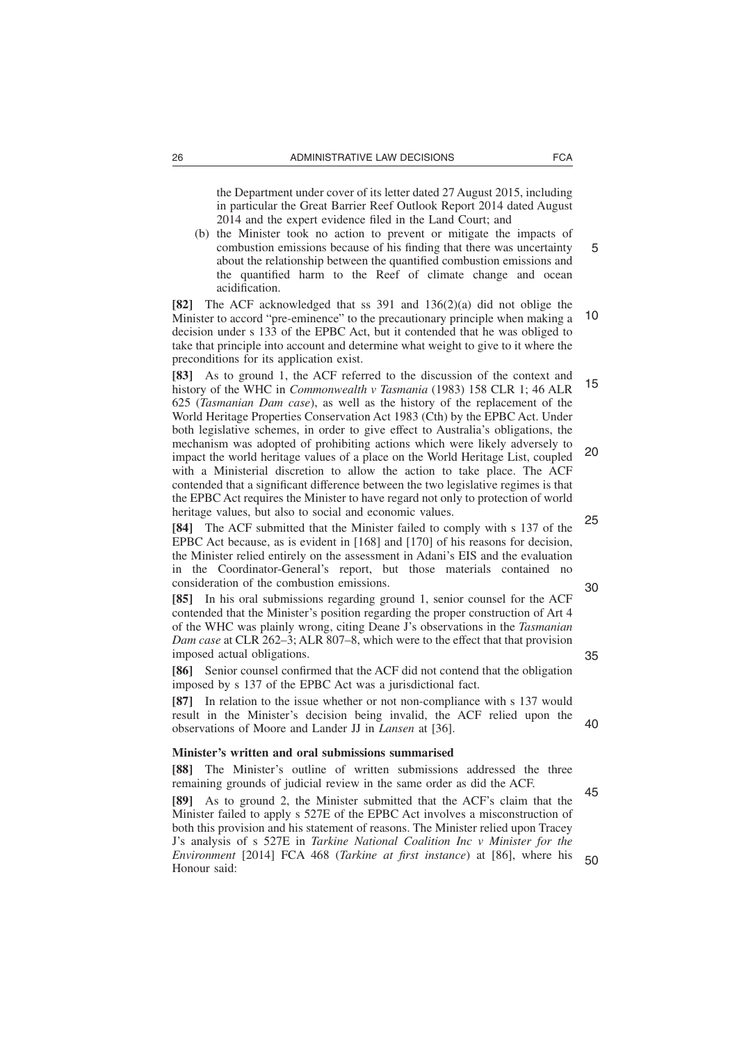the Department under cover of its letter dated 27 August 2015, including in particular the Great Barrier Reef Outlook Report 2014 dated August 2014 and the expert evidence filed in the Land Court; and

(b) the Minister took no action to prevent or mitigate the impacts of combustion emissions because of his finding that there was uncertainty about the relationship between the quantified combustion emissions and the quantified harm to the Reef of climate change and ocean acidification.

**[82]** The ACF acknowledged that ss 391 and 136(2)(a) did not oblige the Minister to accord "pre-eminence" to the precautionary principle when making a decision under s 133 of the EPBC Act, but it contended that he was obliged to take that principle into account and determine what weight to give to it where the preconditions for its application exist.

**[83]** As to ground 1, the ACF referred to the discussion of the context and history of the WHC in *Commonwealth v Tasmania* (1983) 158 CLR 1; 46 ALR 625 (*Tasmanian Dam case*), as well as the history of the replacement of the World Heritage Properties Conservation Act 1983 (Cth) by the EPBC Act. Under both legislative schemes, in order to give effect to Australia's obligations, the mechanism was adopted of prohibiting actions which were likely adversely to impact the world heritage values of a place on the World Heritage List, coupled with a Ministerial discretion to allow the action to take place. The ACF contended that a significant difference between the two legislative regimes is that the EPBC Act requires the Minister to have regard not only to protection of world heritage values, but also to social and economic values.

**[84]** The ACF submitted that the Minister failed to comply with s 137 of the EPBC Act because, as is evident in [168] and [170] of his reasons for decision, the Minister relied entirely on the assessment in Adani's EIS and the evaluation in the Coordinator-General's report, but those materials contained no consideration of the combustion emissions.

**[85]** In his oral submissions regarding ground 1, senior counsel for the ACF contended that the Minister's position regarding the proper construction of Art 4 of the WHC was plainly wrong, citing Deane J's observations in the *Tasmanian Dam case* at CLR 262–3; ALR 807–8, which were to the effect that that provision imposed actual obligations.

**[86]** Senior counsel confirmed that the ACF did not contend that the obligation imposed by s 137 of the EPBC Act was a jurisdictional fact.

**[87]** In relation to the issue whether or not non-compliance with s 137 would result in the Minister's decision being invalid, the ACF relied upon the observations of Moore and Lander JJ in *Lansen* at [36].

### Minister's written and oral submissions summarised

**[88]** The Minister's outline of written submissions addressed the three remaining grounds of judicial review in the same order as did the ACF.

**[89]** As to ground 2, the Minister submitted that the ACF's claim that the Minister failed to apply s 527E of the EPBC Act involves a misconstruction of both this provision and his statement of reasons. The Minister relied upon Tracey J's analysis of s 527E in *Tarkine National Coalition Inc v Minister for the Environment* [2014] FCA 468 (*Tarkine at first instance*) at [86], where his Honour said: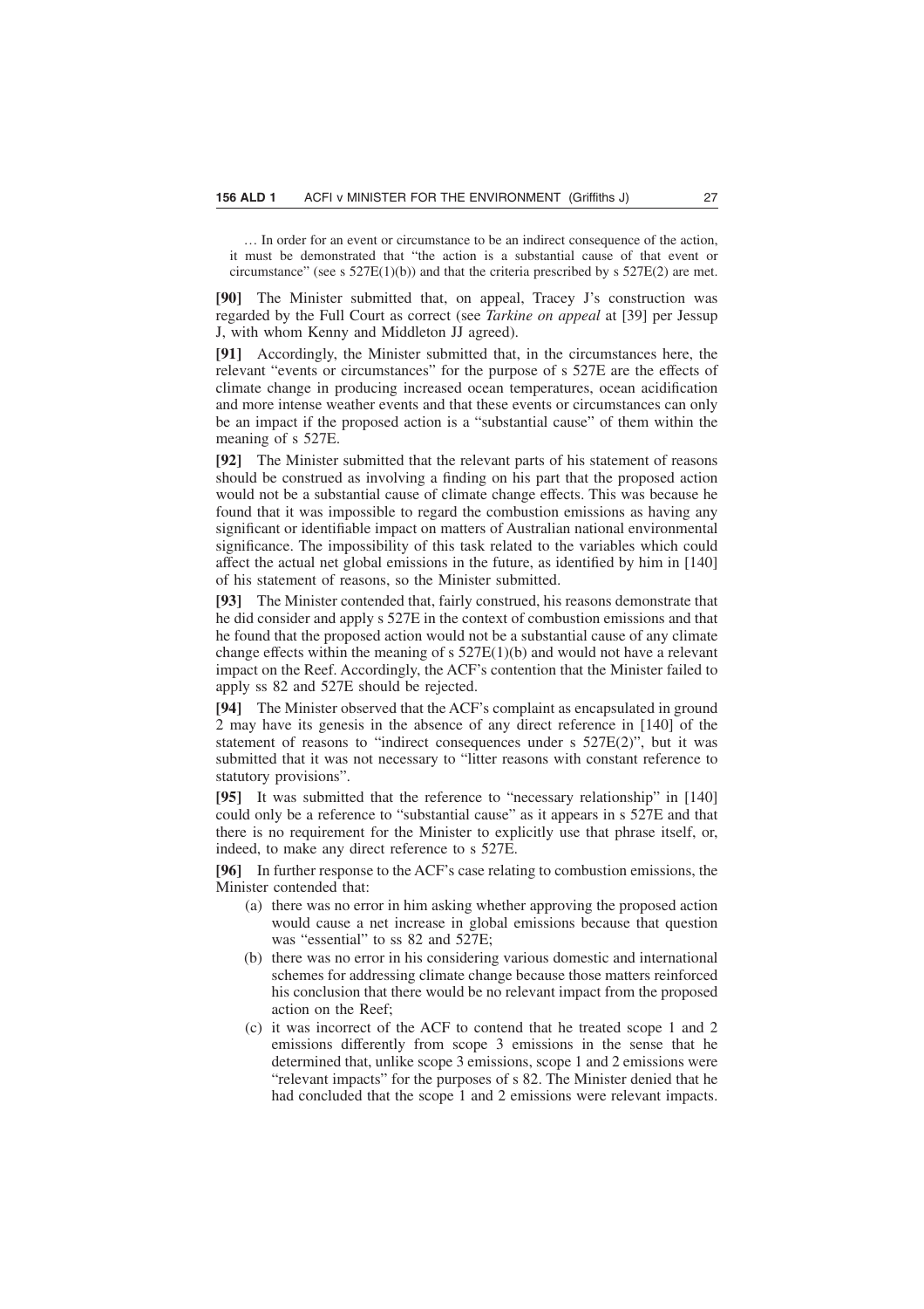… In order for an event or circumstance to be an indirect consequence of the action, it must be demonstrated that "the action is a substantial cause of that event or circumstance" (see s 527E(1)(b)) and that the criteria prescribed by s 527E(2) are met.

**[90]** The Minister submitted that, on appeal, Tracey J's construction was regarded by the Full Court as correct (see *Tarkine on appeal* at [39] per Jessup J, with whom Kenny and Middleton JJ agreed).

**[91]** Accordingly, the Minister submitted that, in the circumstances here, the relevant "events or circumstances" for the purpose of s 527E are the effects of climate change in producing increased ocean temperatures, ocean acidification and more intense weather events and that these events or circumstances can only be an impact if the proposed action is a "substantial cause" of them within the meaning of s 527E.

**[92]** The Minister submitted that the relevant parts of his statement of reasons should be construed as involving a finding on his part that the proposed action would not be a substantial cause of climate change effects. This was because he found that it was impossible to regard the combustion emissions as having any significant or identifiable impact on matters of Australian national environmental significance. The impossibility of this task related to the variables which could affect the actual net global emissions in the future, as identified by him in [140] of his statement of reasons, so the Minister submitted.

**[93]** The Minister contended that, fairly construed, his reasons demonstrate that he did consider and apply s 527E in the context of combustion emissions and that he found that the proposed action would not be a substantial cause of any climate change effects within the meaning of s 527E(1)(b) and would not have a relevant impact on the Reef. Accordingly, the ACF's contention that the Minister failed to apply ss 82 and 527E should be rejected.

**[94]** The Minister observed that the ACF's complaint as encapsulated in ground 2 may have its genesis in the absence of any direct reference in [140] of the statement of reasons to "indirect consequences under s 527E(2)", but it was submitted that it was not necessary to "litter reasons with constant reference to statutory provisions".

**[95]** It was submitted that the reference to "necessary relationship" in [140] could only be a reference to "substantial cause" as it appears in s 527E and that there is no requirement for the Minister to explicitly use that phrase itself, or, indeed, to make any direct reference to s 527E.

**[96]** In further response to the ACF's case relating to combustion emissions, the Minister contended that:

(a) there was no error in him asking whether approving the proposed action would cause a net increase in global emissions because that question was "essential" to ss 82 and 527E;

(b) there was no error in his considering various domestic and international schemes for addressing climate change because those matters reinforced his conclusion that there would be no relevant impact from the proposed action on the Reef;

(c) it was incorrect of the ACF to contend that he treated scope 1 and 2 emissions differently from scope 3 emissions in the sense that he determined that, unlike scope 3 emissions, scope 1 and 2 emissions were "relevant impacts" for the purposes of s 82. The Minister denied that he had concluded that the scope 1 and 2 emissions were relevant impacts.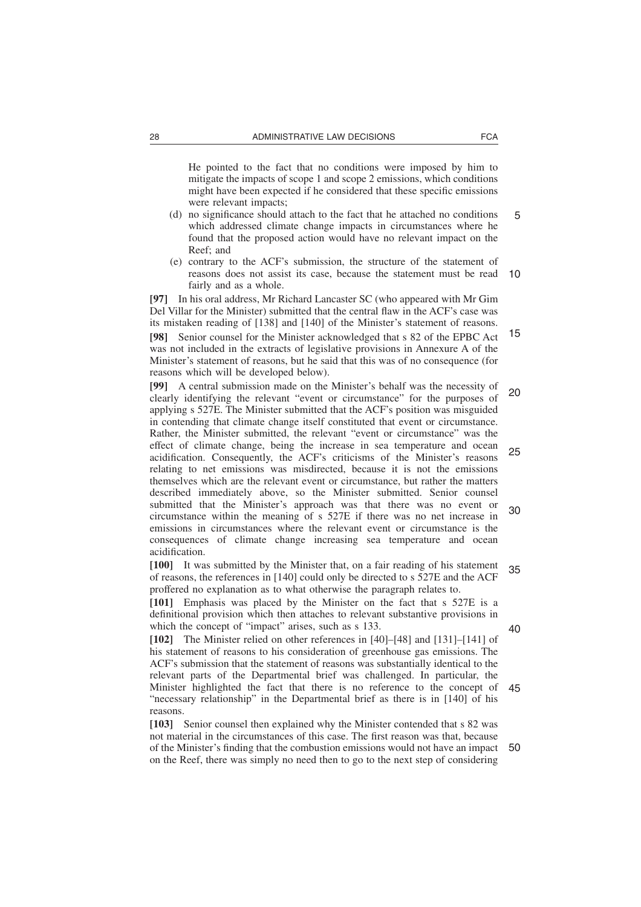He pointed to the fact that no conditions were imposed by him to mitigate the impacts of scope 1 and scope 2 emissions, which conditions might have been expected if he considered that these specific emissions were relevant impacts;

(d) no significance should attach to the fact that he attached no conditions which addressed climate change impacts in circumstances where he found that the proposed action would have no relevant impact on the Reef; and

(e) contrary to the ACF's submission, the structure of the statement of reasons does not assist its case, because the statement must be read fairly and as a whole.

**[97]** In his oral address, Mr Richard Lancaster SC (who appeared with Mr Gim Del Villar for the Minister) submitted that the central flaw in the ACF's case was its mistaken reading of [138] and [140] of the Minister's statement of reasons.

**[98]** Senior counsel for the Minister acknowledged that s 82 of the EPBC Act was not included in the extracts of legislative provisions in Annexure A of the Minister's statement of reasons, but he said that this was of no consequence (for reasons which will be developed below).

**[99]** A central submission made on the Minister's behalf was the necessity of clearly identifying the relevant "event or circumstance" for the purposes of applying s 527E. The Minister submitted that the ACF's position was misguided in contending that climate change itself constituted that event or circumstance. Rather, the Minister submitted, the relevant "event or circumstance" was the effect of climate change, being the increase in sea temperature and ocean acidification. Consequently, the ACF's criticisms of the Minister's reasons relating to net emissions was misdirected, because it is not the emissions themselves which are the relevant event or circumstance, but rather the matters described immediately above, so the Minister submitted. Senior counsel submitted that the Minister's approach was that there was no event or circumstance within the meaning of s 527E if there was no net increase in emissions in circumstances where the relevant event or circumstance is the consequences of climate change increasing sea temperature and ocean acidification.

**[100]** It was submitted by the Minister that, on a fair reading of his statement of reasons, the references in [140] could only be directed to s 527E and the ACF proffered no explanation as to what otherwise the paragraph relates to.

**[101]** Emphasis was placed by the Minister on the fact that s 527E is a definitional provision which then attaches to relevant substantive provisions in which the concept of "impact" arises, such as s 133.

**[102]** The Minister relied on other references in [40]–[48] and [131]–[141] of his statement of reasons to his consideration of greenhouse gas emissions. The ACF's submission that the statement of reasons was substantially identical to the relevant parts of the Departmental brief was challenged. In particular, the Minister highlighted the fact that there is no reference to the concept of "necessary relationship" in the Departmental brief as there is in [140] of his reasons.

**[103]** Senior counsel then explained why the Minister contended that s 82 was not material in the circumstances of this case. The first reason was that, because of the Minister's finding that the combustion emissions would not have an impact on the Reef, there was simply no need then to go to the next step of considering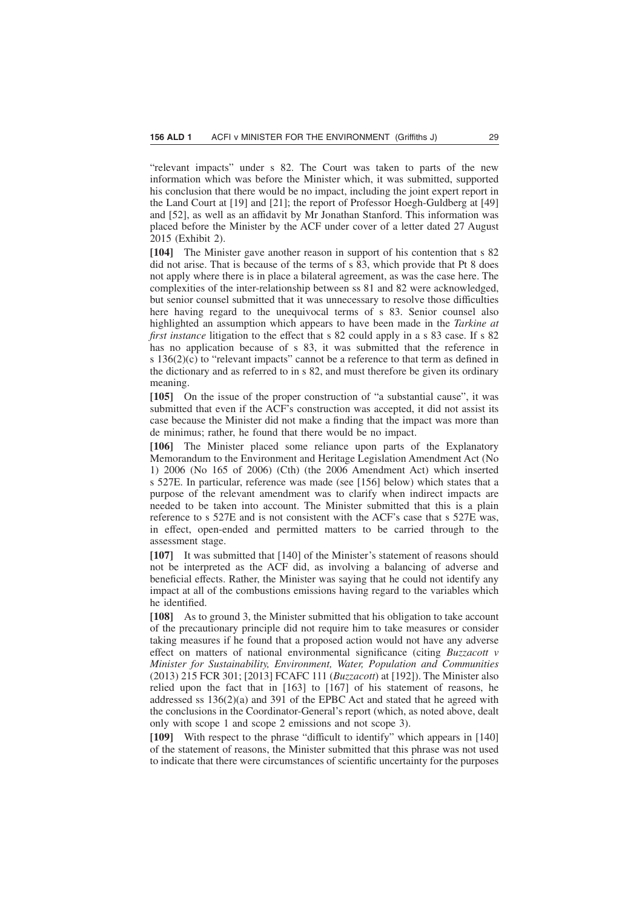"relevant impacts" under s 82. The Court was taken to parts of the new information which was before the Minister which, it was submitted, supported his conclusion that there would be no impact, including the joint expert report in the Land Court at [19] and [21]; the report of Professor Hoegh-Guldberg at [49] and [52], as well as an affidavit by Mr Jonathan Stanford. This information was placed before the Minister by the ACF under cover of a letter dated 27 August 2015 (Exhibit 2).

**[104]** The Minister gave another reason in support of his contention that s 82 did not arise. That is because of the terms of s 83, which provide that Pt 8 does not apply where there is in place a bilateral agreement, as was the case here. The complexities of the inter-relationship between ss 81 and 82 were acknowledged, but senior counsel submitted that it was unnecessary to resolve those difficulties here having regard to the unequivocal terms of s 83. Senior counsel also highlighted an assumption which appears to have been made in the *Tarkine at first instance* litigation to the effect that s 82 could apply in a s 83 case. If s 82 has no application because of s 83, it was submitted that the reference in s 136(2)(c) to "relevant impacts" cannot be a reference to that term as defined in the dictionary and as referred to in s 82, and must therefore be given its ordinary meaning.

**[105]** On the issue of the proper construction of "a substantial cause", it was submitted that even if the ACF's construction was accepted, it did not assist its case because the Minister did not make a finding that the impact was more than de minimus; rather, he found that there would be no impact.

**[106]** The Minister placed some reliance upon parts of the Explanatory Memorandum to the Environment and Heritage Legislation Amendment Act (No 1) 2006 (No 165 of 2006) (Cth) (the 2006 Amendment Act) which inserted s 527E. In particular, reference was made (see [156] below) which states that a purpose of the relevant amendment was to clarify when indirect impacts are needed to be taken into account. The Minister submitted that this is a plain reference to s 527E and is not consistent with the ACF's case that s 527E was, in effect, open-ended and permitted matters to be carried through to the assessment stage.

**[107]** It was submitted that [140] of the Minister's statement of reasons should not be interpreted as the ACF did, as involving a balancing of adverse and beneficial effects. Rather, the Minister was saying that he could not identify any impact at all of the combustions emissions having regard to the variables which he identified.

**[108]** As to ground 3, the Minister submitted that his obligation to take account of the precautionary principle did not require him to take measures or consider taking measures if he found that a proposed action would not have any adverse effect on matters of national environmental significance (citing *Buzzacott v Minister for Sustainability, Environment, Water, Population and Communities* (2013) 215 FCR 301; [2013] FCAFC 111 (*Buzzacott*) at [192]). The Minister also relied upon the fact that in [163] to [167] of his statement of reasons, he addressed ss 136(2)(a) and 391 of the EPBC Act and stated that he agreed with the conclusions in the Coordinator-General's report (which, as noted above, dealt only with scope 1 and scope 2 emissions and not scope 3).

**[109]** With respect to the phrase "difficult to identify" which appears in [140] of the statement of reasons, the Minister submitted that this phrase was not used to indicate that there were circumstances of scientific uncertainty for the purposes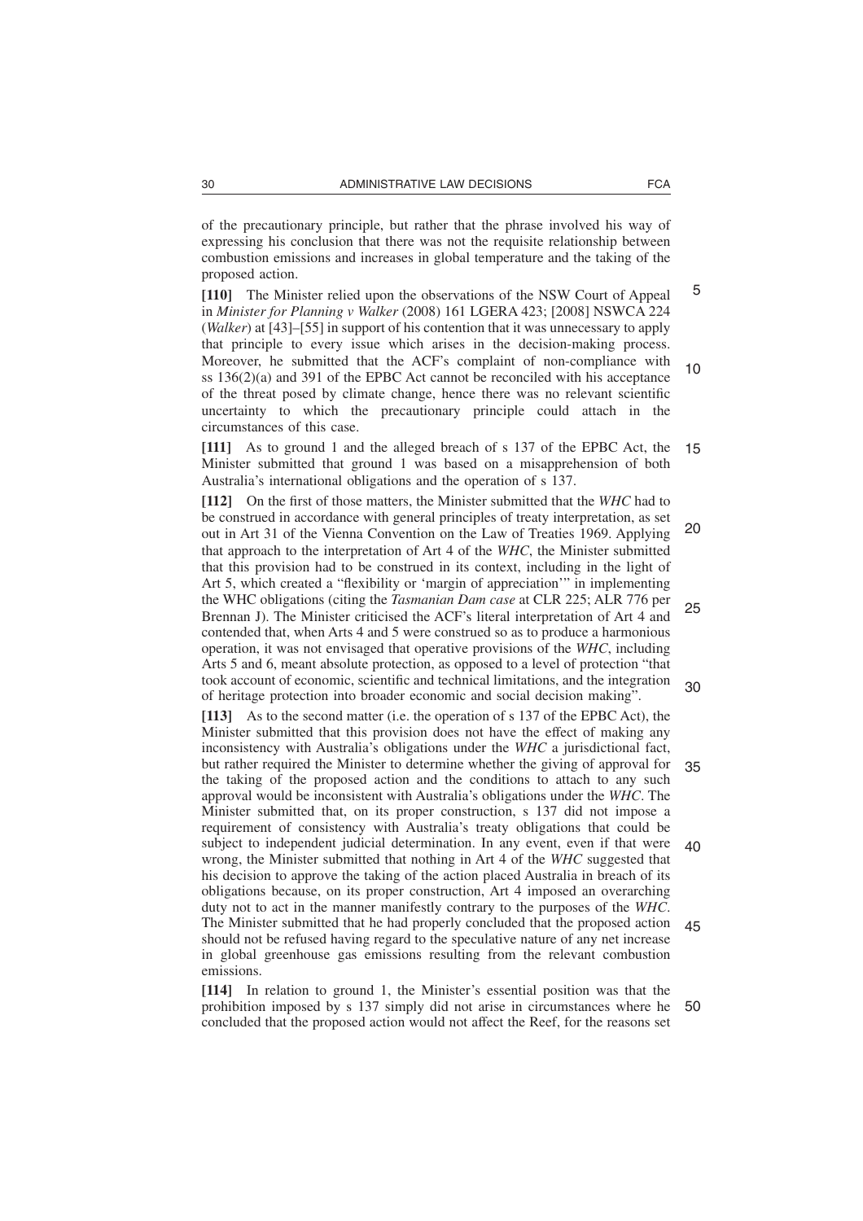of the precautionary principle, but rather that the phrase involved his way of expressing his conclusion that there was not the requisite relationship between combustion emissions and increases in global temperature and the taking of the proposed action.

**[110]** The Minister relied upon the observations of the NSW Court of Appeal in *Minister for Planning v Walker* (2008) 161 LGERA 423; [2008] NSWCA 224 (*Walker*) at [43]–[55] in support of his contention that it was unnecessary to apply that principle to every issue which arises in the decision-making process. Moreover, he submitted that the ACF's complaint of non-compliance with ss 136(2)(a) and 391 of the EPBC Act cannot be reconciled with his acceptance of the threat posed by climate change, hence there was no relevant scientific uncertainty to which the precautionary principle could attach in the circumstances of this case.

**[111]** As to ground 1 and the alleged breach of s 137 of the EPBC Act, the Minister submitted that ground 1 was based on a misapprehension of both Australia's international obligations and the operation of s 137.

**[112]** On the first of those matters, the Minister submitted that the *WHC* had to be construed in accordance with general principles of treaty interpretation, as set out in Art 31 of the Vienna Convention on the Law of Treaties 1969. Applying that approach to the interpretation of Art 4 of the *WHC*, the Minister submitted that this provision had to be construed in its context, including in the light of Art 5, which created a "flexibility or 'margin of appreciation'" in implementing the WHC obligations (citing the *Tasmanian Dam case* at CLR 225; ALR 776 per Brennan J). The Minister criticised the ACF's literal interpretation of Art 4 and contended that, when Arts 4 and 5 were construed so as to produce a harmonious operation, it was not envisaged that operative provisions of the *WHC*, including Arts 5 and 6, meant absolute protection, as opposed to a level of protection "that took account of economic, scientific and technical limitations, and the integration of heritage protection into broader economic and social decision making".

**[113]** As to the second matter (i.e. the operation of s 137 of the EPBC Act), the Minister submitted that this provision does not have the effect of making any inconsistency with Australia's obligations under the *WHC* a jurisdictional fact, but rather required the Minister to determine whether the giving of approval for the taking of the proposed action and the conditions to attach to any such approval would be inconsistent with Australia's obligations under the *WHC*. The Minister submitted that, on its proper construction, s 137 did not impose a requirement of consistency with Australia's treaty obligations that could be subject to independent judicial determination. In any event, even if that were wrong, the Minister submitted that nothing in Art 4 of the *WHC* suggested that his decision to approve the taking of the action placed Australia in breach of its obligations because, on its proper construction, Art 4 imposed an overarching duty not to act in the manner manifestly contrary to the purposes of the *WHC*. The Minister submitted that he had properly concluded that the proposed action should not be refused having regard to the speculative nature of any net increase in global greenhouse gas emissions resulting from the relevant combustion emissions.

**[114]** In relation to ground 1, the Minister's essential position was that the prohibition imposed by s 137 simply did not arise in circumstances where he concluded that the proposed action would not affect the Reef, for the reasons set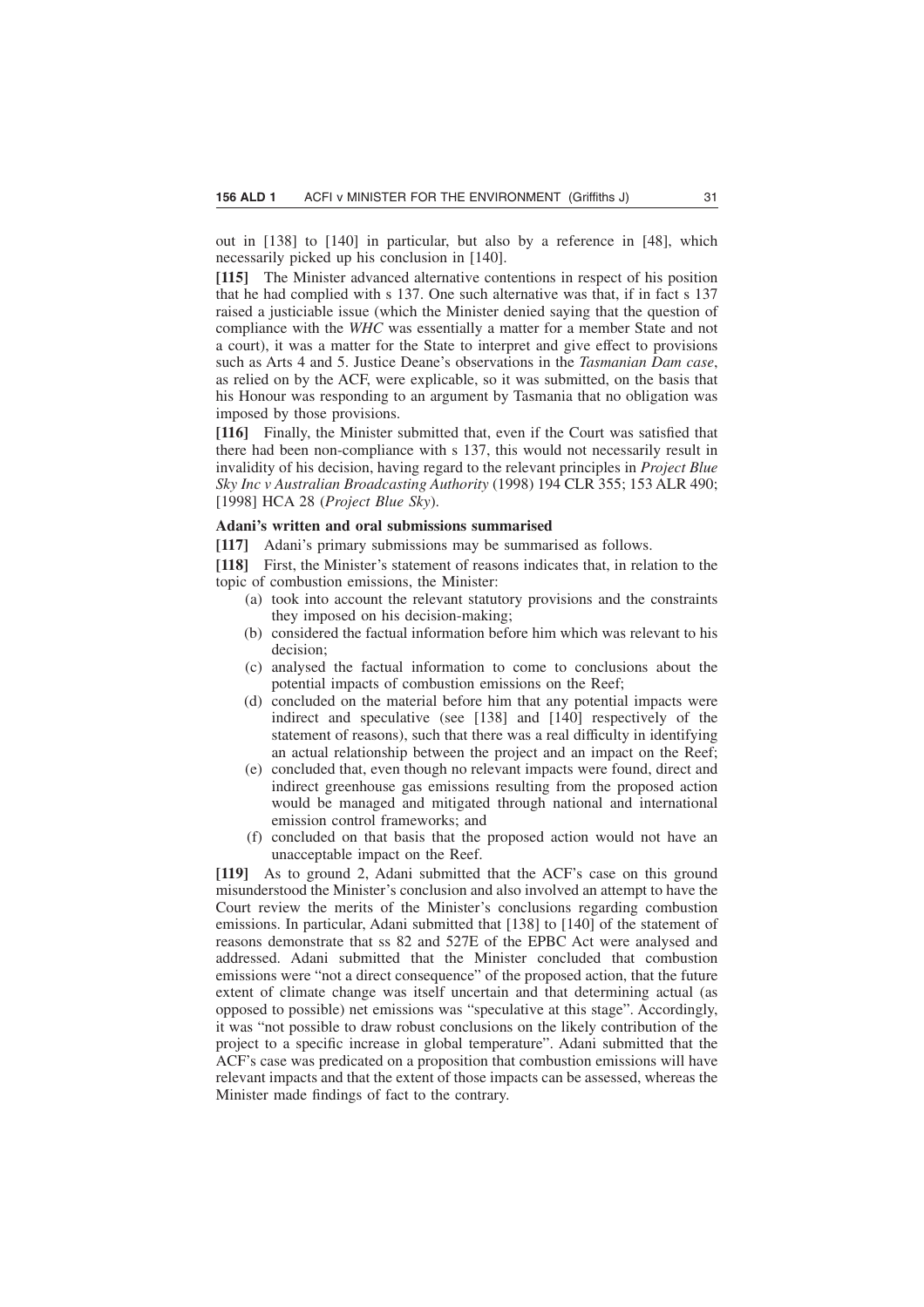out in [138] to [140] in particular, but also by a reference in [48], which necessarily picked up his conclusion in [140].

**[115]** The Minister advanced alternative contentions in respect of his position that he had complied with s 137. One such alternative was that, if in fact s 137 raised a justiciable issue (which the Minister denied saying that the question of compliance with the *WHC* was essentially a matter for a member State and not a court), it was a matter for the State to interpret and give effect to provisions such as Arts 4 and 5. Justice Deane's observations in the *Tasmanian Dam case*, as relied on by the ACF, were explicable, so it was submitted, on the basis that his Honour was responding to an argument by Tasmania that no obligation was imposed by those provisions.

**[116]** Finally, the Minister submitted that, even if the Court was satisfied that there had been non-compliance with s 137, this would not necessarily result in invalidity of his decision, having regard to the relevant principles in *Project Blue Sky Inc v Australian Broadcasting Authority* (1998) 194 CLR 355; 153 ALR 490; [1998] HCA 28 (*Project Blue Sky*).

**Adani's written and oral submissions summarised**

**[117]** Adani's primary submissions may be summarised as follows.

**[118]** First, the Minister's statement of reasons indicates that, in relation to the topic of combustion emissions, the Minister:

(a) took into account the relevant statutory provisions and the constraints they imposed on his decision-making;
(b) considered the factual information before him which was relevant to his decision;
(c) analysed the factual information to come to conclusions about the potential impacts of combustion emissions on the Reef;
(d) concluded on the material before him that any potential impacts were indirect and speculative (see [138] and [140] respectively of the statement of reasons), such that there was a real difficulty in identifying an actual relationship between the project and an impact on the Reef;
(e) concluded that, even though no relevant impacts were found, direct and indirect greenhouse gas emissions resulting from the proposed action would be managed and mitigated through national and international emission control frameworks; and
(f) concluded on that basis that the proposed action would not have an unacceptable impact on the Reef.

**[119]** As to ground 2, Adani submitted that the ACF's case on this ground misunderstood the Minister's conclusion and also involved an attempt to have the Court review the merits of the Minister's conclusions regarding combustion emissions. In particular, Adani submitted that [138] to [140] of the statement of reasons demonstrate that ss 82 and 527E of the EPBC Act were analysed and addressed. Adani submitted that the Minister concluded that combustion emissions were "not a direct consequence" of the proposed action, that the future extent of climate change was itself uncertain and that determining actual (as opposed to possible) net emissions was "speculative at this stage". Accordingly, it was "not possible to draw robust conclusions on the likely contribution of the project to a specific increase in global temperature". Adani submitted that the ACF's case was predicated on a proposition that combustion emissions will have relevant impacts and that the extent of those impacts can be assessed, whereas the Minister made findings of fact to the contrary.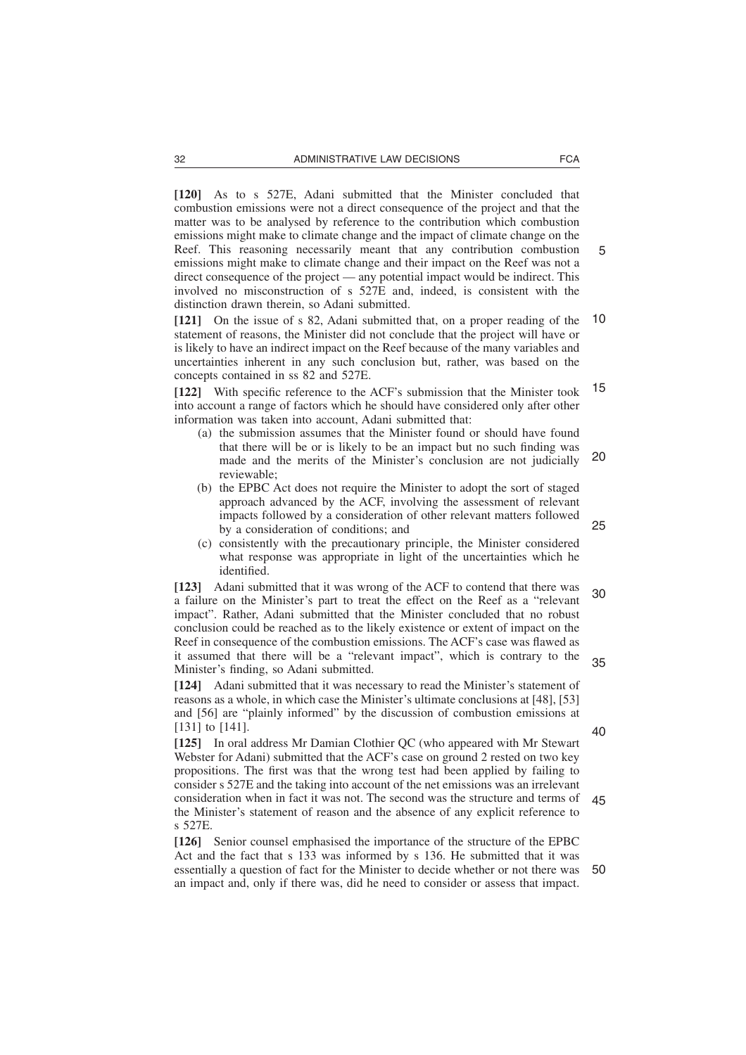**[120]** As to s 527E, Adani submitted that the Minister concluded that combustion emissions were not a direct consequence of the project and that the matter was to be analysed by reference to the contribution which combustion emissions might make to climate change and the impact of climate change on the Reef. This reasoning necessarily meant that any contribution combustion emissions might make to climate change and their impact on the Reef was not a direct consequence of the project — any potential impact would be indirect. This involved no misconstruction of s 527E and, indeed, is consistent with the distinction drawn therein, so Adani submitted.

**[121]** On the issue of s 82, Adani submitted that, on a proper reading of the statement of reasons, the Minister did not conclude that the project will have or is likely to have an indirect impact on the Reef because of the many variables and uncertainties inherent in any such conclusion but, rather, was based on the concepts contained in ss 82 and 527E.

**[122]** With specific reference to the ACF's submission that the Minister took into account a range of factors which he should have considered only after other information was taken into account, Adani submitted that:

- (a) the submission assumes that the Minister found or should have found that there will be or is likely to be an impact but no such finding was made and the merits of the Minister's conclusion are not judicially reviewable;
- (b) the EPBC Act does not require the Minister to adopt the sort of staged approach advanced by the ACF, involving the assessment of relevant impacts followed by a consideration of other relevant matters followed by a consideration of conditions; and
- (c) consistently with the precautionary principle, the Minister considered what response was appropriate in light of the uncertainties which he identified.

**[123]** Adani submitted that it was wrong of the ACF to contend that there was a failure on the Minister's part to treat the effect on the Reef as a "relevant impact". Rather, Adani submitted that the Minister concluded that no robust conclusion could be reached as to the likely existence or extent of impact on the Reef in consequence of the combustion emissions. The ACF's case was flawed as it assumed that there will be a "relevant impact", which is contrary to the Minister's finding, so Adani submitted.

**[124]** Adani submitted that it was necessary to read the Minister's statement of reasons as a whole, in which case the Minister's ultimate conclusions at [48], [53] and [56] are "plainly informed" by the discussion of combustion emissions at [131] to [141].

**[125]** In oral address Mr Damian Clothier QC (who appeared with Mr Stewart Webster for Adani) submitted that the ACF's case on ground 2 rested on two key propositions. The first was that the wrong test had been applied by failing to consider s 527E and the taking into account of the net emissions was an irrelevant consideration when in fact it was not. The second was the structure and terms of the Minister's statement of reason and the absence of any explicit reference to s 527E.

**[126]** Senior counsel emphasised the importance of the structure of the EPBC Act and the fact that s 133 was informed by s 136. He submitted that it was essentially a question of fact for the Minister to decide whether or not there was an impact and, only if there was, did he need to consider or assess that impact.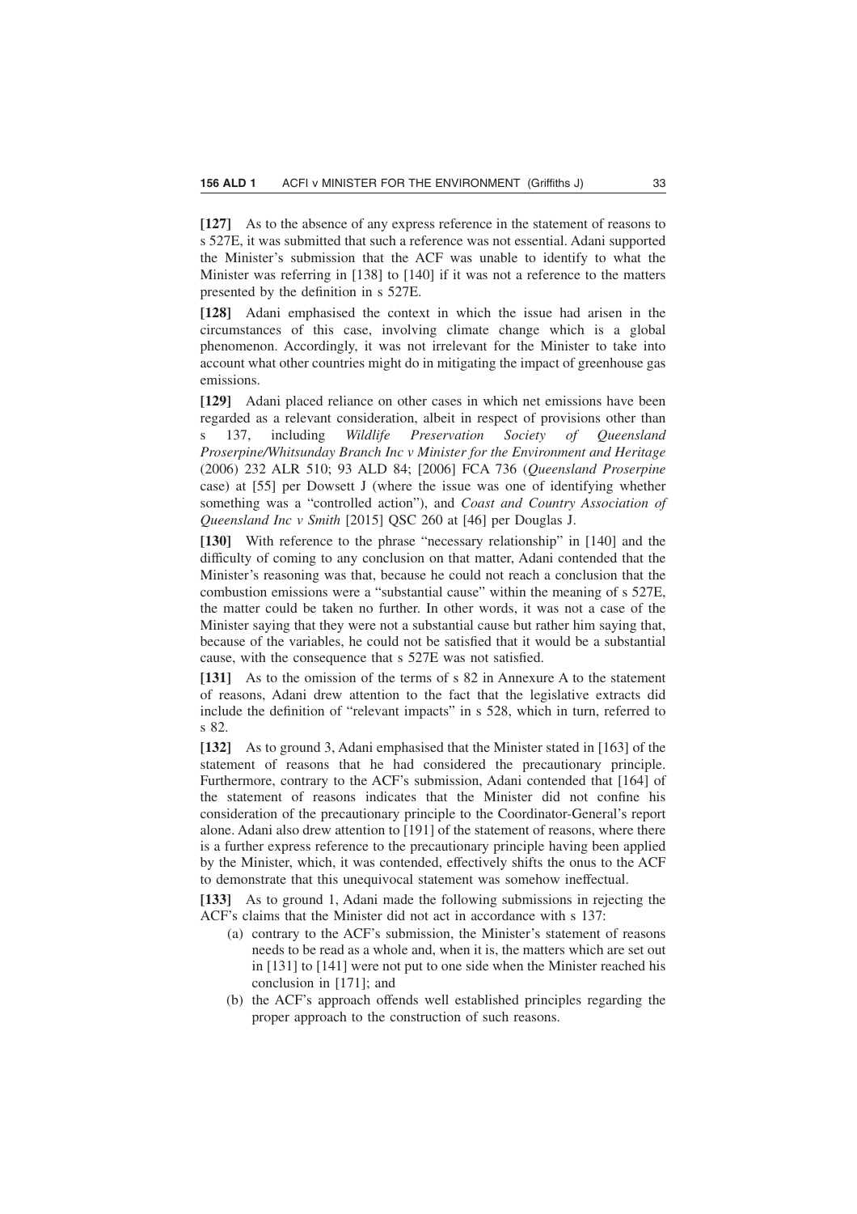**[127]** As to the absence of any express reference in the statement of reasons to s 527E, it was submitted that such a reference was not essential. Adani supported the Minister's submission that the ACF was unable to identify to what the Minister was referring in [138] to [140] if it was not a reference to the matters presented by the definition in s 527E.

**[128]** Adani emphasised the context in which the issue had arisen in the circumstances of this case, involving climate change which is a global phenomenon. Accordingly, it was not irrelevant for the Minister to take into account what other countries might do in mitigating the impact of greenhouse gas emissions.

**[129]** Adani placed reliance on other cases in which net emissions have been regarded as a relevant consideration, albeit in respect of provisions other than s 137, including *Wildlife Preservation Society of Queensland Proserpine/Whitsunday Branch Inc v Minister for the Environment and Heritage* (2006) 232 ALR 510; 93 ALD 84; [2006] FCA 736 (*Queensland Proserpine* case) at [55] per Dowsett J (where the issue was one of identifying whether something was a "controlled action"), and *Coast and Country Association of Queensland Inc v Smith* [2015] QSC 260 at [46] per Douglas J.

**[130]** With reference to the phrase "necessary relationship" in [140] and the difficulty of coming to any conclusion on that matter, Adani contended that the Minister's reasoning was that, because he could not reach a conclusion that the combustion emissions were a "substantial cause" within the meaning of s 527E, the matter could be taken no further. In other words, it was not a case of the Minister saying that they were not a substantial cause but rather him saying that, because of the variables, he could not be satisfied that it would be a substantial cause, with the consequence that s 527E was not satisfied.

**[131]** As to the omission of the terms of s 82 in Annexure A to the statement of reasons, Adani drew attention to the fact that the legislative extracts did include the definition of "relevant impacts" in s 528, which in turn, referred to s 82.

**[132]** As to ground 3, Adani emphasised that the Minister stated in [163] of the statement of reasons that he had considered the precautionary principle. Furthermore, contrary to the ACF's submission, Adani contended that [164] of the statement of reasons indicates that the Minister did not confine his consideration of the precautionary principle to the Coordinator-General's report alone. Adani also drew attention to [191] of the statement of reasons, where there is a further express reference to the precautionary principle having been applied by the Minister, which, it was contended, effectively shifts the onus to the ACF to demonstrate that this unequivocal statement was somehow ineffectual.

**[133]** As to ground 1, Adani made the following submissions in rejecting the ACF's claims that the Minister did not act in accordance with s 137:

(a) contrary to the ACF's submission, the Minister's statement of reasons needs to be read as a whole and, when it is, the matters which are set out in [131] to [141] were not put to one side when the Minister reached his conclusion in [171]; and

(b) the ACF's approach offends well established principles regarding the proper approach to the construction of such reasons.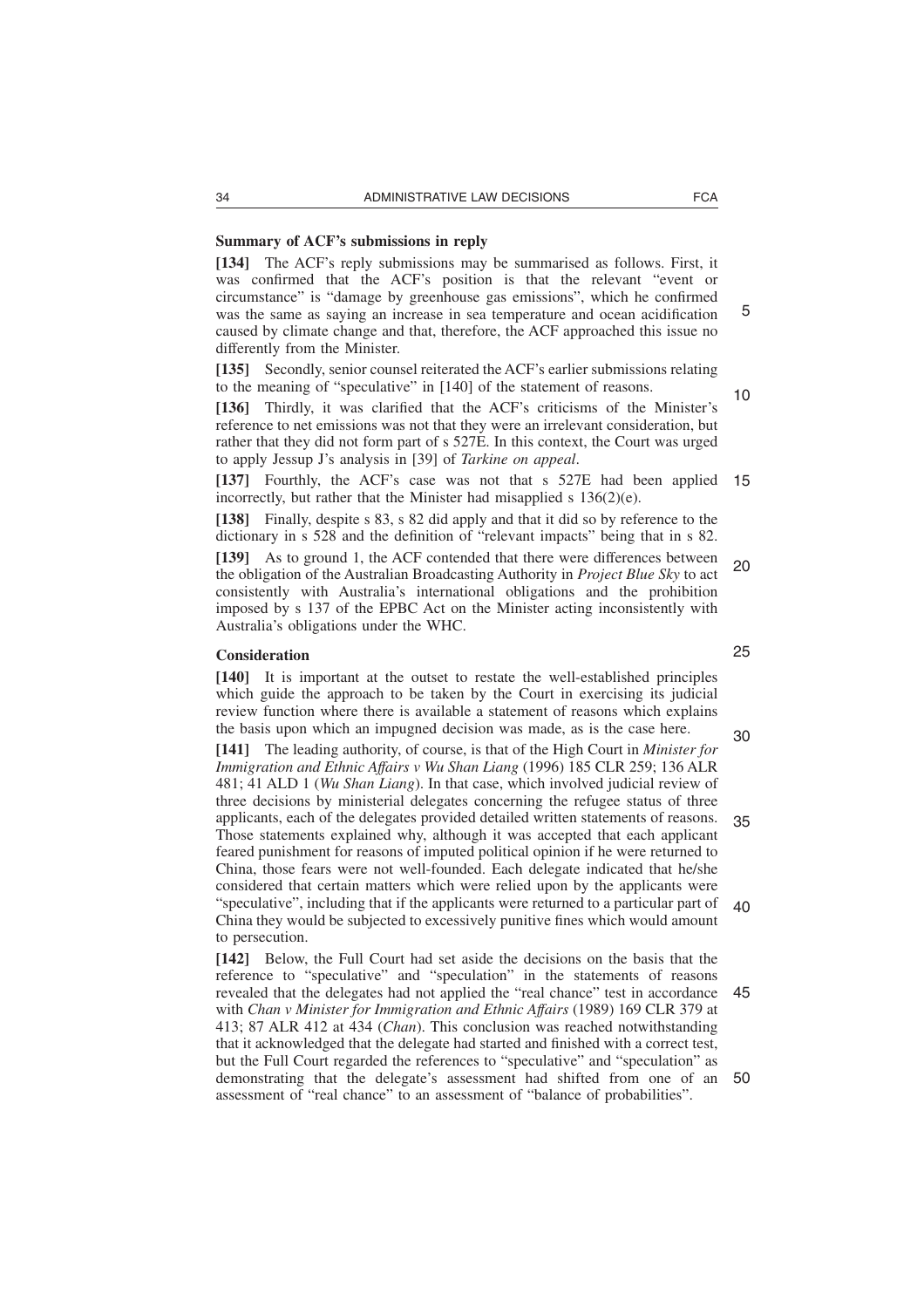### Summary of ACF's submissions in reply

**[134]** The ACF's reply submissions may be summarised as follows. First, it was confirmed that the ACF's position is that the relevant "event or circumstance" is "damage by greenhouse gas emissions", which he confirmed was the same as saying an increase in sea temperature and ocean acidification caused by climate change and that, therefore, the ACF approached this issue no differently from the Minister.

**[135]** Secondly, senior counsel reiterated the ACF's earlier submissions relating to the meaning of "speculative" in [140] of the statement of reasons.

**[136]** Thirdly, it was clarified that the ACF's criticisms of the Minister's reference to net emissions was not that they were an irrelevant consideration, but rather that they did not form part of s 527E. In this context, the Court was urged to apply Jessup J's analysis in [39] of *Tarkine on appeal*.

**[137]** Fourthly, the ACF's case was not that s 527E had been applied incorrectly, but rather that the Minister had misapplied s 136(2)(e).

**[138]** Finally, despite s 83, s 82 did apply and that it did so by reference to the dictionary in s 528 and the definition of "relevant impacts" being that in s 82.

**[139]** As to ground 1, the ACF contended that there were differences between the obligation of the Australian Broadcasting Authority in *Project Blue Sky* to act consistently with Australia's international obligations and the prohibition imposed by s 137 of the EPBC Act on the Minister acting inconsistently with Australia's obligations under the WHC.

### Consideration

**[140]** It is important at the outset to restate the well-established principles which guide the approach to be taken by the Court in exercising its judicial review function where there is available a statement of reasons which explains the basis upon which an impugned decision was made, as is the case here.

**[141]** The leading authority, of course, is that of the High Court in *Minister for Immigration and Ethnic Affairs v Wu Shan Liang* (1996) 185 CLR 259; 136 ALR 481; 41 ALD 1 (*Wu Shan Liang*). In that case, which involved judicial review of three decisions by ministerial delegates concerning the refugee status of three applicants, each of the delegates provided detailed written statements of reasons. Those statements explained why, although it was accepted that each applicant feared punishment for reasons of imputed political opinion if he were returned to China, those fears were not well-founded. Each delegate indicated that he/she considered that certain matters which were relied upon by the applicants were "speculative", including that if the applicants were returned to a particular part of China they would be subjected to excessively punitive fines which would amount to persecution.

**[142]** Below, the Full Court had set aside the decisions on the basis that the reference to "speculative" and "speculation" in the statements of reasons revealed that the delegates had not applied the "real chance" test in accordance with *Chan v Minister for Immigration and Ethnic Affairs* (1989) 169 CLR 379 at 413; 87 ALR 412 at 434 (*Chan*). This conclusion was reached notwithstanding that it acknowledged that the delegate had started and finished with a correct test, but the Full Court regarded the references to "speculative" and "speculation" as demonstrating that the delegate's assessment had shifted from one of an assessment of "real chance" to an assessment of "balance of probabilities".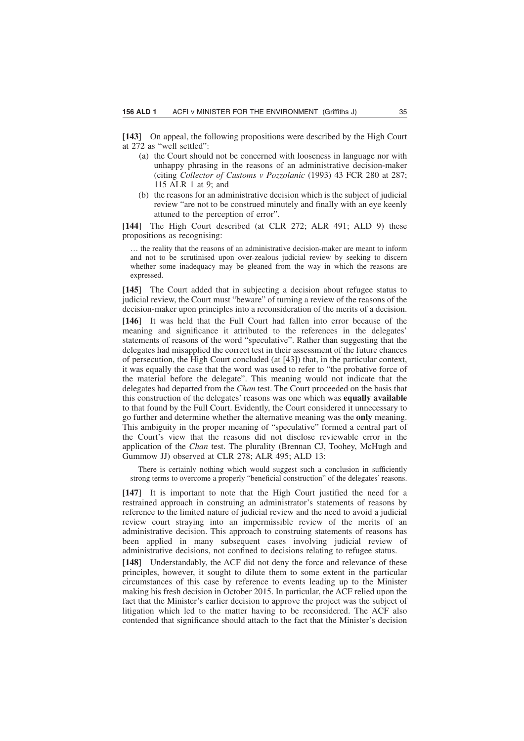**[143]** On appeal, the following propositions were described by the High Court at 272 as "well settled":

(a) the Court should not be concerned with looseness in language nor with unhappy phrasing in the reasons of an administrative decision-maker (citing *Collector of Customs v Pozzolanic* (1993) 43 FCR 280 at 287; 115 ALR 1 at 9; and

(b) the reasons for an administrative decision which is the subject of judicial review "are not to be construed minutely and finally with an eye keenly attuned to the perception of error".

**[144]** The High Court described (at CLR 272; ALR 491; ALD 9) these propositions as recognising:

> … the reality that the reasons of an administrative decision-maker are meant to inform and not to be scrutinised upon over-zealous judicial review by seeking to discern whether some inadequacy may be gleaned from the way in which the reasons are expressed.

**[145]** The Court added that in subjecting a decision about refugee status to judicial review, the Court must "beware" of turning a review of the reasons of the decision-maker upon principles into a reconsideration of the merits of a decision.

**[146]** It was held that the Full Court had fallen into error because of the meaning and significance it attributed to the references in the delegates' statements of reasons of the word "speculative". Rather than suggesting that the delegates had misapplied the correct test in their assessment of the future chances of persecution, the High Court concluded (at [43]) that, in the particular context, it was equally the case that the word was used to refer to "the probative force of the material before the delegate". This meaning would not indicate that the delegates had departed from the *Chan* test. The Court proceeded on the basis that this construction of the delegates' reasons was one which was **equally available** to that found by the Full Court. Evidently, the Court considered it unnecessary to go further and determine whether the alternative meaning was the **only** meaning. This ambiguity in the proper meaning of "speculative" formed a central part of the Court's view that the reasons did not disclose reviewable error in the application of the *Chan* test. The plurality (Brennan CJ, Toohey, McHugh and Gummow JJ) observed at CLR 278; ALR 495; ALD 13:

> There is certainly nothing which would suggest such a conclusion in sufficiently strong terms to overcome a properly "beneficial construction" of the delegates' reasons.

**[147]** It is important to note that the High Court justified the need for a restrained approach in construing an administrator's statements of reasons by reference to the limited nature of judicial review and the need to avoid a judicial review court straying into an impermissible review of the merits of an administrative decision. This approach to construing statements of reasons has been applied in many subsequent cases involving judicial review of administrative decisions, not confined to decisions relating to refugee status.

**[148]** Understandably, the ACF did not deny the force and relevance of these principles, however, it sought to dilute them to some extent in the particular circumstances of this case by reference to events leading up to the Minister making his fresh decision in October 2015. In particular, the ACF relied upon the fact that the Minister's earlier decision to approve the project was the subject of litigation which led to the matter having to be reconsidered. The ACF also contended that significance should attach to the fact that the Minister's decision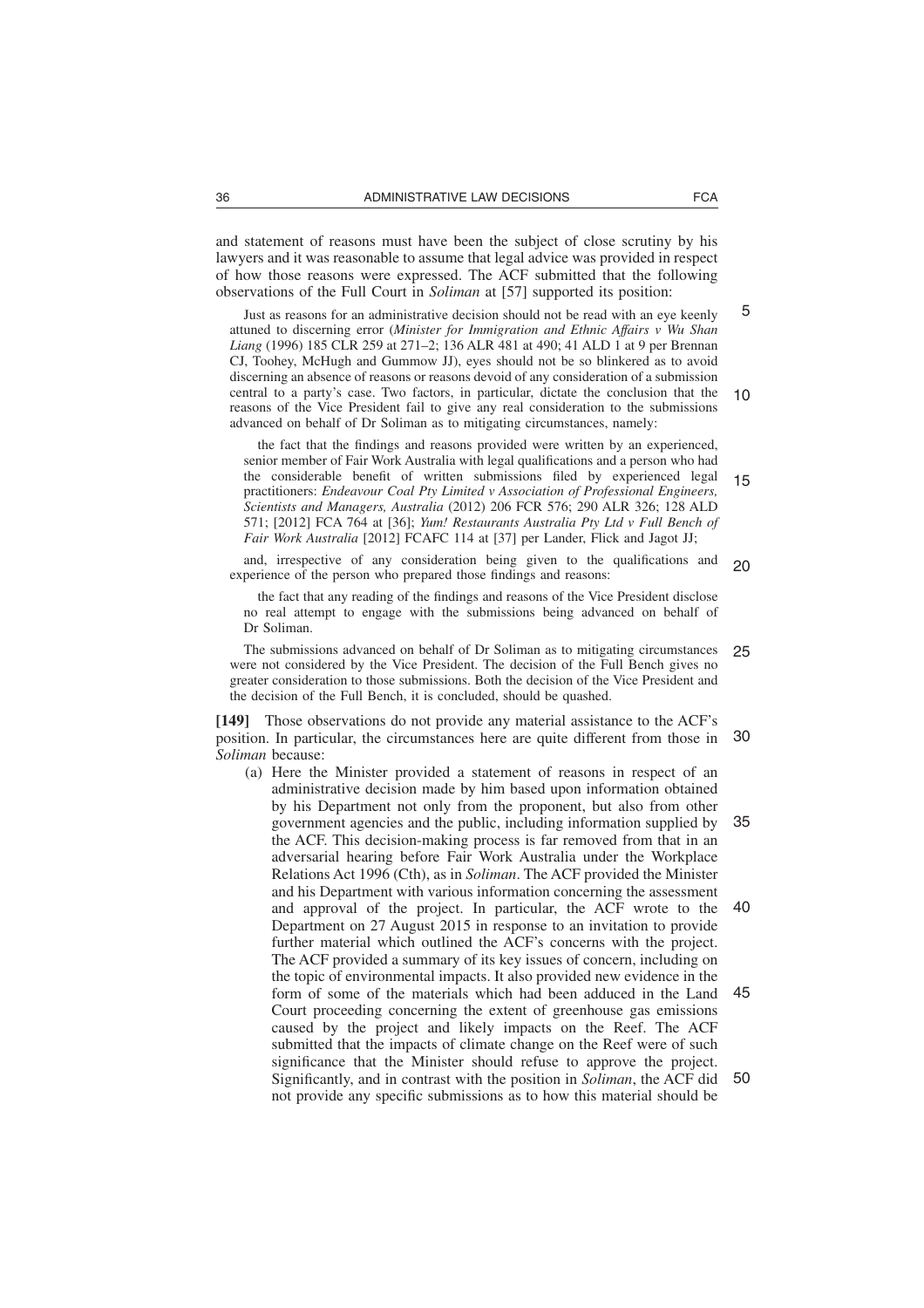and statement of reasons must have been the subject of close scrutiny by his lawyers and it was reasonable to assume that legal advice was provided in respect of how those reasons were expressed. The ACF submitted that the following observations of the Full Court in *Soliman* at [57] supported its position:

> Just as reasons for an administrative decision should not be read with an eye keenly attuned to discerning error (*Minister for Immigration and Ethnic Affairs v Wu Shan Liang* (1996) 185 CLR 259 at 271–2; 136 ALR 481 at 490; 41 ALD 1 at 9 per Brennan CJ, Toohey, McHugh and Gummow JJ), eyes should not be so blinkered as to avoid discerning an absence of reasons or reasons devoid of any consideration of a submission central to a party's case. Two factors, in particular, dictate the conclusion that the reasons of the Vice President fail to give any real consideration to the submissions advanced on behalf of Dr Soliman as to mitigating circumstances, namely:
>
> > the fact that the findings and reasons provided were written by an experienced, senior member of Fair Work Australia with legal qualifications and a person who had the considerable benefit of written submissions filed by experienced legal practitioners: *Endeavour Coal Pty Limited v Association of Professional Engineers, Scientists and Managers, Australia* (2012) 206 FCR 576; 290 ALR 326; 128 ALD 571; [2012] FCA 764 at [36]; *Yum! Restaurants Australia Pty Ltd v Full Bench of Fair Work Australia* [2012] FCAFC 114 at [37] per Lander, Flick and Jagot JJ;
>
> and, irrespective of any consideration being given to the qualifications and experience of the person who prepared those findings and reasons:
>
> > the fact that any reading of the findings and reasons of the Vice President disclose no real attempt to engage with the submissions being advanced on behalf of Dr Soliman.
>
> The submissions advanced on behalf of Dr Soliman as to mitigating circumstances were not considered by the Vice President. The decision of the Full Bench gives no greater consideration to those submissions. Both the decision of the Vice President and the decision of the Full Bench, it is concluded, should be quashed.

**[149]** Those observations do not provide any material assistance to the ACF's position. In particular, the circumstances here are quite different from those in *Soliman* because:

(a) Here the Minister provided a statement of reasons in respect of an administrative decision made by him based upon information obtained by his Department not only from the proponent, but also from other government agencies and the public, including information supplied by the ACF. This decision-making process is far removed from that in an adversarial hearing before Fair Work Australia under the Workplace Relations Act 1996 (Cth), as in *Soliman*. The ACF provided the Minister and his Department with various information concerning the assessment and approval of the project. In particular, the ACF wrote to the Department on 27 August 2015 in response to an invitation to provide further material which outlined the ACF's concerns with the project. The ACF provided a summary of its key issues of concern, including on the topic of environmental impacts. It also provided new evidence in the form of some of the materials which had been adduced in the Land Court proceeding concerning the extent of greenhouse gas emissions caused by the project and likely impacts on the Reef. The ACF submitted that the impacts of climate change on the Reef were of such significance that the Minister should refuse to approve the project. Significantly, and in contrast with the position in *Soliman*, the ACF did not provide any specific submissions as to how this material should be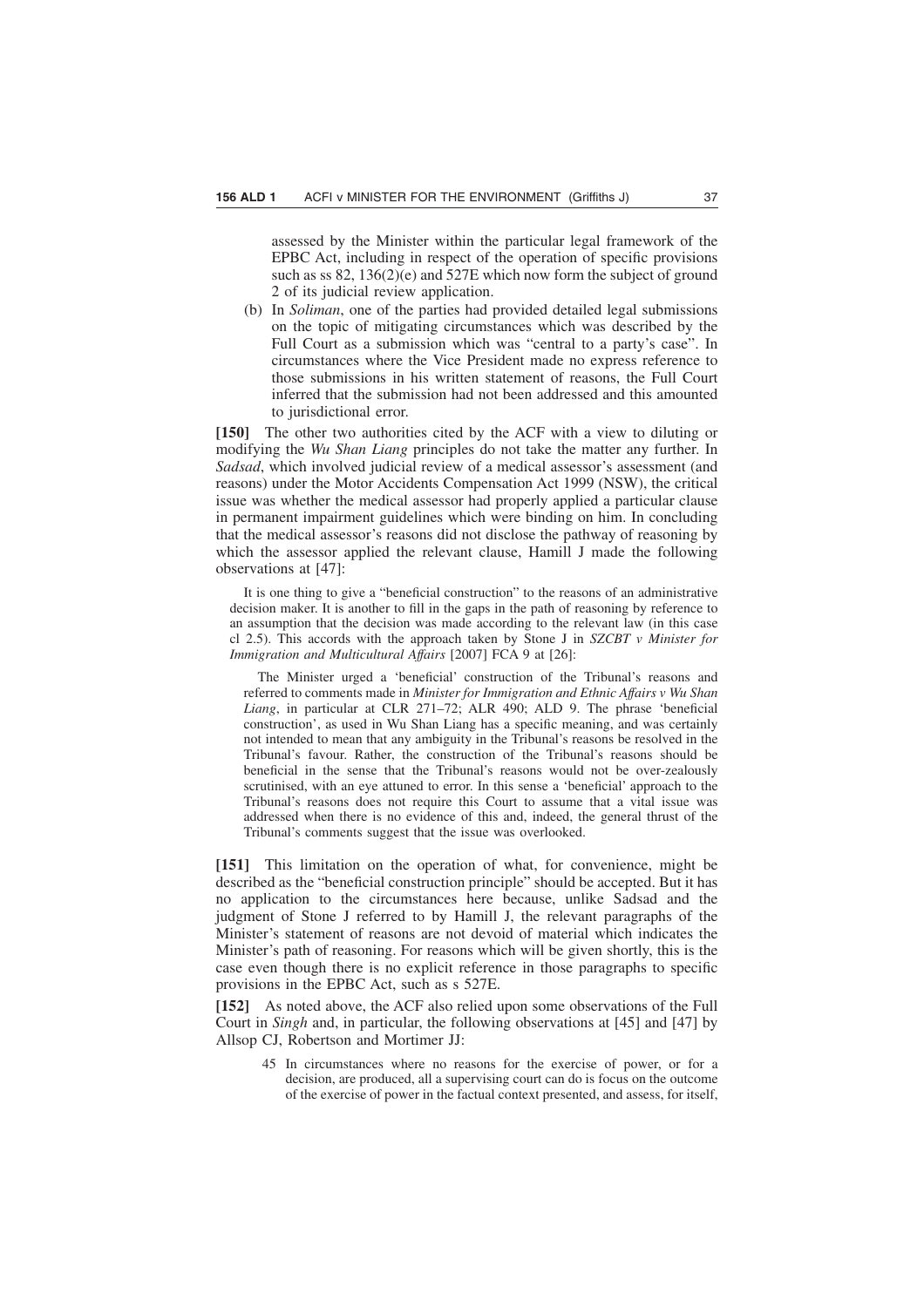assessed by the Minister within the particular legal framework of the EPBC Act, including in respect of the operation of specific provisions such as ss 82, 136(2)(e) and 527E which now form the subject of ground 2 of its judicial review application.

(b) In *Soliman*, one of the parties had provided detailed legal submissions on the topic of mitigating circumstances which was described by the Full Court as a submission which was "central to a party's case". In circumstances where the Vice President made no express reference to those submissions in his written statement of reasons, the Full Court inferred that the submission had not been addressed and this amounted to jurisdictional error.

**[150]** The other two authorities cited by the ACF with a view to diluting or modifying the *Wu Shan Liang* principles do not take the matter any further. In *Sadsad*, which involved judicial review of a medical assessor's assessment (and reasons) under the Motor Accidents Compensation Act 1999 (NSW), the critical issue was whether the medical assessor had properly applied a particular clause in permanent impairment guidelines which were binding on him. In concluding that the medical assessor's reasons did not disclose the pathway of reasoning by which the assessor applied the relevant clause, Hamill J made the following observations at [47]:

> It is one thing to give a "beneficial construction" to the reasons of an administrative decision maker. It is another to fill in the gaps in the path of reasoning by reference to an assumption that the decision was made according to the relevant law (in this case cl 2.5). This accords with the approach taken by Stone J in *SZCBT v Minister for Immigration and Multicultural Affairs* [2007] FCA 9 at [26]:
>
> > The Minister urged a 'beneficial' construction of the Tribunal's reasons and referred to comments made in *Minister for Immigration and Ethnic Affairs v Wu Shan Liang*, in particular at CLR 271–72; ALR 490; ALD 9. The phrase 'beneficial construction', as used in Wu Shan Liang has a specific meaning, and was certainly not intended to mean that any ambiguity in the Tribunal's reasons be resolved in the Tribunal's favour. Rather, the construction of the Tribunal's reasons should be beneficial in the sense that the Tribunal's reasons would not be over-zealously scrutinised, with an eye attuned to error. In this sense a 'beneficial' approach to the Tribunal's reasons does not require this Court to assume that a vital issue was addressed when there is no evidence of this and, indeed, the general thrust of the Tribunal's comments suggest that the issue was overlooked.

**[151]** This limitation on the operation of what, for convenience, might be described as the "beneficial construction principle" should be accepted. But it has no application to the circumstances here because, unlike Sadsad and the judgment of Stone J referred to by Hamill J, the relevant paragraphs of the Minister's statement of reasons are not devoid of material which indicates the Minister's path of reasoning. For reasons which will be given shortly, this is the case even though there is no explicit reference in those paragraphs to specific provisions in the EPBC Act, such as s 527E.

**[152]** As noted above, the ACF also relied upon some observations of the Full Court in *Singh* and, in particular, the following observations at [45] and [47] by Allsop CJ, Robertson and Mortimer JJ:

> 45 In circumstances where no reasons for the exercise of power, or for a decision, are produced, all a supervising court can do is focus on the outcome of the exercise of power in the factual context presented, and assess, for itself,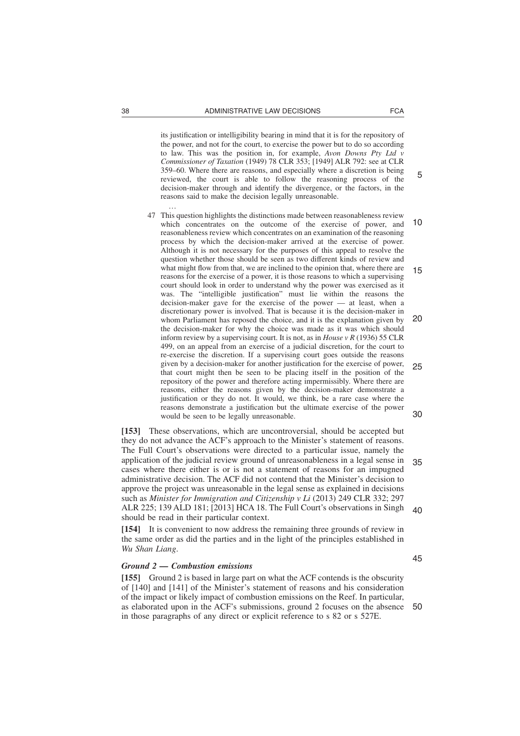> its justification or intelligibility bearing in mind that it is for the repository of the power, and not for the court, to exercise the power but to do so according to law. This was the position in, for example, *Avon Downs Pty Ltd v Commissioner of Taxation* (1949) 78 CLR 353; [1949] ALR 792: see at CLR 359–60. Where there are reasons, and especially where a discretion is being reviewed, the court is able to follow the reasoning process of the decision-maker through and identify the divergence, or the factors, in the reasons said to make the decision legally unreasonable.
>
> …
>
> 47 This question highlights the distinctions made between reasonableness review which concentrates on the outcome of the exercise of power, and reasonableness review which concentrates on an examination of the reasoning process by which the decision-maker arrived at the exercise of power. Although it is not necessary for the purposes of this appeal to resolve the question whether those should be seen as two different kinds of review and what might flow from that, we are inclined to the opinion that, where there are reasons for the exercise of a power, it is those reasons to which a supervising court should look in order to understand why the power was exercised as it was. The "intelligible justification" must lie within the reasons the decision-maker gave for the exercise of the power — at least, when a discretionary power is involved. That is because it is the decision-maker in whom Parliament has reposed the choice, and it is the explanation given by the decision-maker for why the choice was made as it was which should inform review by a supervising court. It is not, as in *House v R* (1936) 55 CLR 499, on an appeal from an exercise of a judicial discretion, for the court to re-exercise the discretion. If a supervising court goes outside the reasons given by a decision-maker for another justification for the exercise of power, that court might then be seen to be placing itself in the position of the repository of the power and therefore acting impermissibly. Where there are reasons, either the reasons given by the decision-maker demonstrate a justification or they do not. It would, we think, be a rare case where the reasons demonstrate a justification but the ultimate exercise of the power would be seen to be legally unreasonable.

**[153]** These observations, which are uncontroversial, should be accepted but they do not advance the ACF's approach to the Minister's statement of reasons. The Full Court's observations were directed to a particular issue, namely the application of the judicial review ground of unreasonableness in a legal sense in cases where there either is or is not a statement of reasons for an impugned administrative decision. The ACF did not contend that the Minister's decision to approve the project was unreasonable in the legal sense as explained in decisions such as *Minister for Immigration and Citizenship v Li* (2013) 249 CLR 332; 297 ALR 225; 139 ALD 181; [2013] HCA 18. The Full Court's observations in Singh should be read in their particular context.

**[154]** It is convenient to now address the remaining three grounds of review in the same order as did the parties and in the light of the principles established in *Wu Shan Liang*.

### *Ground 2 — Combustion emissions*

**[155]** Ground 2 is based in large part on what the ACF contends is the obscurity of [140] and [141] of the Minister's statement of reasons and his consideration of the impact or likely impact of combustion emissions on the Reef. In particular, as elaborated upon in the ACF's submissions, ground 2 focuses on the absence in those paragraphs of any direct or explicit reference to s 82 or s 527E.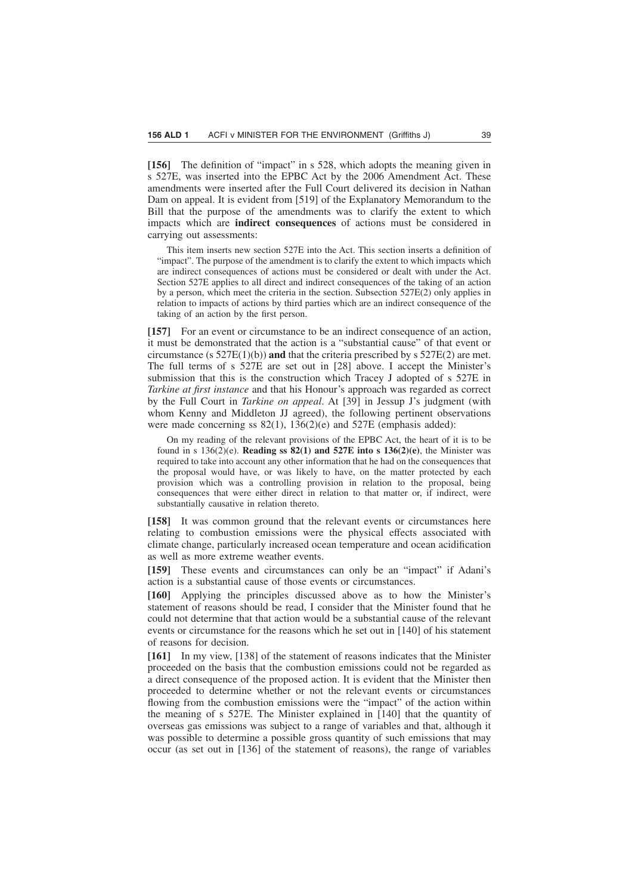**[156]** The definition of "impact" in s 528, which adopts the meaning given in s 527E, was inserted into the EPBC Act by the 2006 Amendment Act. These amendments were inserted after the Full Court delivered its decision in Nathan Dam on appeal. It is evident from [519] of the Explanatory Memorandum to the Bill that the purpose of the amendments was to clarify the extent to which impacts which are **indirect consequences** of actions must be considered in carrying out assessments:

> This item inserts new section 527E into the Act. This section inserts a definition of "impact". The purpose of the amendment is to clarify the extent to which impacts which are indirect consequences of actions must be considered or dealt with under the Act. Section 527E applies to all direct and indirect consequences of the taking of an action by a person, which meet the criteria in the section. Subsection 527E(2) only applies in relation to impacts of actions by third parties which are an indirect consequence of the taking of an action by the first person.

**[157]** For an event or circumstance to be an indirect consequence of an action, it must be demonstrated that the action is a "substantial cause" of that event or circumstance (s 527E(1)(b)) **and** that the criteria prescribed by s 527E(2) are met. The full terms of s 527E are set out in [28] above. I accept the Minister's submission that this is the construction which Tracey J adopted of s 527E in *Tarkine at first instance* and that his Honour's approach was regarded as correct by the Full Court in *Tarkine on appeal*. At [39] in Jessup J's judgment (with whom Kenny and Middleton JJ agreed), the following pertinent observations were made concerning ss 82(1), 136(2)(e) and 527E (emphasis added):

> On my reading of the relevant provisions of the EPBC Act, the heart of it is to be found in s 136(2)(e). **Reading ss 82(1) and 527E into s 136(2)(e)**, the Minister was required to take into account any other information that he had on the consequences that the proposal would have, or was likely to have, on the matter protected by each provision which was a controlling provision in relation to the proposal, being consequences that were either direct in relation to that matter or, if indirect, were substantially causative in relation thereto.

**[158]** It was common ground that the relevant events or circumstances here relating to combustion emissions were the physical effects associated with climate change, particularly increased ocean temperature and ocean acidification as well as more extreme weather events.

**[159]** These events and circumstances can only be an "impact" if Adani's action is a substantial cause of those events or circumstances.

**[160]** Applying the principles discussed above as to how the Minister's statement of reasons should be read, I consider that the Minister found that he could not determine that that action would be a substantial cause of the relevant events or circumstance for the reasons which he set out in [140] of his statement of reasons for decision.

**[161]** In my view, [138] of the statement of reasons indicates that the Minister proceeded on the basis that the combustion emissions could not be regarded as a direct consequence of the proposed action. It is evident that the Minister then proceeded to determine whether or not the relevant events or circumstances flowing from the combustion emissions were the "impact" of the action within the meaning of s 527E. The Minister explained in [140] that the quantity of overseas gas emissions was subject to a range of variables and that, although it was possible to determine a possible gross quantity of such emissions that may occur (as set out in [136] of the statement of reasons), the range of variables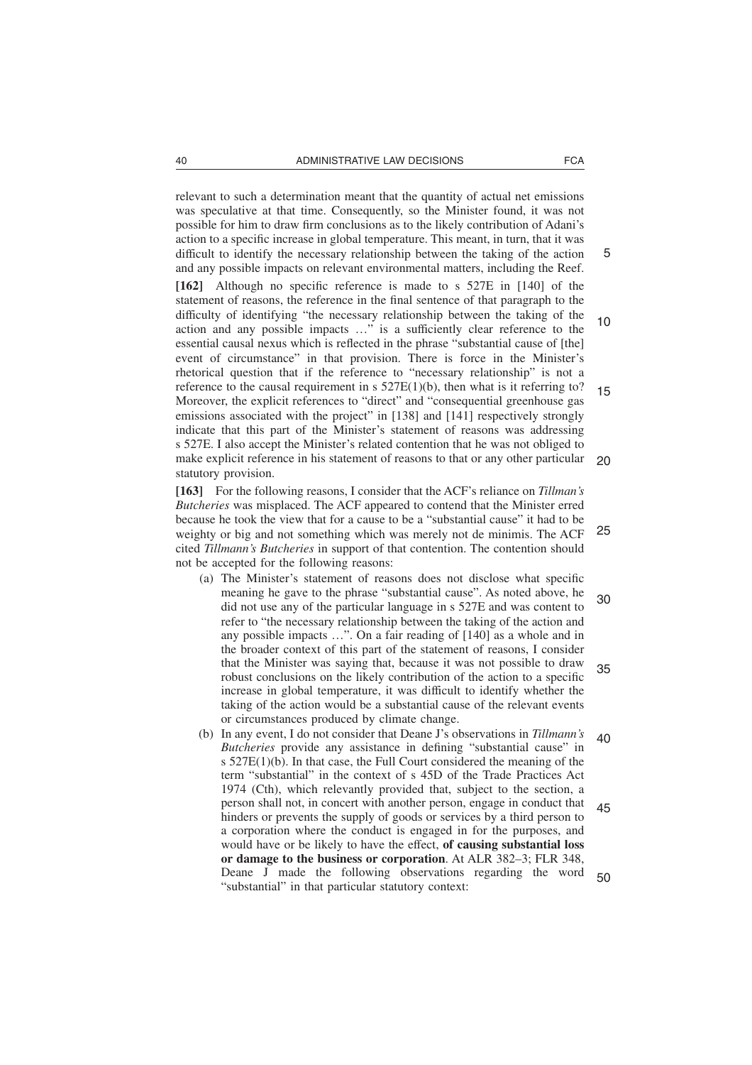relevant to such a determination meant that the quantity of actual net emissions was speculative at that time. Consequently, so the Minister found, it was not possible for him to draw firm conclusions as to the likely contribution of Adani's action to a specific increase in global temperature. This meant, in turn, that it was difficult to identify the necessary relationship between the taking of the action and any possible impacts on relevant environmental matters, including the Reef.

**[162]** Although no specific reference is made to s 527E in [140] of the statement of reasons, the reference in the final sentence of that paragraph to the difficulty of identifying "the necessary relationship between the taking of the action and any possible impacts …" is a sufficiently clear reference to the essential causal nexus which is reflected in the phrase "substantial cause of [the] event of circumstance" in that provision. There is force in the Minister's rhetorical question that if the reference to "necessary relationship" is not a reference to the causal requirement in s 527E(1)(b), then what is it referring to? Moreover, the explicit references to "direct" and "consequential greenhouse gas emissions associated with the project" in [138] and [141] respectively strongly indicate that this part of the Minister's statement of reasons was addressing s 527E. I also accept the Minister's related contention that he was not obliged to make explicit reference in his statement of reasons to that or any other particular statutory provision.

**[163]** For the following reasons, I consider that the ACF's reliance on *Tillman's Butcheries* was misplaced. The ACF appeared to contend that the Minister erred because he took the view that for a cause to be a "substantial cause" it had to be weighty or big and not something which was merely not de minimis. The ACF cited *Tillmann's Butcheries* in support of that contention. The contention should not be accepted for the following reasons:

(a) The Minister's statement of reasons does not disclose what specific meaning he gave to the phrase "substantial cause". As noted above, he did not use any of the particular language in s 527E and was content to refer to "the necessary relationship between the taking of the action and any possible impacts …". On a fair reading of [140] as a whole and in the broader context of this part of the statement of reasons, I consider that the Minister was saying that, because it was not possible to draw robust conclusions on the likely contribution of the action to a specific increase in global temperature, it was difficult to identify whether the taking of the action would be a substantial cause of the relevant events or circumstances produced by climate change.

(b) In any event, I do not consider that Deane J's observations in *Tillmann's Butcheries* provide any assistance in defining "substantial cause" in s 527E(1)(b). In that case, the Full Court considered the meaning of the term "substantial" in the context of s 45D of the Trade Practices Act 1974 (Cth), which relevantly provided that, subject to the section, a person shall not, in concert with another person, engage in conduct that hinders or prevents the supply of goods or services by a third person to a corporation where the conduct is engaged in for the purposes, and would have or be likely to have the effect, **of causing substantial loss or damage to the business or corporation**. At ALR 382–3; FLR 348, Deane J made the following observations regarding the word "substantial" in that particular statutory context: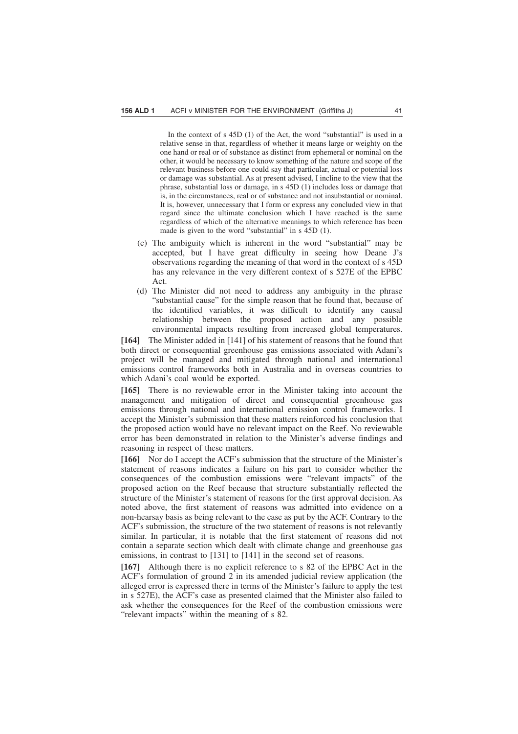> In the context of s 45D (1) of the Act, the word "substantial" is used in a relative sense in that, regardless of whether it means large or weighty on the one hand or real or of substance as distinct from ephemeral or nominal on the other, it would be necessary to know something of the nature and scope of the relevant business before one could say that particular, actual or potential loss or damage was substantial. As at present advised, I incline to the view that the phrase, substantial loss or damage, in s 45D (1) includes loss or damage that is, in the circumstances, real or of substance and not insubstantial or nominal. It is, however, unnecessary that I form or express any concluded view in that regard since the ultimate conclusion which I have reached is the same regardless of which of the alternative meanings to which reference has been made is given to the word "substantial" in s 45D (1).

(c) The ambiguity which is inherent in the word "substantial" may be accepted, but I have great difficulty in seeing how Deane J's observations regarding the meaning of that word in the context of s 45D has any relevance in the very different context of s 527E of the EPBC Act.

(d) The Minister did not need to address any ambiguity in the phrase "substantial cause" for the simple reason that he found that, because of the identified variables, it was difficult to identify any causal relationship between the proposed action and any possible environmental impacts resulting from increased global temperatures.

**[164]** The Minister added in [141] of his statement of reasons that he found that both direct or consequential greenhouse gas emissions associated with Adani's project will be managed and mitigated through national and international emissions control frameworks both in Australia and in overseas countries to which Adani's coal would be exported.

**[165]** There is no reviewable error in the Minister taking into account the management and mitigation of direct and consequential greenhouse gas emissions through national and international emission control frameworks. I accept the Minister's submission that these matters reinforced his conclusion that the proposed action would have no relevant impact on the Reef. No reviewable error has been demonstrated in relation to the Minister's adverse findings and reasoning in respect of these matters.

**[166]** Nor do I accept the ACF's submission that the structure of the Minister's statement of reasons indicates a failure on his part to consider whether the consequences of the combustion emissions were "relevant impacts" of the proposed action on the Reef because that structure substantially reflected the structure of the Minister's statement of reasons for the first approval decision. As noted above, the first statement of reasons was admitted into evidence on a non-hearsay basis as being relevant to the case as put by the ACF. Contrary to the ACF's submission, the structure of the two statement of reasons is not relevantly similar. In particular, it is notable that the first statement of reasons did not contain a separate section which dealt with climate change and greenhouse gas emissions, in contrast to [131] to [141] in the second set of reasons.

**[167]** Although there is no explicit reference to s 82 of the EPBC Act in the ACF's formulation of ground 2 in its amended judicial review application (the alleged error is expressed there in terms of the Minister's failure to apply the test in s 527E), the ACF's case as presented claimed that the Minister also failed to ask whether the consequences for the Reef of the combustion emissions were "relevant impacts" within the meaning of s 82.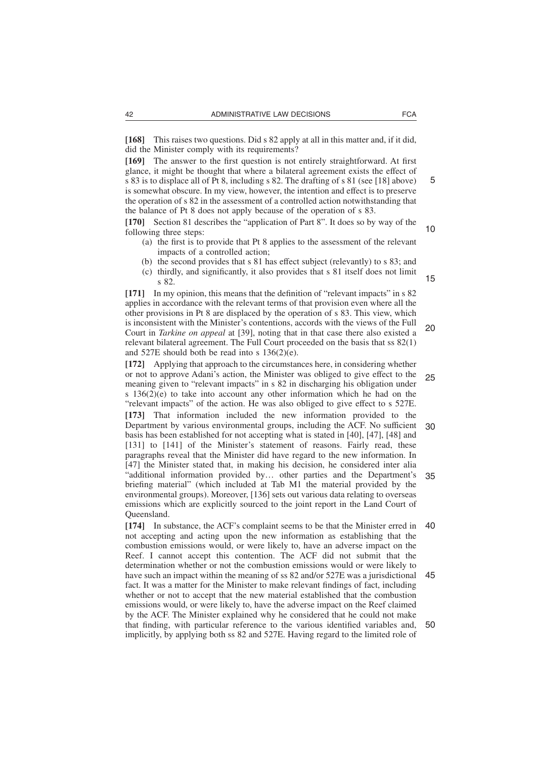**[168]** This raises two questions. Did s 82 apply at all in this matter and, if it did, did the Minister comply with its requirements?

**[169]** The answer to the first question is not entirely straightforward. At first glance, it might be thought that where a bilateral agreement exists the effect of s 83 is to displace all of Pt 8, including s 82. The drafting of s 81 (see [18] above) is somewhat obscure. In my view, however, the intention and effect is to preserve the operation of s 82 in the assessment of a controlled action notwithstanding that the balance of Pt 8 does not apply because of the operation of s 83.

**[170]** Section 81 describes the "application of Part 8". It does so by way of the following three steps:

(a) the first is to provide that Pt 8 applies to the assessment of the relevant impacts of a controlled action;
(b) the second provides that s 81 has effect subject (relevantly) to s 83; and
(c) thirdly, and significantly, it also provides that s 81 itself does not limit s 82.

**[171]** In my opinion, this means that the definition of "relevant impacts" in s 82 applies in accordance with the relevant terms of that provision even where all the other provisions in Pt 8 are displaced by the operation of s 83. This view, which is inconsistent with the Minister's contentions, accords with the views of the Full Court in *Tarkine on appeal* at [39], noting that in that case there also existed a relevant bilateral agreement. The Full Court proceeded on the basis that ss 82(1) and 527E should both be read into s 136(2)(e).

**[172]** Applying that approach to the circumstances here, in considering whether or not to approve Adani's action, the Minister was obliged to give effect to the meaning given to "relevant impacts" in s 82 in discharging his obligation under s 136(2)(e) to take into account any other information which he had on the "relevant impacts" of the action. He was also obliged to give effect to s 527E.

**[173]** That information included the new information provided to the Department by various environmental groups, including the ACF. No sufficient basis has been established for not accepting what is stated in [40], [47], [48] and [131] to [141] of the Minister's statement of reasons. Fairly read, these paragraphs reveal that the Minister did have regard to the new information. In [47] the Minister stated that, in making his decision, he considered inter alia "additional information provided by… other parties and the Department's briefing material" (which included at Tab M1 the material provided by the environmental groups). Moreover, [136] sets out various data relating to overseas emissions which are explicitly sourced to the joint report in the Land Court of Queensland.

**[174]** In substance, the ACF's complaint seems to be that the Minister erred in not accepting and acting upon the new information as establishing that the combustion emissions would, or were likely to, have an adverse impact on the Reef. I cannot accept this contention. The ACF did not submit that the determination whether or not the combustion emissions would or were likely to have such an impact within the meaning of ss 82 and/or 527E was a jurisdictional fact. It was a matter for the Minister to make relevant findings of fact, including whether or not to accept that the new material established that the combustion emissions would, or were likely to, have the adverse impact on the Reef claimed by the ACF. The Minister explained why he considered that he could not make that finding, with particular reference to the various identified variables and, implicitly, by applying both ss 82 and 527E. Having regard to the limited role of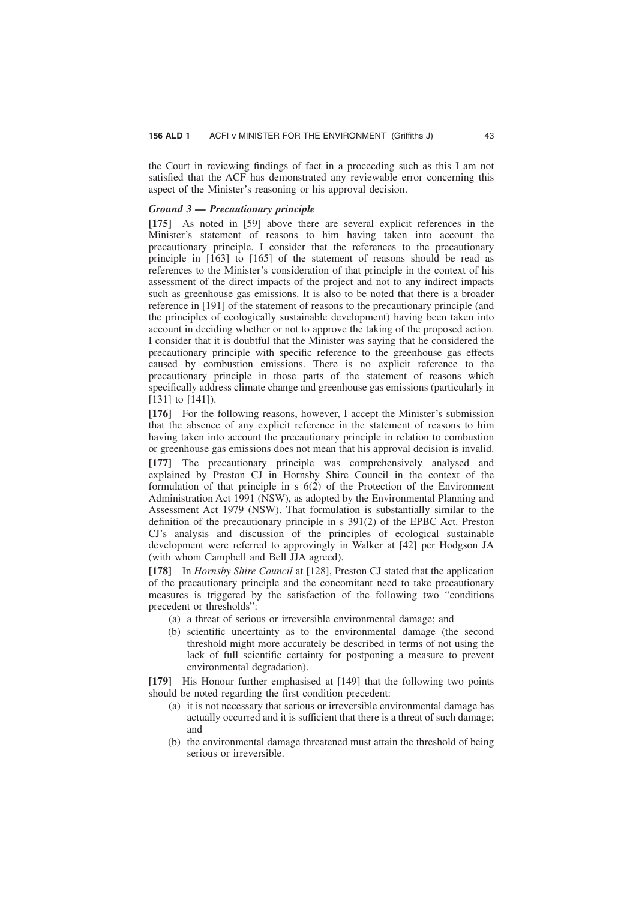the Court in reviewing findings of fact in a proceeding such as this I am not satisfied that the ACF has demonstrated any reviewable error concerning this aspect of the Minister's reasoning or his approval decision.

### *Ground 3 — Precautionary principle*

**[175]** As noted in [59] above there are several explicit references in the Minister's statement of reasons to him having taken into account the precautionary principle. I consider that the references to the precautionary principle in [163] to [165] of the statement of reasons should be read as references to the Minister's consideration of that principle in the context of his assessment of the direct impacts of the project and not to any indirect impacts such as greenhouse gas emissions. It is also to be noted that there is a broader reference in [191] of the statement of reasons to the precautionary principle (and the principles of ecologically sustainable development) having been taken into account in deciding whether or not to approve the taking of the proposed action. I consider that it is doubtful that the Minister was saying that he considered the precautionary principle with specific reference to the greenhouse gas effects caused by combustion emissions. There is no explicit reference to the precautionary principle in those parts of the statement of reasons which specifically address climate change and greenhouse gas emissions (particularly in [131] to [141]).

**[176]** For the following reasons, however, I accept the Minister's submission that the absence of any explicit reference in the statement of reasons to him having taken into account the precautionary principle in relation to combustion or greenhouse gas emissions does not mean that his approval decision is invalid.

**[177]** The precautionary principle was comprehensively analysed and explained by Preston CJ in Hornsby Shire Council in the context of the formulation of that principle in s 6(2) of the Protection of the Environment Administration Act 1991 (NSW), as adopted by the Environmental Planning and Assessment Act 1979 (NSW). That formulation is substantially similar to the definition of the precautionary principle in s 391(2) of the EPBC Act. Preston CJ's analysis and discussion of the principles of ecological sustainable development were referred to approvingly in Walker at [42] per Hodgson JA (with whom Campbell and Bell JJA agreed).

**[178]** In *Hornsby Shire Council* at [128], Preston CJ stated that the application of the precautionary principle and the concomitant need to take precautionary measures is triggered by the satisfaction of the following two "conditions precedent or thresholds":

- (a) a threat of serious or irreversible environmental damage; and
- (b) scientific uncertainty as to the environmental damage (the second threshold might more accurately be described in terms of not using the lack of full scientific certainty for postponing a measure to prevent environmental degradation).

**[179]** His Honour further emphasised at [149] that the following two points should be noted regarding the first condition precedent:

- (a) it is not necessary that serious or irreversible environmental damage has actually occurred and it is sufficient that there is a threat of such damage; and
- (b) the environmental damage threatened must attain the threshold of being serious or irreversible.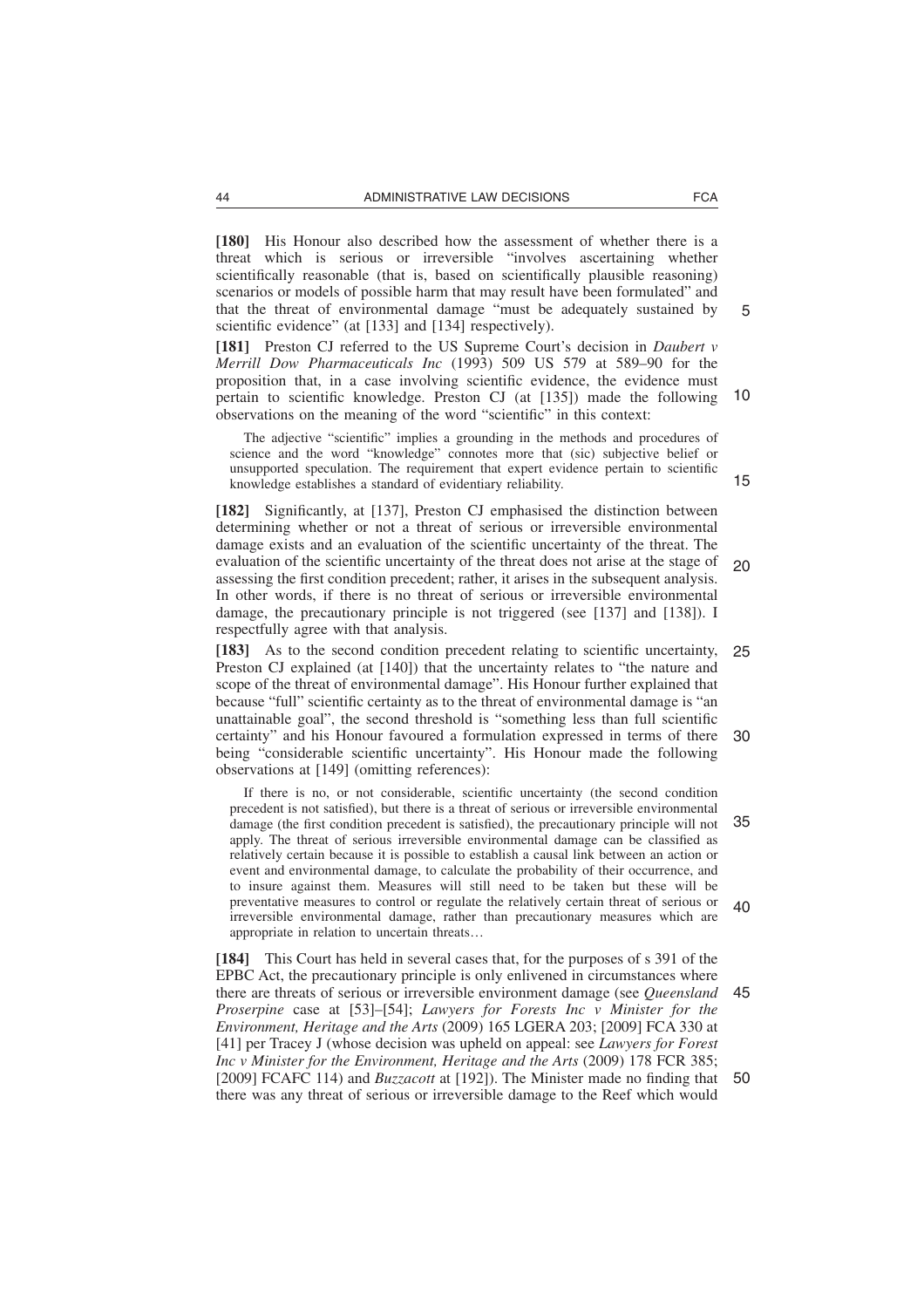**[180]** His Honour also described how the assessment of whether there is a threat which is serious or irreversible "involves ascertaining whether scientifically reasonable (that is, based on scientifically plausible reasoning) scenarios or models of possible harm that may result have been formulated" and that the threat of environmental damage "must be adequately sustained by scientific evidence" (at [133] and [134] respectively).

**[181]** Preston CJ referred to the US Supreme Court's decision in *Daubert v Merrill Dow Pharmaceuticals Inc* (1993) 509 US 579 at 589–90 for the proposition that, in a case involving scientific evidence, the evidence must pertain to scientific knowledge. Preston CJ (at [135]) made the following observations on the meaning of the word "scientific" in this context:

> The adjective "scientific" implies a grounding in the methods and procedures of science and the word "knowledge" connotes more that (sic) subjective belief or unsupported speculation. The requirement that expert evidence pertain to scientific knowledge establishes a standard of evidentiary reliability.

**[182]** Significantly, at [137], Preston CJ emphasised the distinction between determining whether or not a threat of serious or irreversible environmental damage exists and an evaluation of the scientific uncertainty of the threat. The evaluation of the scientific uncertainty of the threat does not arise at the stage of assessing the first condition precedent; rather, it arises in the subsequent analysis. In other words, if there is no threat of serious or irreversible environmental damage, the precautionary principle is not triggered (see [137] and [138]). I respectfully agree with that analysis.

**[183]** As to the second condition precedent relating to scientific uncertainty, Preston CJ explained (at [140]) that the uncertainty relates to "the nature and scope of the threat of environmental damage". His Honour further explained that because "full" scientific certainty as to the threat of environmental damage is "an unattainable goal", the second threshold is "something less than full scientific certainty" and his Honour favoured a formulation expressed in terms of there being "considerable scientific uncertainty". His Honour made the following observations at [149] (omitting references):

> If there is no, or not considerable, scientific uncertainty (the second condition precedent is not satisfied), but there is a threat of serious or irreversible environmental damage (the first condition precedent is satisfied), the precautionary principle will not apply. The threat of serious irreversible environmental damage can be classified as relatively certain because it is possible to establish a causal link between an action or event and environmental damage, to calculate the probability of their occurrence, and to insure against them. Measures will still need to be taken but these will be preventative measures to control or regulate the relatively certain threat of serious or irreversible environmental damage, rather than precautionary measures which are appropriate in relation to uncertain threats…

**[184]** This Court has held in several cases that, for the purposes of s 391 of the EPBC Act, the precautionary principle is only enlivened in circumstances where there are threats of serious or irreversible environment damage (see *Queensland Proserpine* case at [53]–[54]; *Lawyers for Forests Inc v Minister for the Environment, Heritage and the Arts* (2009) 165 LGERA 203; [2009] FCA 330 at [41] per Tracey J (whose decision was upheld on appeal: see *Lawyers for Forest Inc v Minister for the Environment, Heritage and the Arts* (2009) 178 FCR 385; [2009] FCAFC 114) and *Buzzacott* at [192]). The Minister made no finding that there was any threat of serious or irreversible damage to the Reef which would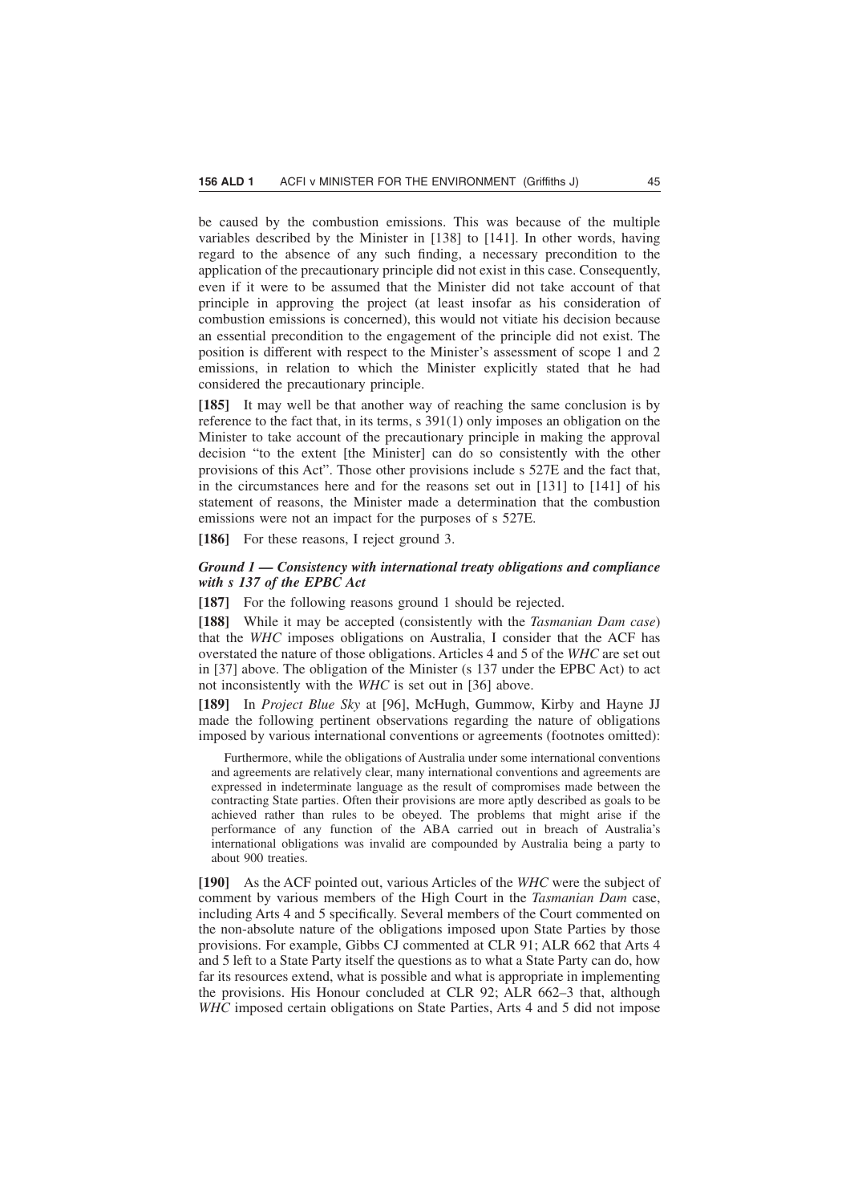be caused by the combustion emissions. This was because of the multiple variables described by the Minister in [138] to [141]. In other words, having regard to the absence of any such finding, a necessary precondition to the application of the precautionary principle did not exist in this case. Consequently, even if it were to be assumed that the Minister did not take account of that principle in approving the project (at least insofar as his consideration of combustion emissions is concerned), this would not vitiate his decision because an essential precondition to the engagement of the principle did not exist. The position is different with respect to the Minister's assessment of scope 1 and 2 emissions, in relation to which the Minister explicitly stated that he had considered the precautionary principle.

**[185]** It may well be that another way of reaching the same conclusion is by reference to the fact that, in its terms, s 391(1) only imposes an obligation on the Minister to take account of the precautionary principle in making the approval decision "to the extent [the Minister] can do so consistently with the other provisions of this Act". Those other provisions include s 527E and the fact that, in the circumstances here and for the reasons set out in [131] to [141] of his statement of reasons, the Minister made a determination that the combustion emissions were not an impact for the purposes of s 527E.

**[186]** For these reasons, I reject ground 3.

### *Ground 1 — Consistency with international treaty obligations and compliance with s 137 of the EPBC Act*

**[187]** For the following reasons ground 1 should be rejected.

**[188]** While it may be accepted (consistently with the *Tasmanian Dam case*) that the *WHC* imposes obligations on Australia, I consider that the ACF has overstated the nature of those obligations. Articles 4 and 5 of the *WHC* are set out in [37] above. The obligation of the Minister (s 137 under the EPBC Act) to act not inconsistently with the *WHC* is set out in [36] above.

**[189]** In *Project Blue Sky* at [96], McHugh, Gummow, Kirby and Hayne JJ made the following pertinent observations regarding the nature of obligations imposed by various international conventions or agreements (footnotes omitted):

> Furthermore, while the obligations of Australia under some international conventions and agreements are relatively clear, many international conventions and agreements are expressed in indeterminate language as the result of compromises made between the contracting State parties. Often their provisions are more aptly described as goals to be achieved rather than rules to be obeyed. The problems that might arise if the performance of any function of the ABA carried out in breach of Australia's international obligations was invalid are compounded by Australia being a party to about 900 treaties.

**[190]** As the ACF pointed out, various Articles of the *WHC* were the subject of comment by various members of the High Court in the *Tasmanian Dam* case, including Arts 4 and 5 specifically. Several members of the Court commented on the non-absolute nature of the obligations imposed upon State Parties by those provisions. For example, Gibbs CJ commented at CLR 91; ALR 662 that Arts 4 and 5 left to a State Party itself the questions as to what a State Party can do, how far its resources extend, what is possible and what is appropriate in implementing the provisions. His Honour concluded at CLR 92; ALR 662–3 that, although *WHC* imposed certain obligations on State Parties, Arts 4 and 5 did not impose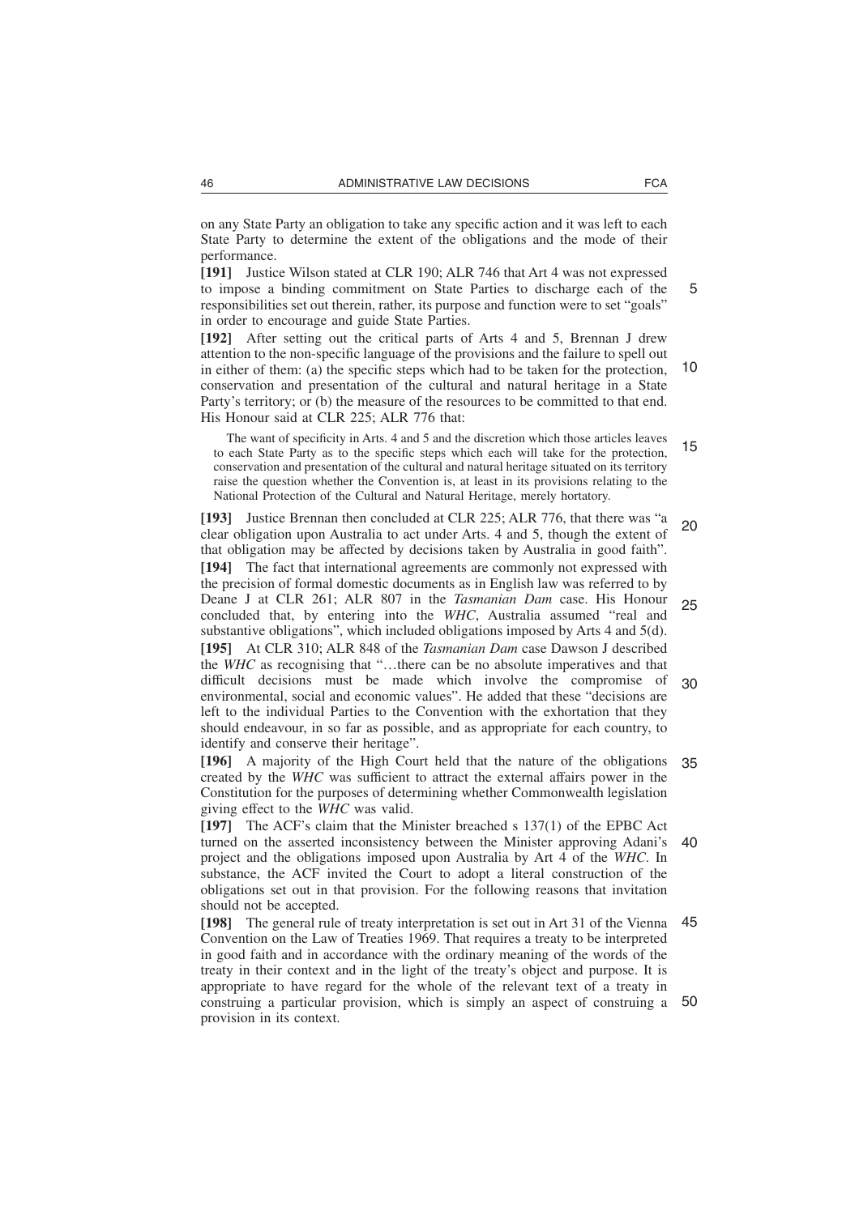on any State Party an obligation to take any specific action and it was left to each State Party to determine the extent of the obligations and the mode of their performance.

**[191]** Justice Wilson stated at CLR 190; ALR 746 that Art 4 was not expressed to impose a binding commitment on State Parties to discharge each of the responsibilities set out therein, rather, its purpose and function were to set "goals" in order to encourage and guide State Parties.

**[192]** After setting out the critical parts of Arts 4 and 5, Brennan J drew attention to the non-specific language of the provisions and the failure to spell out in either of them: (a) the specific steps which had to be taken for the protection, conservation and presentation of the cultural and natural heritage in a State Party's territory; or (b) the measure of the resources to be committed to that end. His Honour said at CLR 225; ALR 776 that:

> The want of specificity in Arts. 4 and 5 and the discretion which those articles leaves to each State Party as to the specific steps which each will take for the protection, conservation and presentation of the cultural and natural heritage situated on its territory raise the question whether the Convention is, at least in its provisions relating to the National Protection of the Cultural and Natural Heritage, merely hortatory.

**[193]** Justice Brennan then concluded at CLR 225; ALR 776, that there was "a clear obligation upon Australia to act under Arts. 4 and 5, though the extent of that obligation may be affected by decisions taken by Australia in good faith".

**[194]** The fact that international agreements are commonly not expressed with the precision of formal domestic documents as in English law was referred to by Deane J at CLR 261; ALR 807 in the *Tasmanian Dam* case. His Honour concluded that, by entering into the *WHC*, Australia assumed "real and substantive obligations", which included obligations imposed by Arts 4 and 5(d).

**[195]** At CLR 310; ALR 848 of the *Tasmanian Dam* case Dawson J described the *WHC* as recognising that "…there can be no absolute imperatives and that difficult decisions must be made which involve the compromise of environmental, social and economic values". He added that these "decisions are left to the individual Parties to the Convention with the exhortation that they should endeavour, in so far as possible, and as appropriate for each country, to identify and conserve their heritage".

**[196]** A majority of the High Court held that the nature of the obligations created by the *WHC* was sufficient to attract the external affairs power in the Constitution for the purposes of determining whether Commonwealth legislation giving effect to the *WHC* was valid.

**[197]** The ACF's claim that the Minister breached s 137(1) of the EPBC Act turned on the asserted inconsistency between the Minister approving Adani's project and the obligations imposed upon Australia by Art 4 of the *WHC*. In substance, the ACF invited the Court to adopt a literal construction of the obligations set out in that provision. For the following reasons that invitation should not be accepted.

**[198]** The general rule of treaty interpretation is set out in Art 31 of the Vienna Convention on the Law of Treaties 1969. That requires a treaty to be interpreted in good faith and in accordance with the ordinary meaning of the words of the treaty in their context and in the light of the treaty's object and purpose. It is appropriate to have regard for the whole of the relevant text of a treaty in construing a particular provision, which is simply an aspect of construing a provision in its context.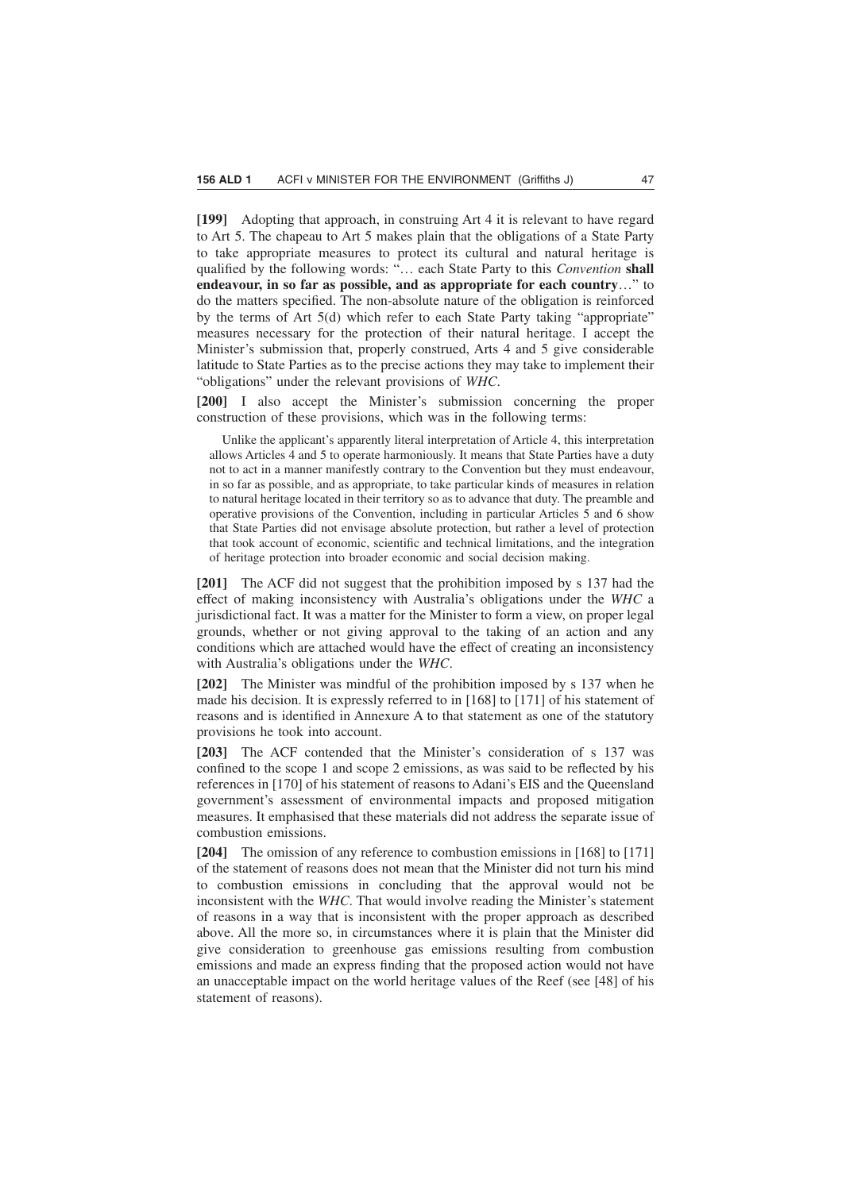**[199]** Adopting that approach, in construing Art 4 it is relevant to have regard to Art 5. The chapeau to Art 5 makes plain that the obligations of a State Party to take appropriate measures to protect its cultural and natural heritage is qualified by the following words: "… each State Party to this *Convention* **shall endeavour, in so far as possible, and as appropriate for each country**…" to do the matters specified. The non-absolute nature of the obligation is reinforced by the terms of Art 5(d) which refer to each State Party taking "appropriate" measures necessary for the protection of their natural heritage. I accept the Minister's submission that, properly construed, Arts 4 and 5 give considerable latitude to State Parties as to the precise actions they may take to implement their "obligations" under the relevant provisions of *WHC*.

**[200]** I also accept the Minister's submission concerning the proper construction of these provisions, which was in the following terms:

> Unlike the applicant's apparently literal interpretation of Article 4, this interpretation allows Articles 4 and 5 to operate harmoniously. It means that State Parties have a duty not to act in a manner manifestly contrary to the Convention but they must endeavour, in so far as possible, and as appropriate, to take particular kinds of measures in relation to natural heritage located in their territory so as to advance that duty. The preamble and operative provisions of the Convention, including in particular Articles 5 and 6 show that State Parties did not envisage absolute protection, but rather a level of protection that took account of economic, scientific and technical limitations, and the integration of heritage protection into broader economic and social decision making.

**[201]** The ACF did not suggest that the prohibition imposed by s 137 had the effect of making inconsistency with Australia's obligations under the *WHC* a jurisdictional fact. It was a matter for the Minister to form a view, on proper legal grounds, whether or not giving approval to the taking of an action and any conditions which are attached would have the effect of creating an inconsistency with Australia's obligations under the *WHC*.

**[202]** The Minister was mindful of the prohibition imposed by s 137 when he made his decision. It is expressly referred to in [168] to [171] of his statement of reasons and is identified in Annexure A to that statement as one of the statutory provisions he took into account.

**[203]** The ACF contended that the Minister's consideration of s 137 was confined to the scope 1 and scope 2 emissions, as was said to be reflected by his references in [170] of his statement of reasons to Adani's EIS and the Queensland government's assessment of environmental impacts and proposed mitigation measures. It emphasised that these materials did not address the separate issue of combustion emissions.

**[204]** The omission of any reference to combustion emissions in [168] to [171] of the statement of reasons does not mean that the Minister did not turn his mind to combustion emissions in concluding that the approval would not be inconsistent with the *WHC*. That would involve reading the Minister's statement of reasons in a way that is inconsistent with the proper approach as described above. All the more so, in circumstances where it is plain that the Minister did give consideration to greenhouse gas emissions resulting from combustion emissions and made an express finding that the proposed action would not have an unacceptable impact on the world heritage values of the Reef (see [48] of his statement of reasons).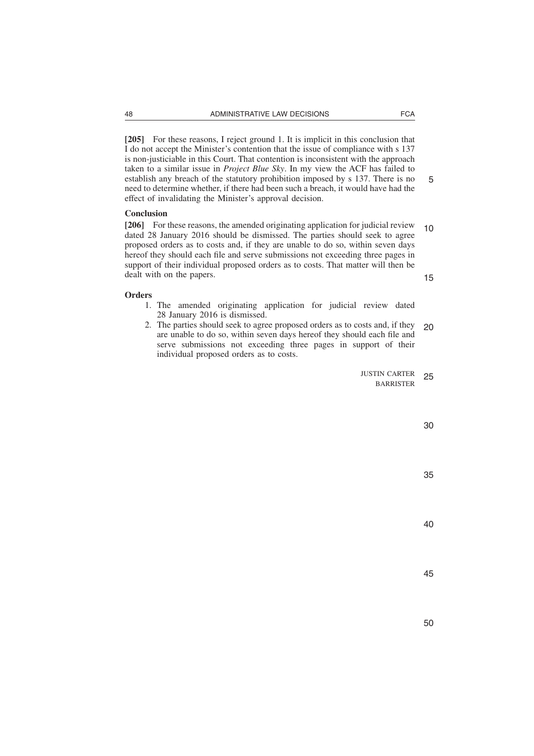**[205]** For these reasons, I reject ground 1. It is implicit in this conclusion that I do not accept the Minister's contention that the issue of compliance with s 137 is non-justiciable in this Court. That contention is inconsistent with the approach taken to a similar issue in *Project Blue Sky*. In my view the ACF has failed to establish any breach of the statutory prohibition imposed by s 137. There is no need to determine whether, if there had been such a breach, it would have had the effect of invalidating the Minister's approval decision.

**Conclusion**

**[206]** For these reasons, the amended originating application for judicial review dated 28 January 2016 should be dismissed. The parties should seek to agree proposed orders as to costs and, if they are unable to do so, within seven days hereof they should each file and serve submissions not exceeding three pages in support of their individual proposed orders as to costs. That matter will then be dealt with on the papers.

**Orders**

1. The amended originating application for judicial review dated 28 January 2016 is dismissed.
2. The parties should seek to agree proposed orders as to costs and, if they are unable to do so, within seven days hereof they should each file and serve submissions not exceeding three pages in support of their individual proposed orders as to costs.

JUSTIN CARTER
BARRISTER